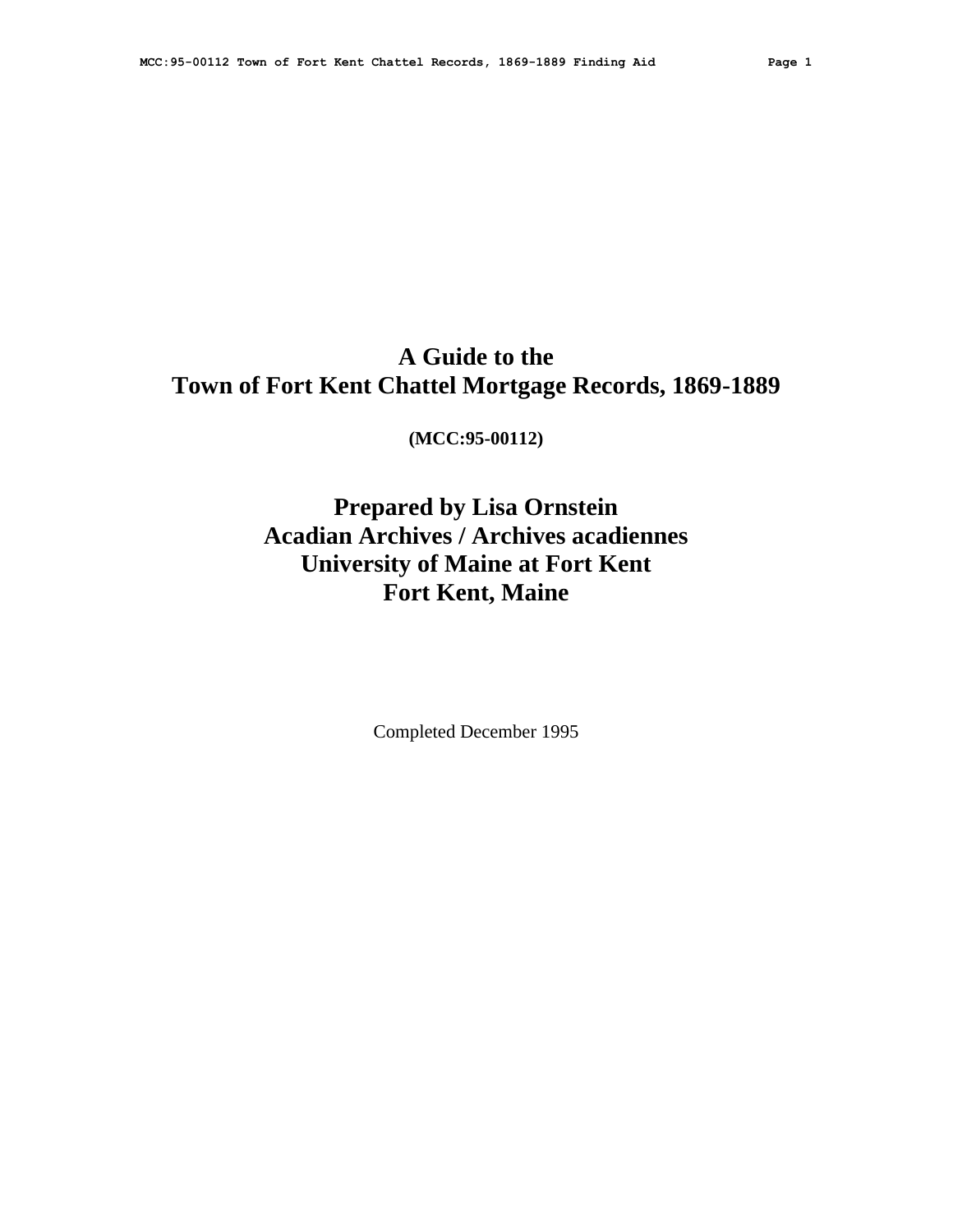# A Guide to the
# Town of Fort Kent Chattel Mortgage Records, 1869-1889

**(MCC:95-00112)**

## Prepared by Lisa Ornstein
## Acadian Archives / Archives acadiennes
## University of Maine at Fort Kent
## Fort Kent, Maine

Completed December 1995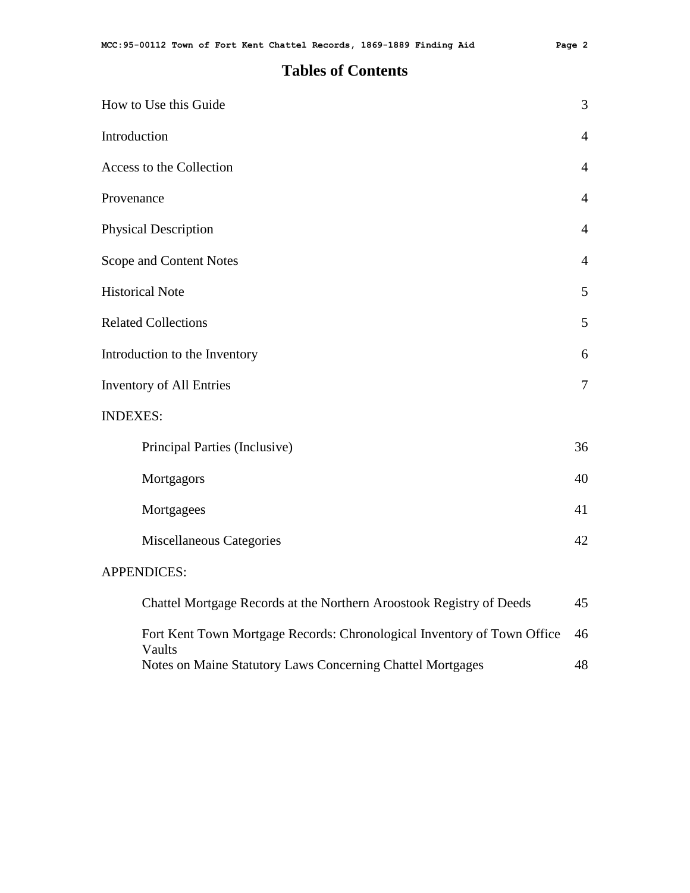# Tables of Contents

| | |
|---|---|
| How to Use this Guide | 3 |
| Introduction | 4 |
| Access to the Collection | 4 |
| Provenance | 4 |
| Physical Description | 4 |
| Scope and Content Notes | 4 |
| Historical Note | 5 |
| Related Collections | 5 |
| Introduction to the Inventory | 6 |
| Inventory of All Entries | 7 |
| INDEXES: | |
| Principal Parties (Inclusive) | 36 |
| Mortgagors | 40 |
| Mortgagees | 41 |
| Miscellaneous Categories | 42 |
| APPENDICES: | |
| Chattel Mortgage Records at the Northern Aroostook Registry of Deeds | 45 |
| Fort Kent Town Mortgage Records: Chronological Inventory of Town Office Vaults | 46 |
| Notes on Maine Statutory Laws Concerning Chattel Mortgages | 48 |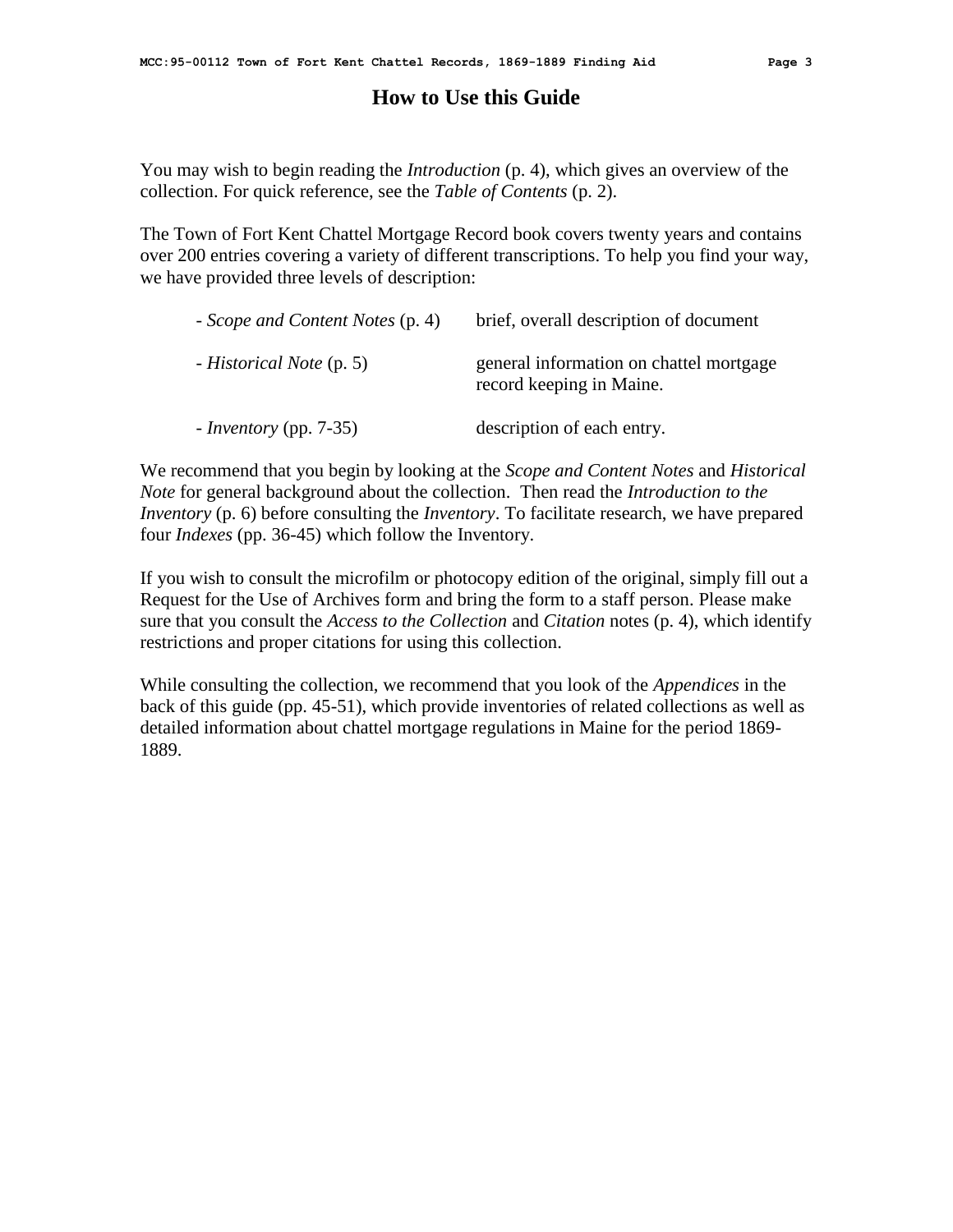# How to Use this Guide

You may wish to begin reading the *Introduction* (p. 4), which gives an overview of the collection. For quick reference, see the *Table of Contents* (p. 2).

The Town of Fort Kent Chattel Mortgage Record book covers twenty years and contains over 200 entries covering a variety of different transcriptions. To help you find your way, we have provided three levels of description:

| | |
|---|---|
| - *Scope and Content Notes* (p. 4) | brief, overall description of document |
| - *Historical Note* (p. 5) | general information on chattel mortgage record keeping in Maine. |
| - *Inventory* (pp. 7-35) | description of each entry. |

We recommend that you begin by looking at the *Scope and Content Notes* and *Historical Note* for general background about the collection. Then read the *Introduction to the Inventory* (p. 6) before consulting the *Inventory*. To facilitate research, we have prepared four *Indexes* (pp. 36-45) which follow the Inventory.

If you wish to consult the microfilm or photocopy edition of the original, simply fill out a Request for the Use of Archives form and bring the form to a staff person. Please make sure that you consult the *Access to the Collection* and *Citation* notes (p. 4), which identify restrictions and proper citations for using this collection.

While consulting the collection, we recommend that you look of the *Appendices* in the back of this guide (pp. 45-51), which provide inventories of related collections as well as detailed information about chattel mortgage regulations in Maine for the period 1869-1889.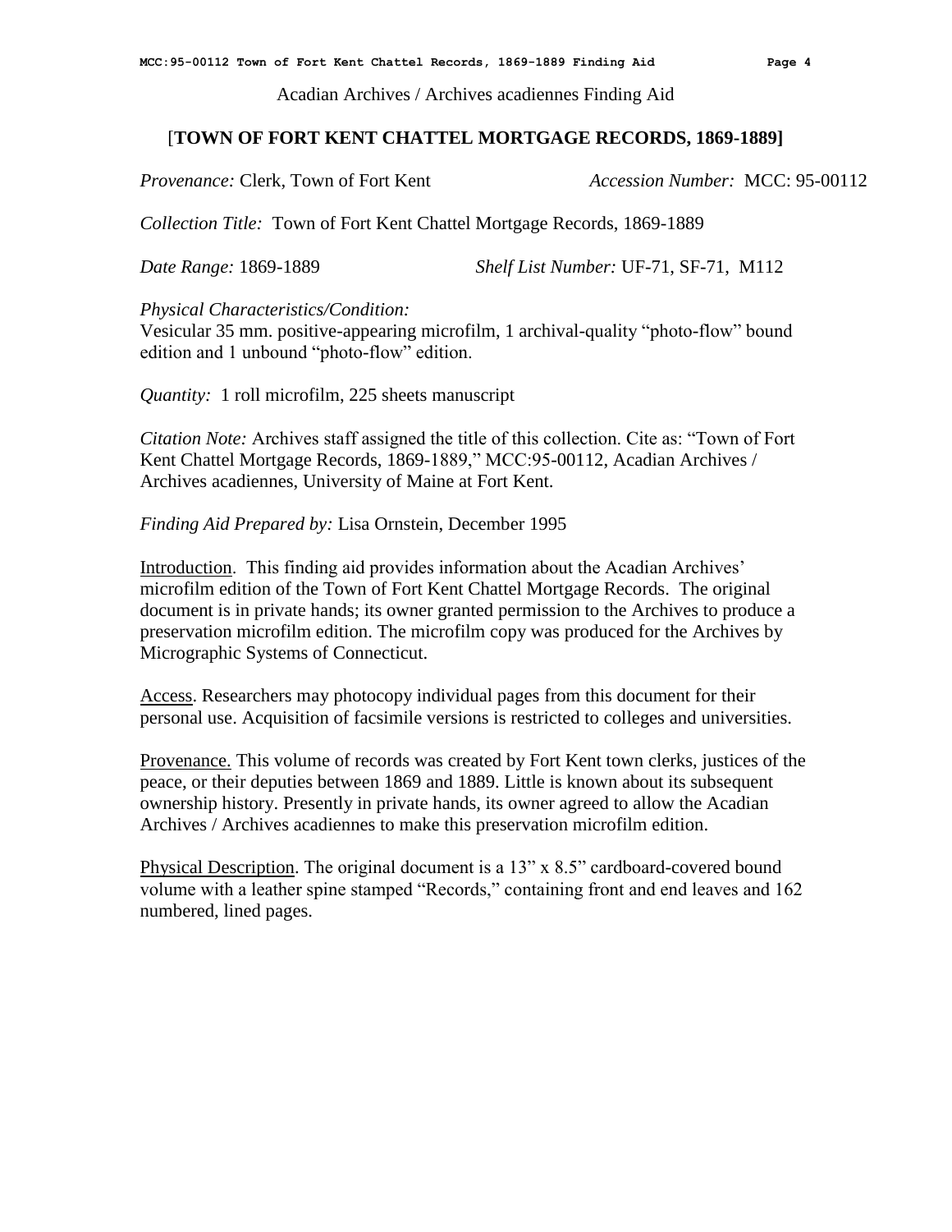Acadian Archives / Archives acadiennes Finding Aid

## [TOWN OF FORT KENT CHATTEL MORTGAGE RECORDS, 1869-1889]

*Provenance:* Clerk, Town of Fort Kent *Accession Number:* MCC: 95-00112

*Collection Title:* Town of Fort Kent Chattel Mortgage Records, 1869-1889

*Date Range:* 1869-1889 *Shelf List Number:* UF-71, SF-71, M112

*Physical Characteristics/Condition:*
Vesicular 35 mm. positive-appearing microfilm, 1 archival-quality "photo-flow" bound edition and 1 unbound "photo-flow" edition.

*Quantity:* 1 roll microfilm, 225 sheets manuscript

*Citation Note:* Archives staff assigned the title of this collection. Cite as: "Town of Fort Kent Chattel Mortgage Records, 1869-1889," MCC:95-00112, Acadian Archives / Archives acadiennes, University of Maine at Fort Kent.

*Finding Aid Prepared by:* Lisa Ornstein, December 1995

Introduction. This finding aid provides information about the Acadian Archives' microfilm edition of the Town of Fort Kent Chattel Mortgage Records. The original document is in private hands; its owner granted permission to the Archives to produce a preservation microfilm edition. The microfilm copy was produced for the Archives by Micrographic Systems of Connecticut.

Access. Researchers may photocopy individual pages from this document for their personal use. Acquisition of facsimile versions is restricted to colleges and universities.

Provenance. This volume of records was created by Fort Kent town clerks, justices of the peace, or their deputies between 1869 and 1889. Little is known about its subsequent ownership history. Presently in private hands, its owner agreed to allow the Acadian Archives / Archives acadiennes to make this preservation microfilm edition.

Physical Description. The original document is a 13" x 8.5" cardboard-covered bound volume with a leather spine stamped "Records," containing front and end leaves and 162 numbered, lined pages.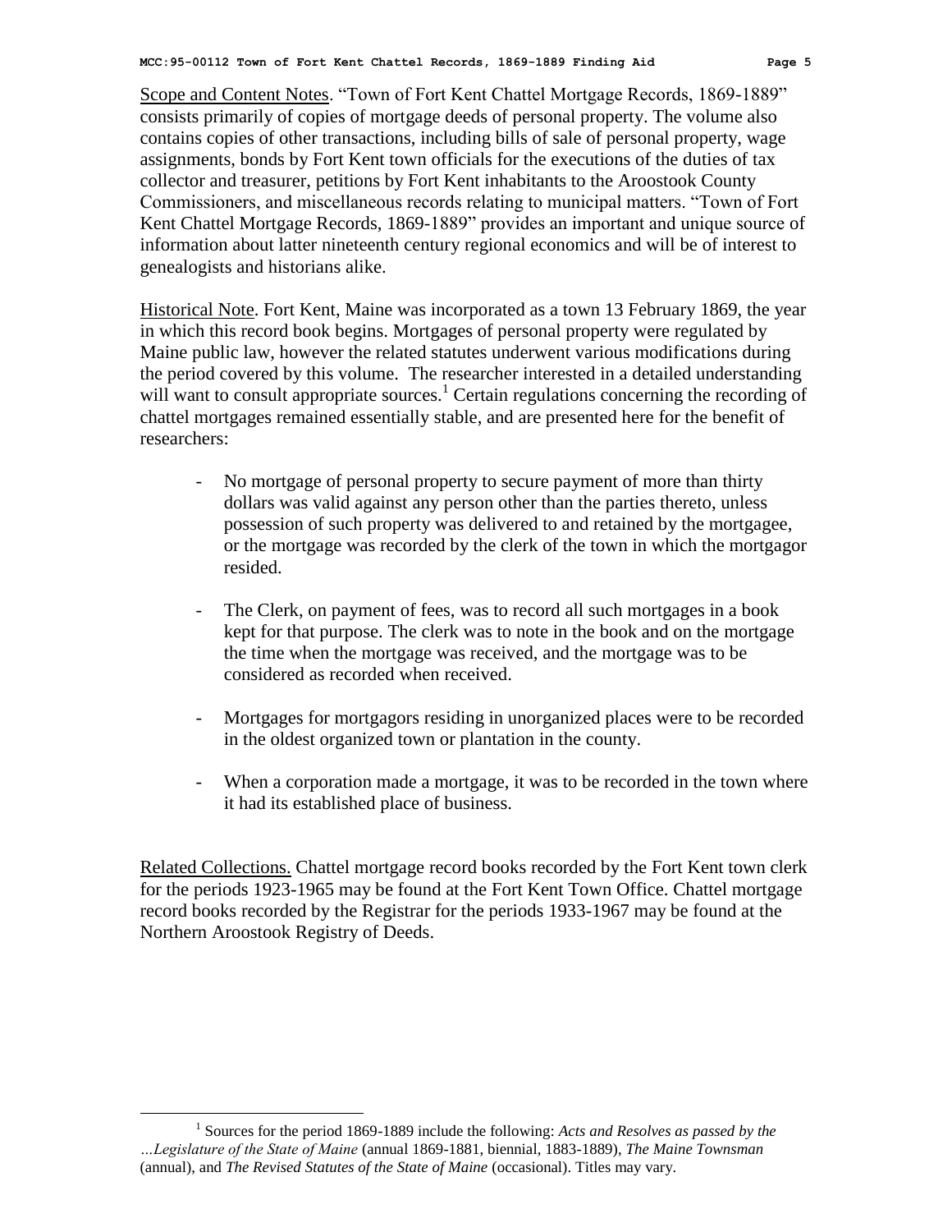Scope and Content Notes. "Town of Fort Kent Chattel Mortgage Records, 1869-1889" consists primarily of copies of mortgage deeds of personal property. The volume also contains copies of other transactions, including bills of sale of personal property, wage assignments, bonds by Fort Kent town officials for the executions of the duties of tax collector and treasurer, petitions by Fort Kent inhabitants to the Aroostook County Commissioners, and miscellaneous records relating to municipal matters. "Town of Fort Kent Chattel Mortgage Records, 1869-1889" provides an important and unique source of information about latter nineteenth century regional economics and will be of interest to genealogists and historians alike.

Historical Note. Fort Kent, Maine was incorporated as a town 13 February 1869, the year in which this record book begins. Mortgages of personal property were regulated by Maine public law, however the related statutes underwent various modifications during the period covered by this volume. The researcher interested in a detailed understanding will want to consult appropriate sources.[1] Certain regulations concerning the recording of chattel mortgages remained essentially stable, and are presented here for the benefit of researchers:

- No mortgage of personal property to secure payment of more than thirty dollars was valid against any person other than the parties thereto, unless possession of such property was delivered to and retained by the mortgagee, or the mortgage was recorded by the clerk of the town in which the mortgagor resided.

- The Clerk, on payment of fees, was to record all such mortgages in a book kept for that purpose. The clerk was to note in the book and on the mortgage the time when the mortgage was received, and the mortgage was to be considered as recorded when received.

- Mortgages for mortgagors residing in unorganized places were to be recorded in the oldest organized town or plantation in the county.

- When a corporation made a mortgage, it was to be recorded in the town where it had its established place of business.

Related Collections. Chattel mortgage record books recorded by the Fort Kent town clerk for the periods 1923-1965 may be found at the Fort Kent Town Office. Chattel mortgage record books recorded by the Registrar for the periods 1933-1967 may be found at the Northern Aroostook Registry of Deeds.

[1] Sources for the period 1869-1889 include the following: *Acts and Resolves as passed by the …Legislature of the State of Maine* (annual 1869-1881, biennial, 1883-1889), *The Maine Townsman* (annual), and *The Revised Statutes of the State of Maine* (occasional). Titles may vary.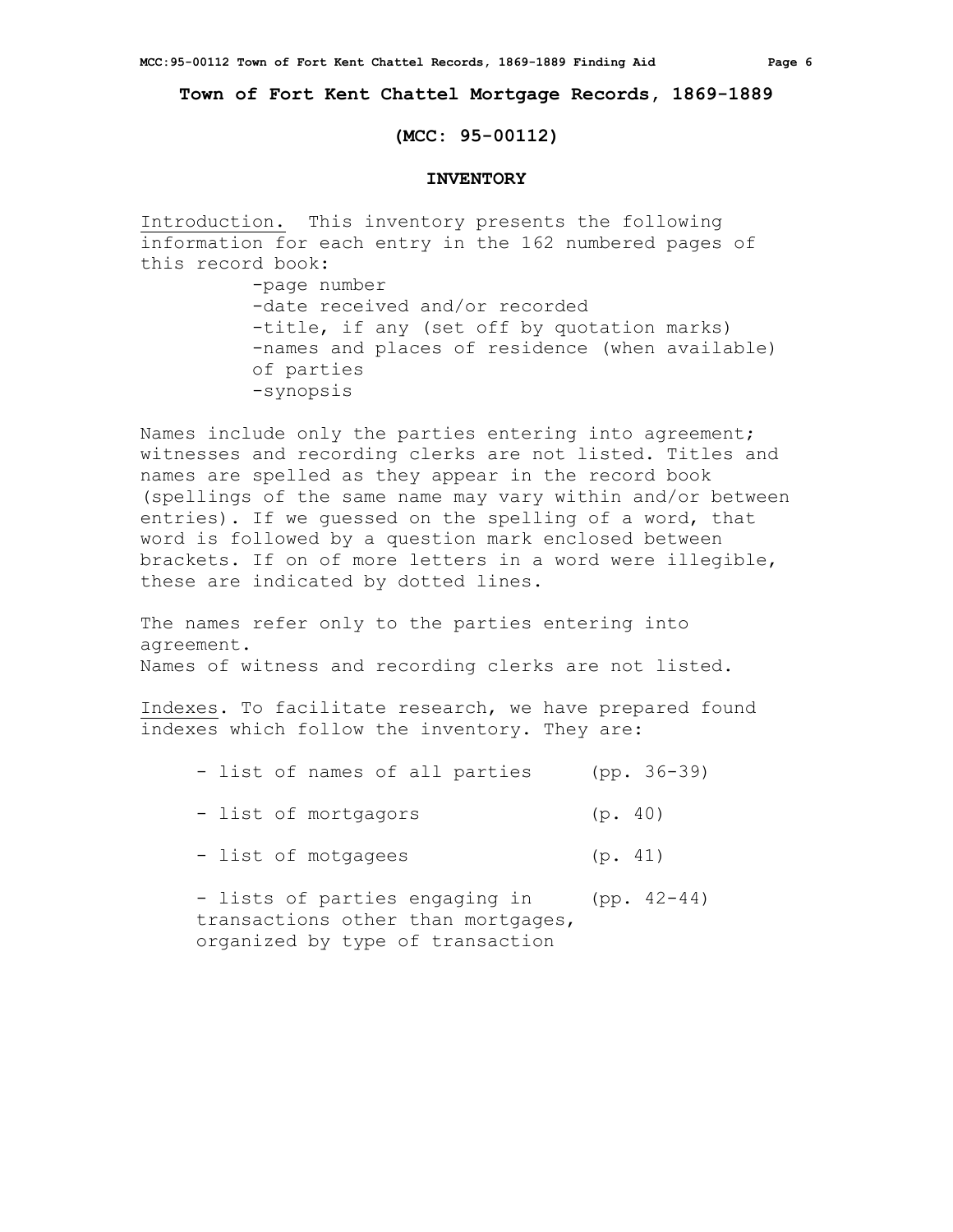**Town of Fort Kent Chattel Mortgage Records, 1869-1889**

**(MCC: 95-00112)**

**INVENTORY**

Introduction. This inventory presents the following information for each entry in the 162 numbered pages of this record book:

- -page number
- -date received and/or recorded
- -title, if any (set off by quotation marks)
- -names and places of residence (when available) of parties
- -synopsis

Names include only the parties entering into agreement; witnesses and recording clerks are not listed. Titles and names are spelled as they appear in the record book (spellings of the same name may vary within and/or between entries). If we guessed on the spelling of a word, that word is followed by a question mark enclosed between brackets. If on of more letters in a word were illegible, these are indicated by dotted lines.

The names refer only to the parties entering into agreement.
Names of witness and recording clerks are not listed.

Indexes. To facilitate research, we have prepared found indexes which follow the inventory. They are:

- list of names of all parties (pp. 36-39)
- list of mortgagors (p. 40)
- list of motgagees (p. 41)
- lists of parties engaging in transactions other than mortgages, organized by type of transaction (pp. 42-44)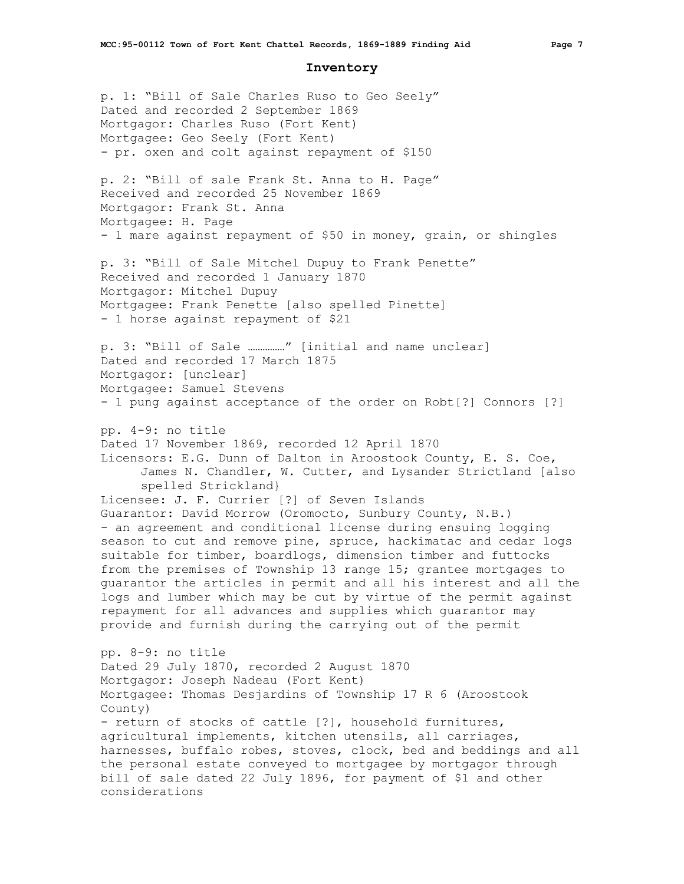## Inventory

p. 1: "Bill of Sale Charles Ruso to Geo Seely"
Dated and recorded 2 September 1869
Mortgagor: Charles Ruso (Fort Kent)
Mortgagee: Geo Seely (Fort Kent)
- pr. oxen and colt against repayment of $150

p. 2: "Bill of sale Frank St. Anna to H. Page"
Received and recorded 25 November 1869
Mortgagor: Frank St. Anna
Mortgagee: H. Page
- 1 mare against repayment of $50 in money, grain, or shingles

p. 3: "Bill of Sale Mitchel Dupuy to Frank Penette"
Received and recorded 1 January 1870
Mortgagor: Mitchel Dupuy
Mortgagee: Frank Penette [also spelled Pinette]
- 1 horse against repayment of $21

p. 3: "Bill of Sale ……………" [initial and name unclear]
Dated and recorded 17 March 1875
Mortgagor: [unclear]
Mortgagee: Samuel Stevens
- 1 pung against acceptance of the order on Robt[?] Connors [?]

pp. 4-9: no title
Dated 17 November 1869, recorded 12 April 1870
Licensors: E.G. Dunn of Dalton in Aroostook County, E. S. Coe, James N. Chandler, W. Cutter, and Lysander Strictland [also spelled Strickland}
Licensee: J. F. Currier [?] of Seven Islands
Guarantor: David Morrow (Oromocto, Sunbury County, N.B.)
- an agreement and conditional license during ensuing logging season to cut and remove pine, spruce, hackimatac and cedar logs suitable for timber, boardlogs, dimension timber and futtocks from the premises of Township 13 range 15; grantee mortgages to guarantor the articles in permit and all his interest and all the logs and lumber which may be cut by virtue of the permit against repayment for all advances and supplies which guarantor may provide and furnish during the carrying out of the permit

pp. 8-9: no title
Dated 29 July 1870, recorded 2 August 1870
Mortgagor: Joseph Nadeau (Fort Kent)
Mortgagee: Thomas Desjardins of Township 17 R 6 (Aroostook County)
- return of stocks of cattle [?], household furnitures, agricultural implements, kitchen utensils, all carriages, harnesses, buffalo robes, stoves, clock, bed and beddings and all the personal estate conveyed to mortgagee by mortgagor through bill of sale dated 22 July 1896, for payment of $1 and other considerations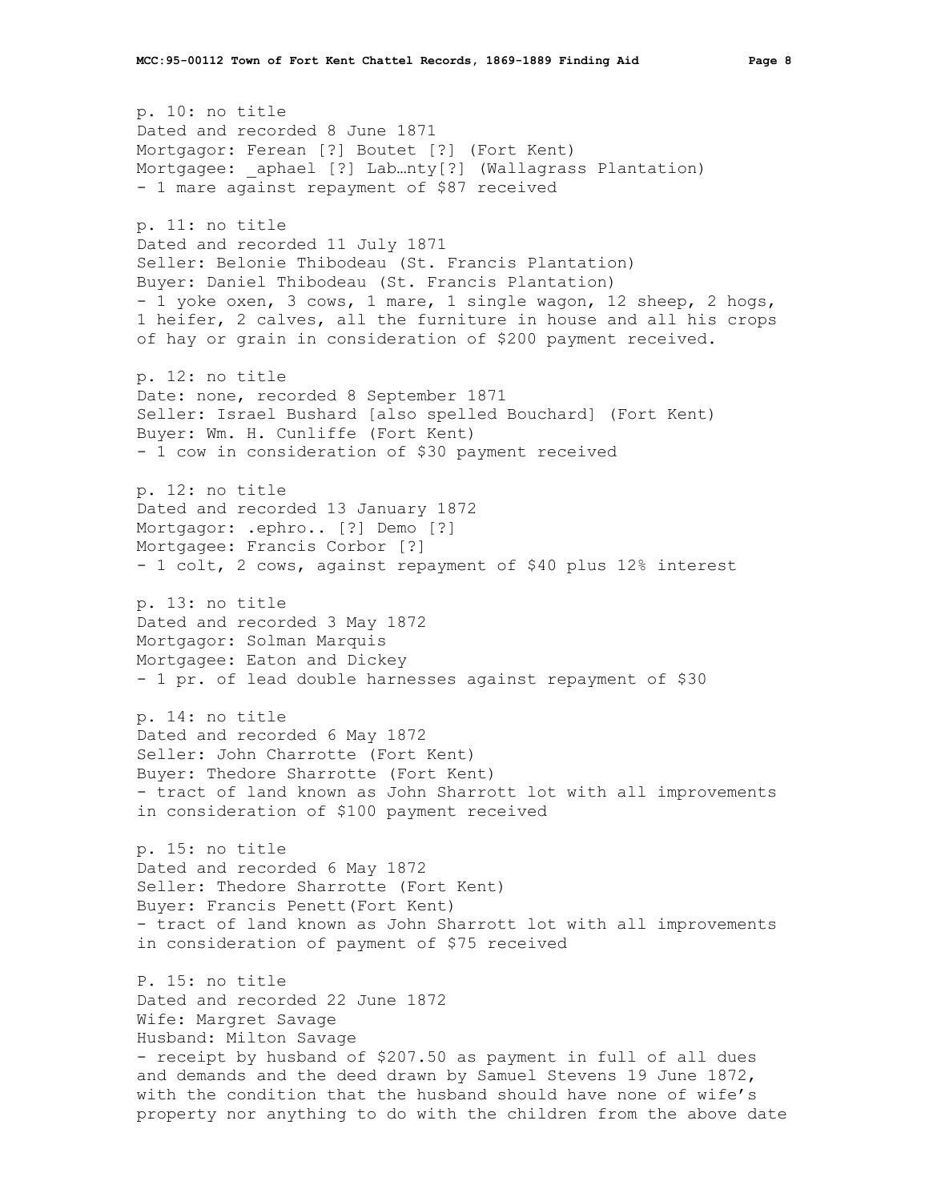p. 10: no title
Dated and recorded 8 June 1871
Mortgagor: Ferean [?] Boutet [?] (Fort Kent)
Mortgagee: _aphael [?] Lab…nty[?] (Wallagrass Plantation)
- 1 mare against repayment of $87 received

p. 11: no title
Dated and recorded 11 July 1871
Seller: Belonie Thibodeau (St. Francis Plantation)
Buyer: Daniel Thibodeau (St. Francis Plantation)
- 1 yoke oxen, 3 cows, 1 mare, 1 single wagon, 12 sheep, 2 hogs, 1 heifer, 2 calves, all the furniture in house and all his crops of hay or grain in consideration of $200 payment received.

p. 12: no title
Date: none, recorded 8 September 1871
Seller: Israel Bushard [also spelled Bouchard] (Fort Kent)
Buyer: Wm. H. Cunliffe (Fort Kent)
- 1 cow in consideration of $30 payment received

p. 12: no title
Dated and recorded 13 January 1872
Mortgagor: .ephro.. [?] Demo [?]
Mortgagee: Francis Corbor [?]
- 1 colt, 2 cows, against repayment of $40 plus 12% interest

p. 13: no title
Dated and recorded 3 May 1872
Mortgagor: Solman Marquis
Mortgagee: Eaton and Dickey
- 1 pr. of lead double harnesses against repayment of $30

p. 14: no title
Dated and recorded 6 May 1872
Seller: John Charrotte (Fort Kent)
Buyer: Thedore Sharrotte (Fort Kent)
- tract of land known as John Sharrott lot with all improvements in consideration of $100 payment received

p. 15: no title
Dated and recorded 6 May 1872
Seller: Thedore Sharrotte (Fort Kent)
Buyer: Francis Penett(Fort Kent)
- tract of land known as John Sharrott lot with all improvements in consideration of payment of $75 received

P. 15: no title
Dated and recorded 22 June 1872
Wife: Margret Savage
Husband: Milton Savage
- receipt by husband of $207.50 as payment in full of all dues and demands and the deed drawn by Samuel Stevens 19 June 1872, with the condition that the husband should have none of wife's property nor anything to do with the children from the above date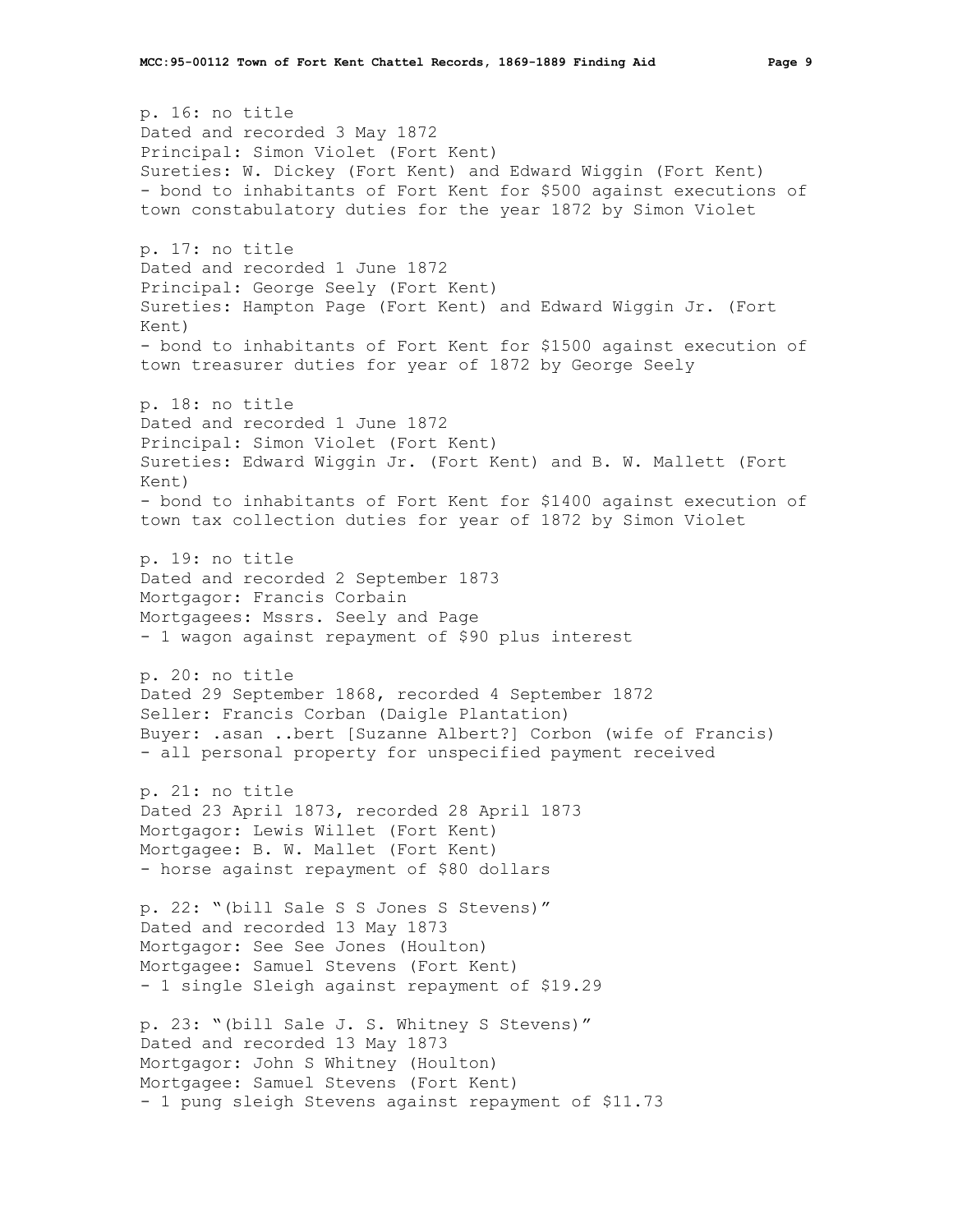p. 16: no title
Dated and recorded 3 May 1872
Principal: Simon Violet (Fort Kent)
Sureties: W. Dickey (Fort Kent) and Edward Wiggin (Fort Kent)
- bond to inhabitants of Fort Kent for $500 against executions of town constabulatory duties for the year 1872 by Simon Violet

p. 17: no title
Dated and recorded 1 June 1872
Principal: George Seely (Fort Kent)
Sureties: Hampton Page (Fort Kent) and Edward Wiggin Jr. (Fort Kent)
- bond to inhabitants of Fort Kent for $1500 against execution of town treasurer duties for year of 1872 by George Seely

p. 18: no title
Dated and recorded 1 June 1872
Principal: Simon Violet (Fort Kent)
Sureties: Edward Wiggin Jr. (Fort Kent) and B. W. Mallett (Fort Kent)
- bond to inhabitants of Fort Kent for $1400 against execution of town tax collection duties for year of 1872 by Simon Violet

p. 19: no title
Dated and recorded 2 September 1873
Mortgagor: Francis Corbain
Mortgagees: Mssrs. Seely and Page
- 1 wagon against repayment of $90 plus interest

p. 20: no title
Dated 29 September 1868, recorded 4 September 1872
Seller: Francis Corban (Daigle Plantation)
Buyer: .asan ..bert [Suzanne Albert?] Corbon (wife of Francis)
- all personal property for unspecified payment received

p. 21: no title
Dated 23 April 1873, recorded 28 April 1873
Mortgagor: Lewis Willet (Fort Kent)
Mortgagee: B. W. Mallet (Fort Kent)
- horse against repayment of $80 dollars

p. 22: "(bill Sale S S Jones S Stevens)"
Dated and recorded 13 May 1873
Mortgagor: See See Jones (Houlton)
Mortgagee: Samuel Stevens (Fort Kent)
- 1 single Sleigh against repayment of $19.29

p. 23: "(bill Sale J. S. Whitney S Stevens)"
Dated and recorded 13 May 1873
Mortgagor: John S Whitney (Houlton)
Mortgagee: Samuel Stevens (Fort Kent)
- 1 pung sleigh Stevens against repayment of $11.73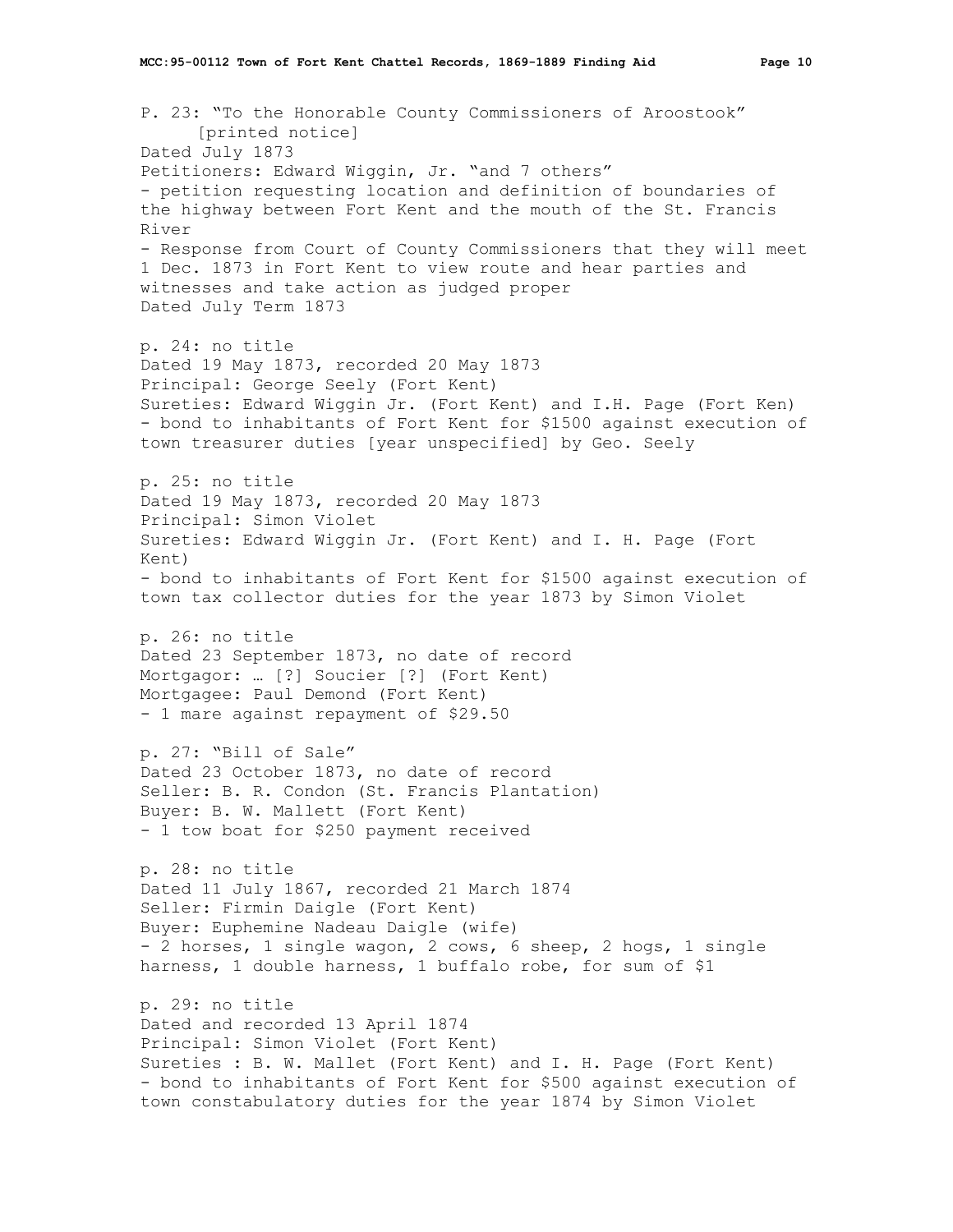P. 23: "To the Honorable County Commissioners of Aroostook" [printed notice]
Dated July 1873
Petitioners: Edward Wiggin, Jr. "and 7 others"
- petition requesting location and definition of boundaries of the highway between Fort Kent and the mouth of the St. Francis River
- Response from Court of County Commissioners that they will meet 1 Dec. 1873 in Fort Kent to view route and hear parties and witnesses and take action as judged proper
Dated July Term 1873

p. 24: no title
Dated 19 May 1873, recorded 20 May 1873
Principal: George Seely (Fort Kent)
Sureties: Edward Wiggin Jr. (Fort Kent) and I.H. Page (Fort Ken)
- bond to inhabitants of Fort Kent for $1500 against execution of town treasurer duties [year unspecified] by Geo. Seely

p. 25: no title
Dated 19 May 1873, recorded 20 May 1873
Principal: Simon Violet
Sureties: Edward Wiggin Jr. (Fort Kent) and I. H. Page (Fort Kent)
- bond to inhabitants of Fort Kent for $1500 against execution of town tax collector duties for the year 1873 by Simon Violet

p. 26: no title
Dated 23 September 1873, no date of record
Mortgagor: … [?] Soucier [?] (Fort Kent)
Mortgagee: Paul Demond (Fort Kent)
- 1 mare against repayment of $29.50

p. 27: "Bill of Sale"
Dated 23 October 1873, no date of record
Seller: B. R. Condon (St. Francis Plantation)
Buyer: B. W. Mallett (Fort Kent)
- 1 tow boat for $250 payment received

p. 28: no title
Dated 11 July 1867, recorded 21 March 1874
Seller: Firmin Daigle (Fort Kent)
Buyer: Euphemine Nadeau Daigle (wife)
- 2 horses, 1 single wagon, 2 cows, 6 sheep, 2 hogs, 1 single harness, 1 double harness, 1 buffalo robe, for sum of $1

p. 29: no title
Dated and recorded 13 April 1874
Principal: Simon Violet (Fort Kent)
Sureties : B. W. Mallet (Fort Kent) and I. H. Page (Fort Kent)
- bond to inhabitants of Fort Kent for $500 against execution of town constabulatory duties for the year 1874 by Simon Violet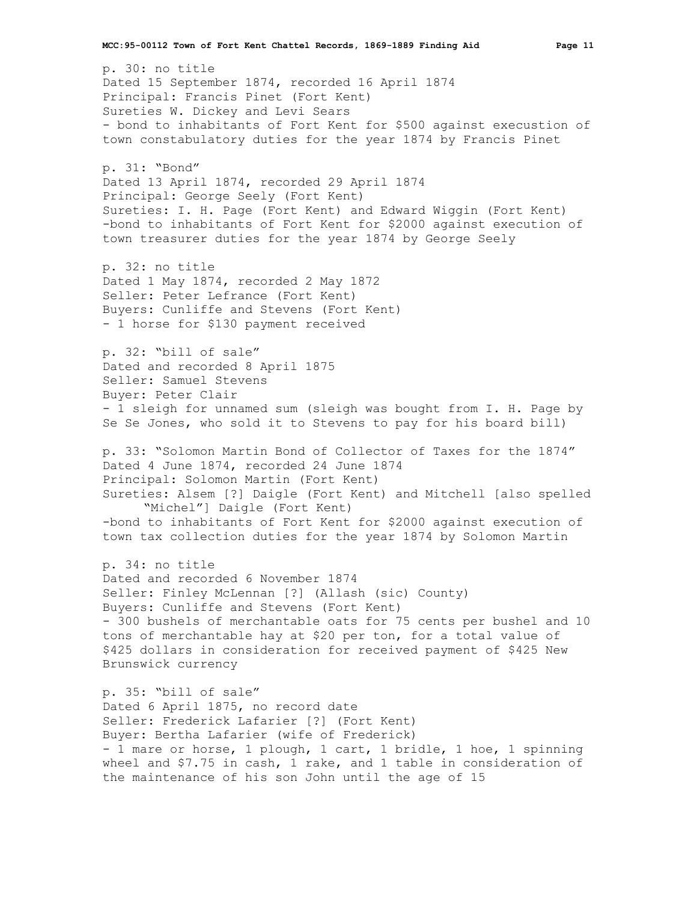p. 30: no title
Dated 15 September 1874, recorded 16 April 1874
Principal: Francis Pinet (Fort Kent)
Sureties W. Dickey and Levi Sears
- bond to inhabitants of Fort Kent for $500 against execustion of town constabulatory duties for the year 1874 by Francis Pinet

p. 31: "Bond"
Dated 13 April 1874, recorded 29 April 1874
Principal: George Seely (Fort Kent)
Sureties: I. H. Page (Fort Kent) and Edward Wiggin (Fort Kent)
-bond to inhabitants of Fort Kent for $2000 against execution of town treasurer duties for the year 1874 by George Seely

p. 32: no title
Dated 1 May 1874, recorded 2 May 1872
Seller: Peter Lefrance (Fort Kent)
Buyers: Cunliffe and Stevens (Fort Kent)
- 1 horse for $130 payment received

p. 32: "bill of sale"
Dated and recorded 8 April 1875
Seller: Samuel Stevens
Buyer: Peter Clair
- 1 sleigh for unnamed sum (sleigh was bought from I. H. Page by Se Se Jones, who sold it to Stevens to pay for his board bill)

p. 33: "Solomon Martin Bond of Collector of Taxes for the 1874"
Dated 4 June 1874, recorded 24 June 1874
Principal: Solomon Martin (Fort Kent)
Sureties: Alsem [?] Daigle (Fort Kent) and Mitchell [also spelled "Michel"] Daigle (Fort Kent)
-bond to inhabitants of Fort Kent for $2000 against execution of town tax collection duties for the year 1874 by Solomon Martin

p. 34: no title
Dated and recorded 6 November 1874
Seller: Finley McLennan [?] (Allash (sic) County)
Buyers: Cunliffe and Stevens (Fort Kent)
- 300 bushels of merchantable oats for 75 cents per bushel and 10 tons of merchantable hay at $20 per ton, for a total value of $425 dollars in consideration for received payment of $425 New Brunswick currency

p. 35: "bill of sale"
Dated 6 April 1875, no record date
Seller: Frederick Lafarier [?] (Fort Kent)
Buyer: Bertha Lafarier (wife of Frederick)
- 1 mare or horse, 1 plough, 1 cart, 1 bridle, 1 hoe, 1 spinning wheel and $7.75 in cash, 1 rake, and 1 table in consideration of the maintenance of his son John until the age of 15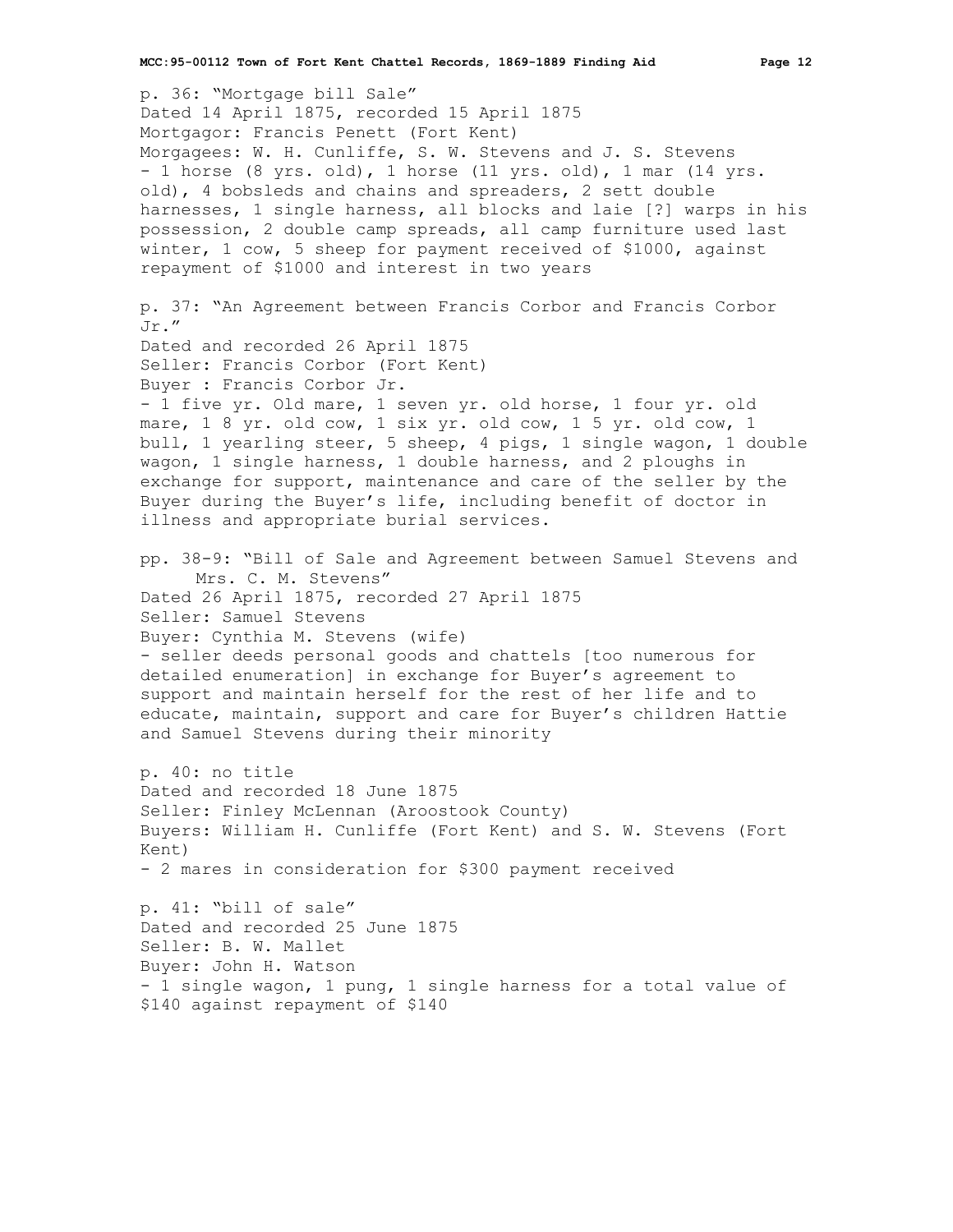p. 36: "Mortgage bill Sale"
Dated 14 April 1875, recorded 15 April 1875
Mortgagor: Francis Penett (Fort Kent)
Morgagees: W. H. Cunliffe, S. W. Stevens and J. S. Stevens
- 1 horse (8 yrs. old), 1 horse (11 yrs. old), 1 mar (14 yrs. old), 4 bobsleds and chains and spreaders, 2 sett double harnesses, 1 single harness, all blocks and laie [?] warps in his possession, 2 double camp spreads, all camp furniture used last winter, 1 cow, 5 sheep for payment received of $1000, against repayment of $1000 and interest in two years

p. 37: "An Agreement between Francis Corbor and Francis Corbor Jr."
Dated and recorded 26 April 1875
Seller: Francis Corbor (Fort Kent)
Buyer : Francis Corbor Jr.
- 1 five yr. Old mare, 1 seven yr. old horse, 1 four yr. old mare, 1 8 yr. old cow, 1 six yr. old cow, 1 5 yr. old cow, 1 bull, 1 yearling steer, 5 sheep, 4 pigs, 1 single wagon, 1 double wagon, 1 single harness, 1 double harness, and 2 ploughs in exchange for support, maintenance and care of the seller by the Buyer during the Buyer's life, including benefit of doctor in illness and appropriate burial services.

pp. 38-9: "Bill of Sale and Agreement between Samuel Stevens and Mrs. C. M. Stevens"
Dated 26 April 1875, recorded 27 April 1875
Seller: Samuel Stevens
Buyer: Cynthia M. Stevens (wife)
- seller deeds personal goods and chattels [too numerous for detailed enumeration] in exchange for Buyer's agreement to support and maintain herself for the rest of her life and to educate, maintain, support and care for Buyer's children Hattie and Samuel Stevens during their minority

p. 40: no title
Dated and recorded 18 June 1875
Seller: Finley McLennan (Aroostook County)
Buyers: William H. Cunliffe (Fort Kent) and S. W. Stevens (Fort Kent)
- 2 mares in consideration for $300 payment received

p. 41: "bill of sale"
Dated and recorded 25 June 1875
Seller: B. W. Mallet
Buyer: John H. Watson
- 1 single wagon, 1 pung, 1 single harness for a total value of $140 against repayment of $140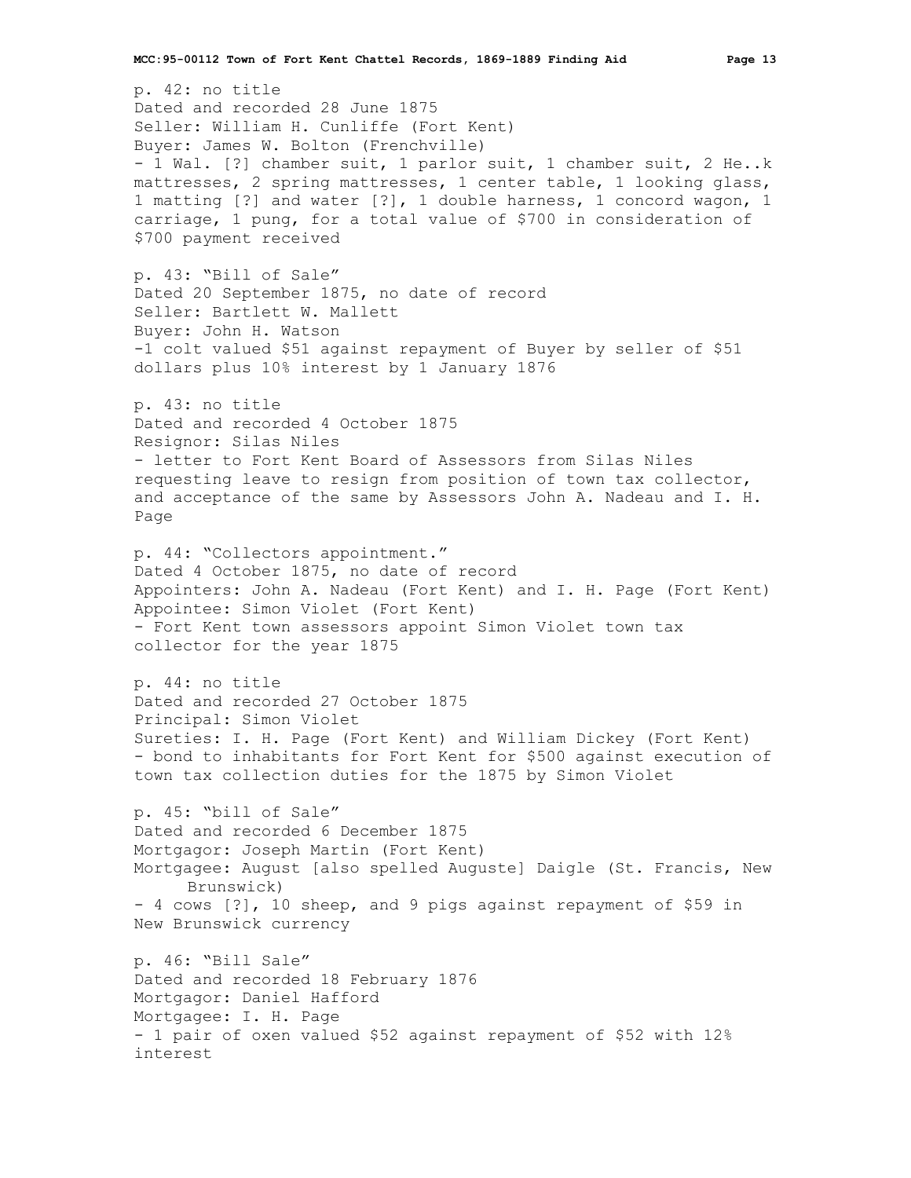p. 42: no title
Dated and recorded 28 June 1875
Seller: William H. Cunliffe (Fort Kent)
Buyer: James W. Bolton (Frenchville)
- 1 Wal. [?] chamber suit, 1 parlor suit, 1 chamber suit, 2 He..k mattresses, 2 spring mattresses, 1 center table, 1 looking glass, 1 matting [?] and water [?], 1 double harness, 1 concord wagon, 1 carriage, 1 pung, for a total value of $700 in consideration of $700 payment received

p. 43: "Bill of Sale"
Dated 20 September 1875, no date of record
Seller: Bartlett W. Mallett
Buyer: John H. Watson
-1 colt valued $51 against repayment of Buyer by seller of $51 dollars plus 10% interest by 1 January 1876

p. 43: no title
Dated and recorded 4 October 1875
Resignor: Silas Niles
- letter to Fort Kent Board of Assessors from Silas Niles requesting leave to resign from position of town tax collector, and acceptance of the same by Assessors John A. Nadeau and I. H. Page

p. 44: "Collectors appointment."
Dated 4 October 1875, no date of record
Appointers: John A. Nadeau (Fort Kent) and I. H. Page (Fort Kent)
Appointee: Simon Violet (Fort Kent)
- Fort Kent town assessors appoint Simon Violet town tax collector for the year 1875

p. 44: no title
Dated and recorded 27 October 1875
Principal: Simon Violet
Sureties: I. H. Page (Fort Kent) and William Dickey (Fort Kent)
- bond to inhabitants for Fort Kent for $500 against execution of town tax collection duties for the 1875 by Simon Violet

p. 45: "bill of Sale"
Dated and recorded 6 December 1875
Mortgagor: Joseph Martin (Fort Kent)
Mortgagee: August [also spelled Auguste] Daigle (St. Francis, New Brunswick)
- 4 cows [?], 10 sheep, and 9 pigs against repayment of $59 in New Brunswick currency

p. 46: "Bill Sale"
Dated and recorded 18 February 1876
Mortgagor: Daniel Hafford
Mortgagee: I. H. Page
- 1 pair of oxen valued $52 against repayment of $52 with 12% interest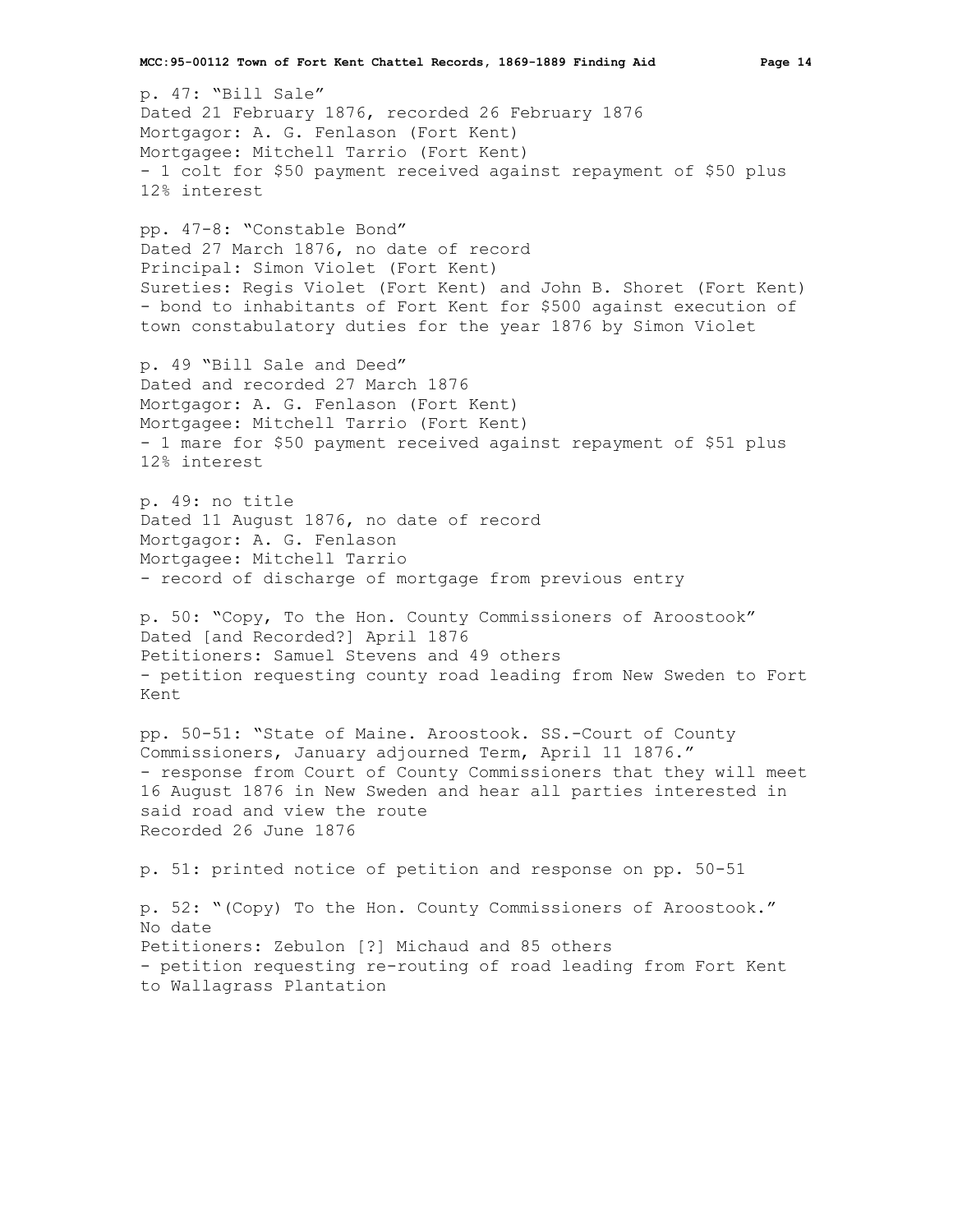p. 47: "Bill Sale"
Dated 21 February 1876, recorded 26 February 1876
Mortgagor: A. G. Fenlason (Fort Kent)
Mortgagee: Mitchell Tarrio (Fort Kent)
- 1 colt for $50 payment received against repayment of $50 plus 12% interest

pp. 47-8: "Constable Bond"
Dated 27 March 1876, no date of record
Principal: Simon Violet (Fort Kent)
Sureties: Regis Violet (Fort Kent) and John B. Shoret (Fort Kent)
- bond to inhabitants of Fort Kent for $500 against execution of town constabulatory duties for the year 1876 by Simon Violet

p. 49 "Bill Sale and Deed"
Dated and recorded 27 March 1876
Mortgagor: A. G. Fenlason (Fort Kent)
Mortgagee: Mitchell Tarrio (Fort Kent)
- 1 mare for $50 payment received against repayment of $51 plus 12% interest

p. 49: no title
Dated 11 August 1876, no date of record
Mortgagor: A. G. Fenlason
Mortgagee: Mitchell Tarrio
- record of discharge of mortgage from previous entry

p. 50: "Copy, To the Hon. County Commissioners of Aroostook"
Dated [and Recorded?] April 1876
Petitioners: Samuel Stevens and 49 others
- petition requesting county road leading from New Sweden to Fort Kent

pp. 50-51: "State of Maine. Aroostook. SS.-Court of County Commissioners, January adjourned Term, April 11 1876."
- response from Court of County Commissioners that they will meet 16 August 1876 in New Sweden and hear all parties interested in said road and view the route
Recorded 26 June 1876

p. 51: printed notice of petition and response on pp. 50-51

p. 52: "(Copy) To the Hon. County Commissioners of Aroostook."
No date
Petitioners: Zebulon [?] Michaud and 85 others
- petition requesting re-routing of road leading from Fort Kent to Wallagrass Plantation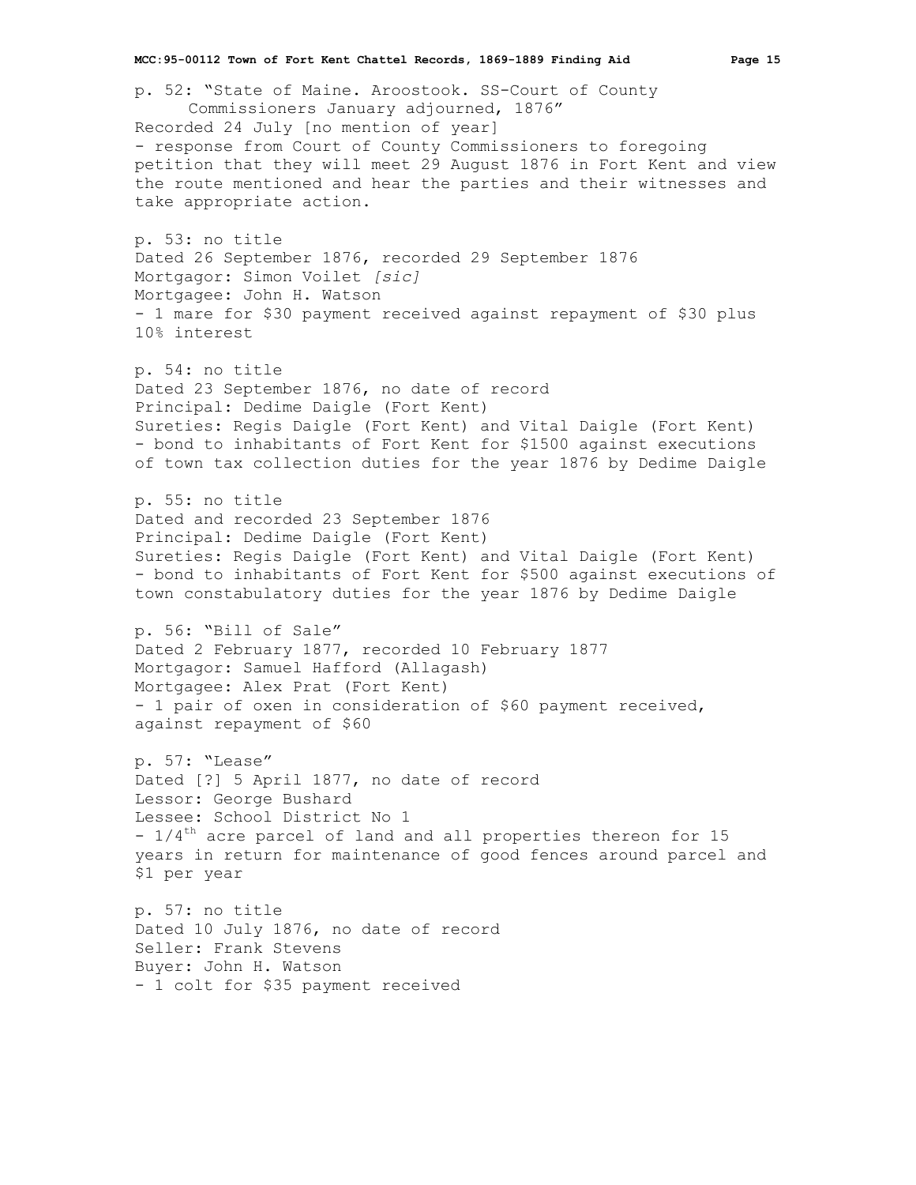p. 52: "State of Maine. Aroostook. SS-Court of County Commissioners January adjourned, 1876"
Recorded 24 July [no mention of year]
- response from Court of County Commissioners to foregoing petition that they will meet 29 August 1876 in Fort Kent and view the route mentioned and hear the parties and their witnesses and take appropriate action.

p. 53: no title
Dated 26 September 1876, recorded 29 September 1876
Mortgagor: Simon Voilet *[sic]*
Mortgagee: John H. Watson
- 1 mare for $30 payment received against repayment of $30 plus 10% interest

p. 54: no title
Dated 23 September 1876, no date of record
Principal: Dedime Daigle (Fort Kent)
Sureties: Regis Daigle (Fort Kent) and Vital Daigle (Fort Kent)
- bond to inhabitants of Fort Kent for $1500 against executions of town tax collection duties for the year 1876 by Dedime Daigle

p. 55: no title
Dated and recorded 23 September 1876
Principal: Dedime Daigle (Fort Kent)
Sureties: Regis Daigle (Fort Kent) and Vital Daigle (Fort Kent)
- bond to inhabitants of Fort Kent for $500 against executions of town constabulatory duties for the year 1876 by Dedime Daigle

p. 56: "Bill of Sale"
Dated 2 February 1877, recorded 10 February 1877
Mortgagor: Samuel Hafford (Allagash)
Mortgagee: Alex Prat (Fort Kent)
- 1 pair of oxen in consideration of $60 payment received, against repayment of $60

p. 57: "Lease"
Dated [?] 5 April 1877, no date of record
Lessor: George Bushard
Lessee: School District No 1
- 1/4th acre parcel of land and all properties thereon for 15 years in return for maintenance of good fences around parcel and $1 per year

p. 57: no title
Dated 10 July 1876, no date of record
Seller: Frank Stevens
Buyer: John H. Watson
- 1 colt for $35 payment received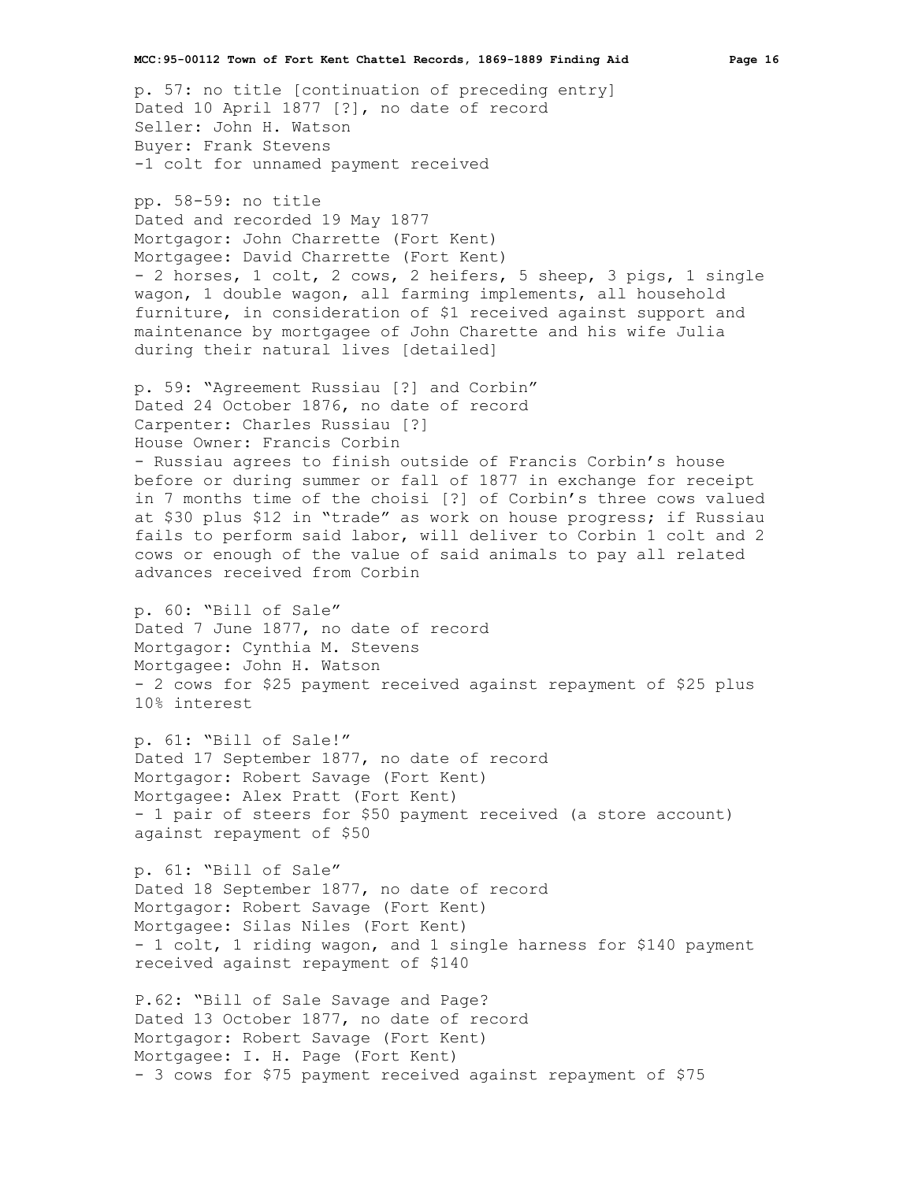p. 57: no title [continuation of preceding entry]
Dated 10 April 1877 [?], no date of record
Seller: John H. Watson
Buyer: Frank Stevens
-1 colt for unnamed payment received

pp. 58-59: no title
Dated and recorded 19 May 1877
Mortgagor: John Charrette (Fort Kent)
Mortgagee: David Charrette (Fort Kent)
- 2 horses, 1 colt, 2 cows, 2 heifers, 5 sheep, 3 pigs, 1 single wagon, 1 double wagon, all farming implements, all household furniture, in consideration of $1 received against support and maintenance by mortgagee of John Charette and his wife Julia during their natural lives [detailed]

p. 59: "Agreement Russiau [?] and Corbin"
Dated 24 October 1876, no date of record
Carpenter: Charles Russiau [?]
House Owner: Francis Corbin
- Russiau agrees to finish outside of Francis Corbin's house before or during summer or fall of 1877 in exchange for receipt in 7 months time of the choisi [?] of Corbin's three cows valued at $30 plus $12 in "trade" as work on house progress; if Russiau fails to perform said labor, will deliver to Corbin 1 colt and 2 cows or enough of the value of said animals to pay all related advances received from Corbin

p. 60: "Bill of Sale"
Dated 7 June 1877, no date of record
Mortgagor: Cynthia M. Stevens
Mortgagee: John H. Watson
- 2 cows for $25 payment received against repayment of $25 plus 10% interest

p. 61: "Bill of Sale!"
Dated 17 September 1877, no date of record
Mortgagor: Robert Savage (Fort Kent)
Mortgagee: Alex Pratt (Fort Kent)
- 1 pair of steers for $50 payment received (a store account) against repayment of $50

p. 61: "Bill of Sale"
Dated 18 September 1877, no date of record
Mortgagor: Robert Savage (Fort Kent)
Mortgagee: Silas Niles (Fort Kent)
- 1 colt, 1 riding wagon, and 1 single harness for $140 payment received against repayment of $140

P.62: "Bill of Sale Savage and Page?
Dated 13 October 1877, no date of record
Mortgagor: Robert Savage (Fort Kent)
Mortgagee: I. H. Page (Fort Kent)
- 3 cows for $75 payment received against repayment of $75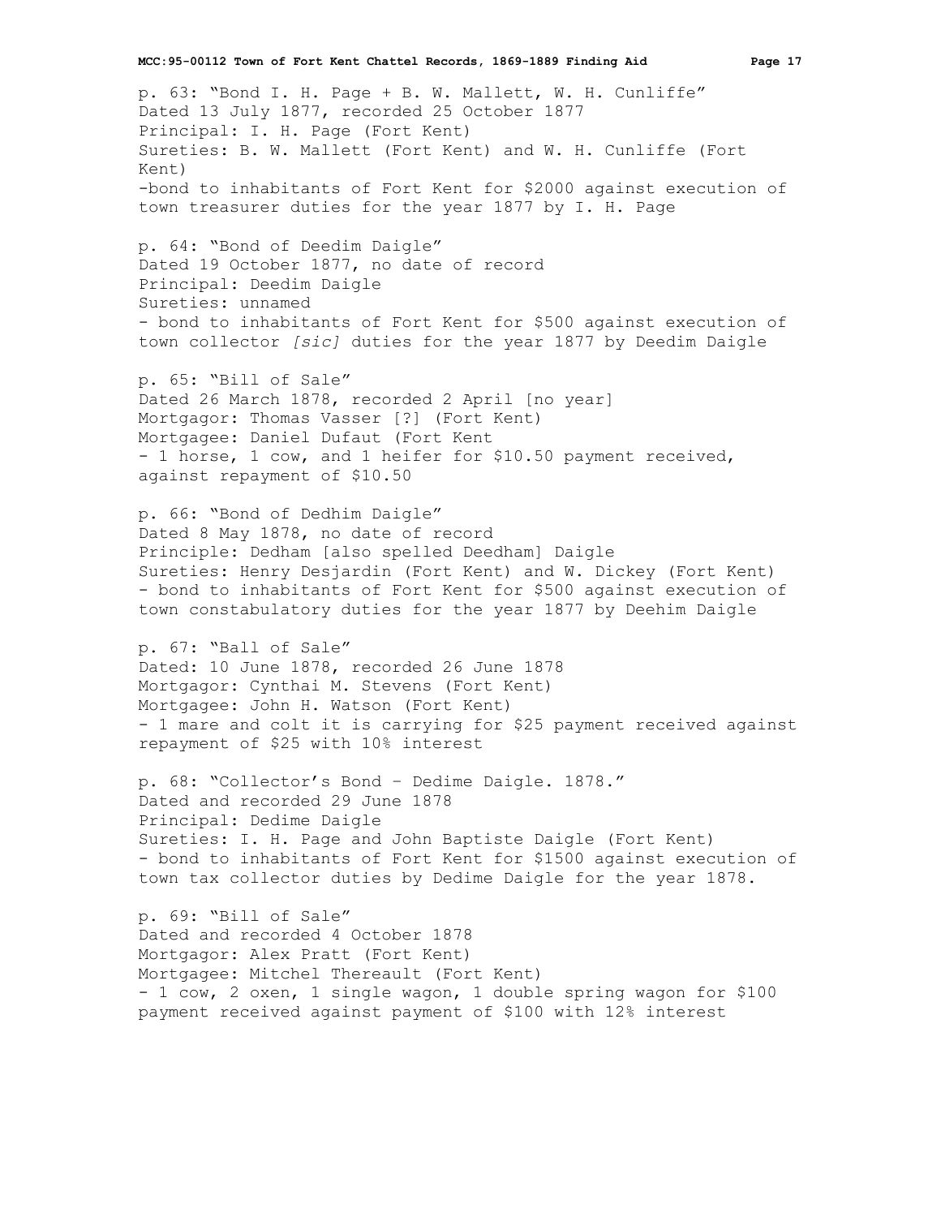p. 63: "Bond I. H. Page + B. W. Mallett, W. H. Cunliffe"
Dated 13 July 1877, recorded 25 October 1877
Principal: I. H. Page (Fort Kent)
Sureties: B. W. Mallett (Fort Kent) and W. H. Cunliffe (Fort Kent)
-bond to inhabitants of Fort Kent for $2000 against execution of town treasurer duties for the year 1877 by I. H. Page

p. 64: "Bond of Deedim Daigle"
Dated 19 October 1877, no date of record
Principal: Deedim Daigle
Sureties: unnamed
- bond to inhabitants of Fort Kent for $500 against execution of town collector *[sic]* duties for the year 1877 by Deedim Daigle

p. 65: "Bill of Sale"
Dated 26 March 1878, recorded 2 April [no year]
Mortgagor: Thomas Vasser [?] (Fort Kent)
Mortgagee: Daniel Dufaut (Fort Kent
- 1 horse, 1 cow, and 1 heifer for $10.50 payment received, against repayment of $10.50

p. 66: "Bond of Dedhim Daigle"
Dated 8 May 1878, no date of record
Principle: Dedham [also spelled Deedham] Daigle
Sureties: Henry Desjardin (Fort Kent) and W. Dickey (Fort Kent)
- bond to inhabitants of Fort Kent for $500 against execution of town constabulatory duties for the year 1877 by Deehim Daigle

p. 67: "Ball of Sale"
Dated: 10 June 1878, recorded 26 June 1878
Mortgagor: Cynthai M. Stevens (Fort Kent)
Mortgagee: John H. Watson (Fort Kent)
- 1 mare and colt it is carrying for $25 payment received against repayment of $25 with 10% interest

p. 68: "Collector's Bond – Dedime Daigle. 1878."
Dated and recorded 29 June 1878
Principal: Dedime Daigle
Sureties: I. H. Page and John Baptiste Daigle (Fort Kent)
- bond to inhabitants of Fort Kent for $1500 against execution of town tax collector duties by Dedime Daigle for the year 1878.

p. 69: "Bill of Sale"
Dated and recorded 4 October 1878
Mortgagor: Alex Pratt (Fort Kent)
Mortgagee: Mitchel Thereault (Fort Kent)
- 1 cow, 2 oxen, 1 single wagon, 1 double spring wagon for $100 payment received against payment of $100 with 12% interest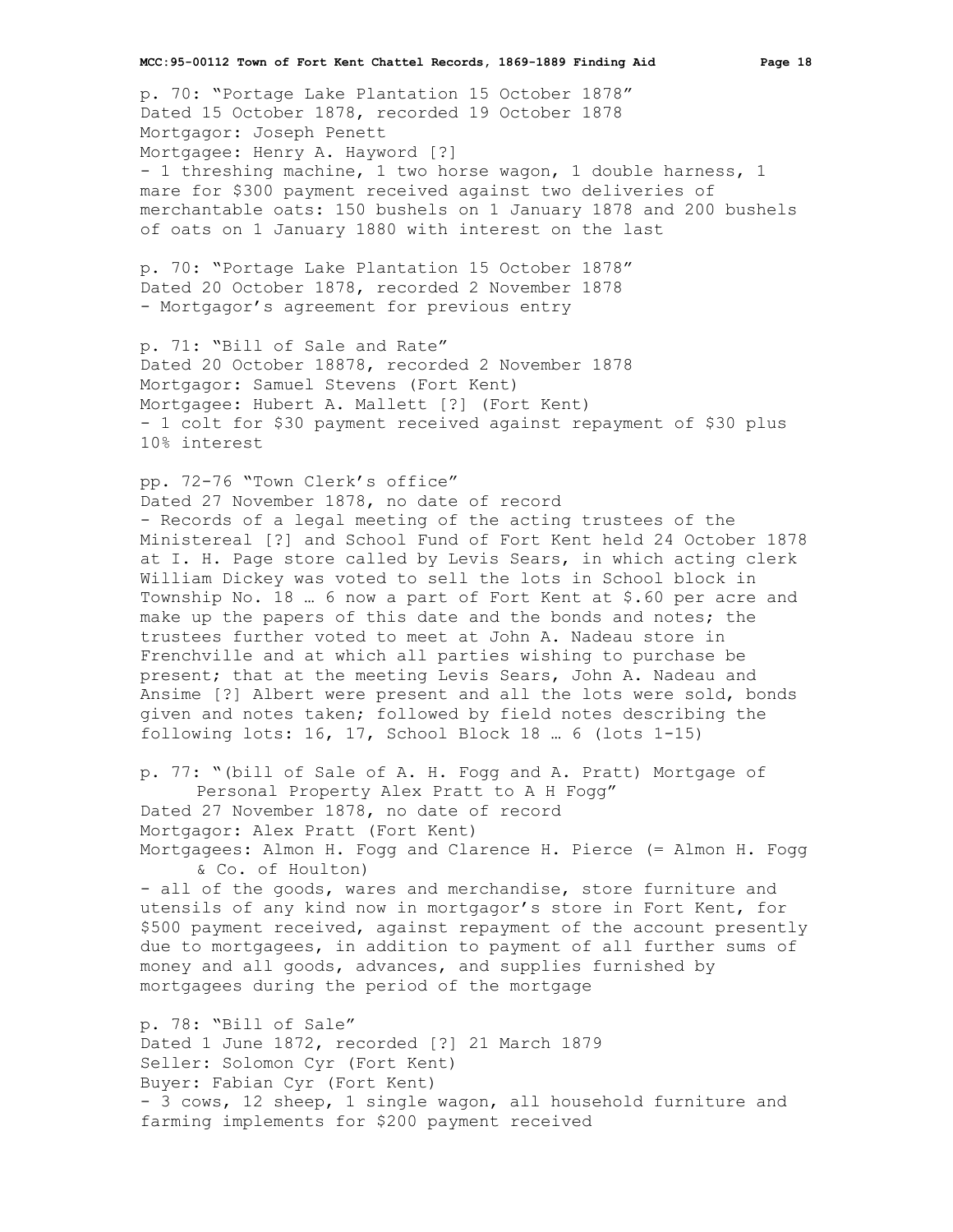p. 70: "Portage Lake Plantation 15 October 1878"
Dated 15 October 1878, recorded 19 October 1878
Mortgagor: Joseph Penett
Mortgagee: Henry A. Hayword [?]
- 1 threshing machine, 1 two horse wagon, 1 double harness, 1 mare for $300 payment received against two deliveries of merchantable oats: 150 bushels on 1 January 1878 and 200 bushels of oats on 1 January 1880 with interest on the last

p. 70: "Portage Lake Plantation 15 October 1878"
Dated 20 October 1878, recorded 2 November 1878
- Mortgagor's agreement for previous entry

p. 71: "Bill of Sale and Rate"
Dated 20 October 18878, recorded 2 November 1878
Mortgagor: Samuel Stevens (Fort Kent)
Mortgagee: Hubert A. Mallett [?] (Fort Kent)
- 1 colt for $30 payment received against repayment of $30 plus 10% interest

pp. 72-76 "Town Clerk's office"
Dated 27 November 1878, no date of record
- Records of a legal meeting of the acting trustees of the Ministereal [?] and School Fund of Fort Kent held 24 October 1878 at I. H. Page store called by Levis Sears, in which acting clerk William Dickey was voted to sell the lots in School block in Township No. 18 … 6 now a part of Fort Kent at $.60 per acre and make up the papers of this date and the bonds and notes; the trustees further voted to meet at John A. Nadeau store in Frenchville and at which all parties wishing to purchase be present; that at the meeting Levis Sears, John A. Nadeau and Ansime [?] Albert were present and all the lots were sold, bonds given and notes taken; followed by field notes describing the following lots: 16, 17, School Block 18 … 6 (lots 1-15)

p. 77: "(bill of Sale of A. H. Fogg and A. Pratt) Mortgage of Personal Property Alex Pratt to A H Fogg"
Dated 27 November 1878, no date of record
Mortgagor: Alex Pratt (Fort Kent)
Mortgagees: Almon H. Fogg and Clarence H. Pierce (= Almon H. Fogg & Co. of Houlton)
- all of the goods, wares and merchandise, store furniture and utensils of any kind now in mortgagor's store in Fort Kent, for $500 payment received, against repayment of the account presently due to mortgagees, in addition to payment of all further sums of money and all goods, advances, and supplies furnished by mortgagees during the period of the mortgage

p. 78: "Bill of Sale"
Dated 1 June 1872, recorded [?] 21 March 1879
Seller: Solomon Cyr (Fort Kent)
Buyer: Fabian Cyr (Fort Kent)
- 3 cows, 12 sheep, 1 single wagon, all household furniture and farming implements for $200 payment received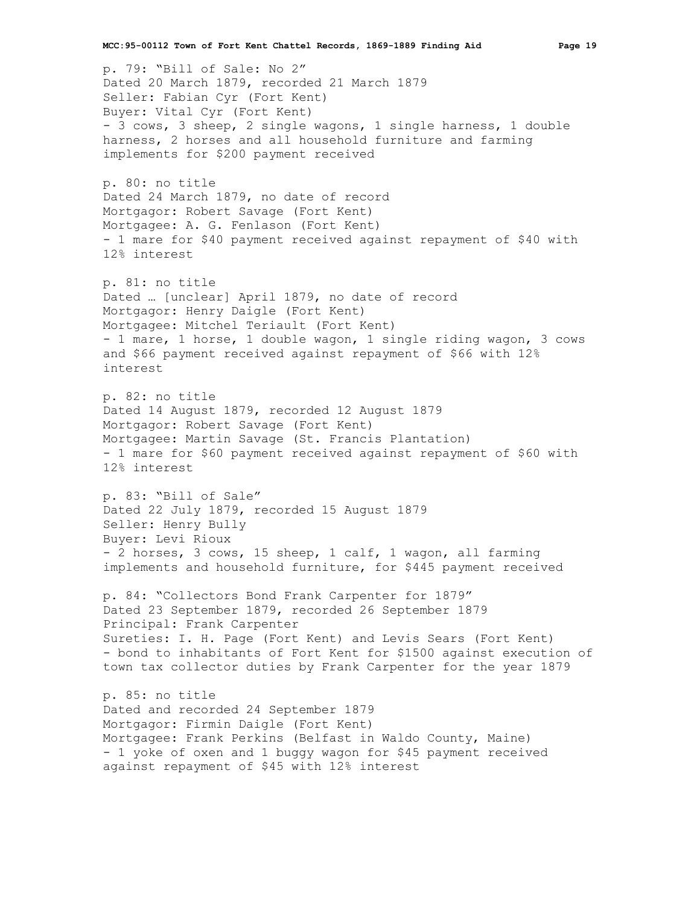p. 79: "Bill of Sale: No 2"
Dated 20 March 1879, recorded 21 March 1879
Seller: Fabian Cyr (Fort Kent)
Buyer: Vital Cyr (Fort Kent)
- 3 cows, 3 sheep, 2 single wagons, 1 single harness, 1 double harness, 2 horses and all household furniture and farming implements for $200 payment received

p. 80: no title
Dated 24 March 1879, no date of record
Mortgagor: Robert Savage (Fort Kent)
Mortgagee: A. G. Fenlason (Fort Kent)
- 1 mare for $40 payment received against repayment of $40 with 12% interest

p. 81: no title
Dated … [unclear] April 1879, no date of record
Mortgagor: Henry Daigle (Fort Kent)
Mortgagee: Mitchel Teriault (Fort Kent)
- 1 mare, 1 horse, 1 double wagon, 1 single riding wagon, 3 cows and $66 payment received against repayment of $66 with 12% interest

p. 82: no title
Dated 14 August 1879, recorded 12 August 1879
Mortgagor: Robert Savage (Fort Kent)
Mortgagee: Martin Savage (St. Francis Plantation)
- 1 mare for $60 payment received against repayment of $60 with 12% interest

p. 83: "Bill of Sale"
Dated 22 July 1879, recorded 15 August 1879
Seller: Henry Bully
Buyer: Levi Rioux
- 2 horses, 3 cows, 15 sheep, 1 calf, 1 wagon, all farming implements and household furniture, for $445 payment received

p. 84: "Collectors Bond Frank Carpenter for 1879"
Dated 23 September 1879, recorded 26 September 1879
Principal: Frank Carpenter
Sureties: I. H. Page (Fort Kent) and Levis Sears (Fort Kent)
- bond to inhabitants of Fort Kent for $1500 against execution of town tax collector duties by Frank Carpenter for the year 1879

p. 85: no title
Dated and recorded 24 September 1879
Mortgagor: Firmin Daigle (Fort Kent)
Mortgagee: Frank Perkins (Belfast in Waldo County, Maine)
- 1 yoke of oxen and 1 buggy wagon for $45 payment received against repayment of $45 with 12% interest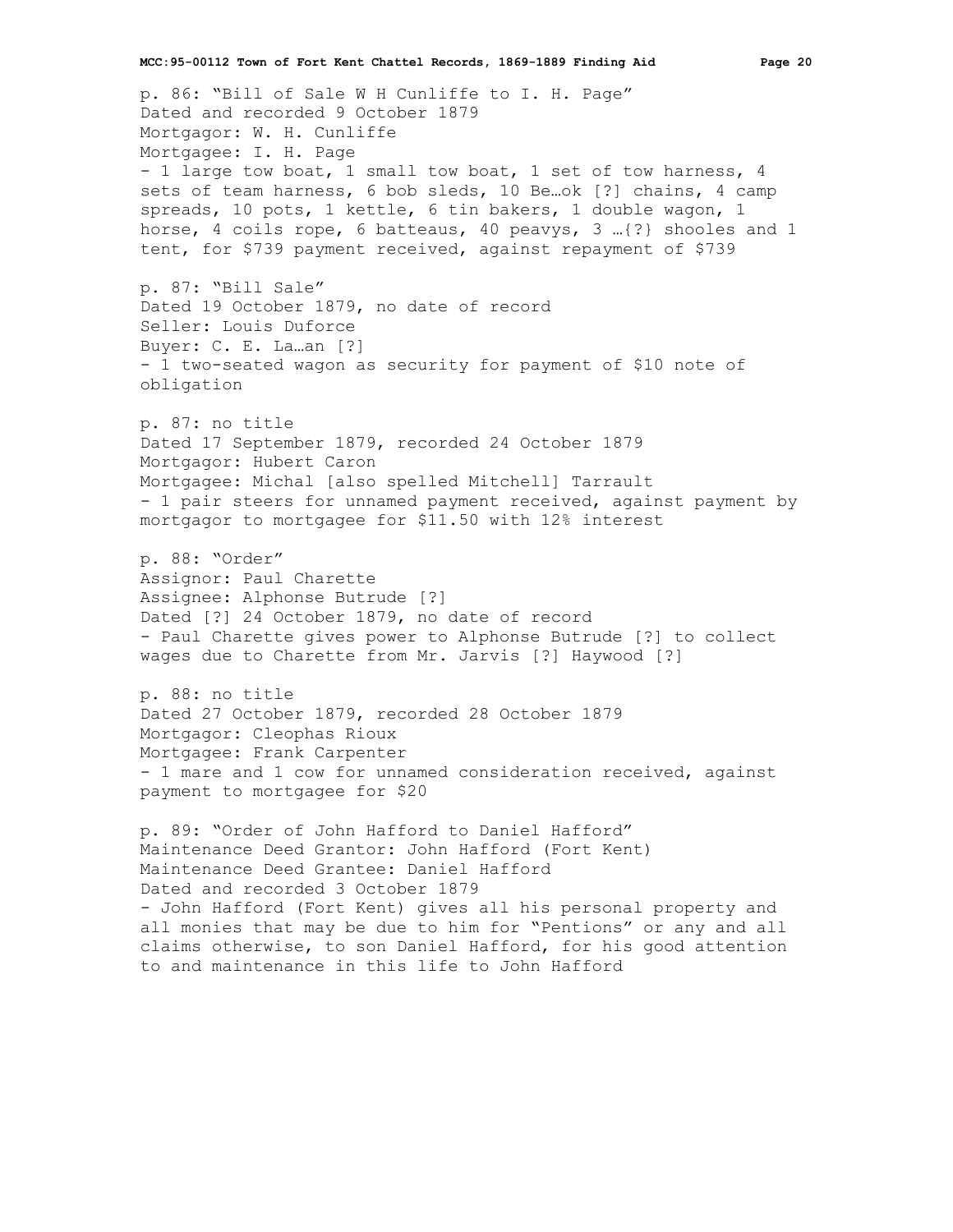p. 86: "Bill of Sale W H Cunliffe to I. H. Page"
Dated and recorded 9 October 1879
Mortgagor: W. H. Cunliffe
Mortgagee: I. H. Page
- 1 large tow boat, 1 small tow boat, 1 set of tow harness, 4 sets of team harness, 6 bob sleds, 10 Be…ok [?] chains, 4 camp spreads, 10 pots, 1 kettle, 6 tin bakers, 1 double wagon, 1 horse, 4 coils rope, 6 batteaus, 40 peavys, 3 …{?} shooles and 1 tent, for $739 payment received, against repayment of $739

p. 87: "Bill Sale"
Dated 19 October 1879, no date of record
Seller: Louis Duforce
Buyer: C. E. La…an [?]
- 1 two-seated wagon as security for payment of $10 note of obligation

p. 87: no title
Dated 17 September 1879, recorded 24 October 1879
Mortgagor: Hubert Caron
Mortgagee: Michal [also spelled Mitchell] Tarrault
- 1 pair steers for unnamed payment received, against payment by mortgagor to mortgagee for $11.50 with 12% interest

p. 88: "Order"
Assignor: Paul Charette
Assignee: Alphonse Butrude [?]
Dated [?] 24 October 1879, no date of record
- Paul Charette gives power to Alphonse Butrude [?] to collect wages due to Charette from Mr. Jarvis [?] Haywood [?]

p. 88: no title
Dated 27 October 1879, recorded 28 October 1879
Mortgagor: Cleophas Rioux
Mortgagee: Frank Carpenter
- 1 mare and 1 cow for unnamed consideration received, against payment to mortgagee for $20

p. 89: "Order of John Hafford to Daniel Hafford"
Maintenance Deed Grantor: John Hafford (Fort Kent)
Maintenance Deed Grantee: Daniel Hafford
Dated and recorded 3 October 1879
- John Hafford (Fort Kent) gives all his personal property and all monies that may be due to him for "Pentions" or any and all claims otherwise, to son Daniel Hafford, for his good attention to and maintenance in this life to John Hafford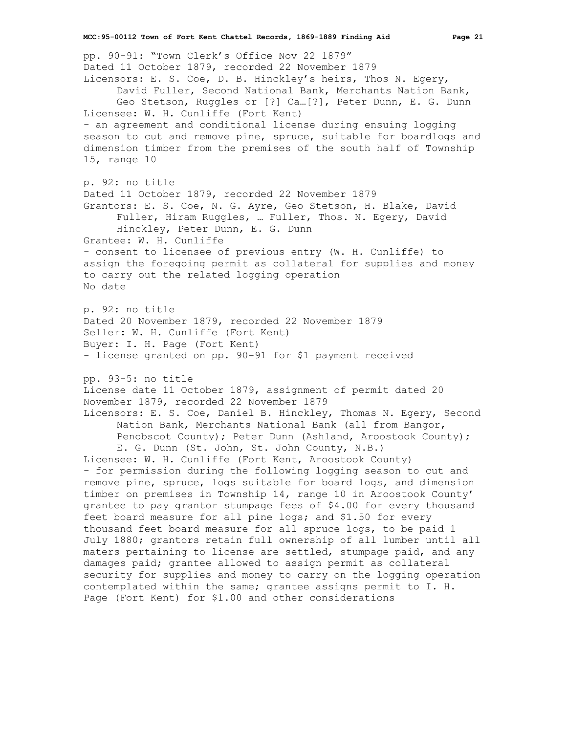pp. 90-91: "Town Clerk's Office Nov 22 1879"
Dated 11 October 1879, recorded 22 November 1879
Licensors: E. S. Coe, D. B. Hinckley's heirs, Thos N. Egery, David Fuller, Second National Bank, Merchants Nation Bank, Geo Stetson, Ruggles or [?] Ca…[?], Peter Dunn, E. G. Dunn
Licensee: W. H. Cunliffe (Fort Kent)
- an agreement and conditional license during ensuing logging season to cut and remove pine, spruce, suitable for boardlogs and dimension timber from the premises of the south half of Township 15, range 10

p. 92: no title
Dated 11 October 1879, recorded 22 November 1879
Grantors: E. S. Coe, N. G. Ayre, Geo Stetson, H. Blake, David Fuller, Hiram Ruggles, … Fuller, Thos. N. Egery, David Hinckley, Peter Dunn, E. G. Dunn
Grantee: W. H. Cunliffe
- consent to licensee of previous entry (W. H. Cunliffe) to assign the foregoing permit as collateral for supplies and money to carry out the related logging operation
No date

p. 92: no title
Dated 20 November 1879, recorded 22 November 1879
Seller: W. H. Cunliffe (Fort Kent)
Buyer: I. H. Page (Fort Kent)
- license granted on pp. 90-91 for $1 payment received

pp. 93-5: no title
License date 11 October 1879, assignment of permit dated 20 November 1879, recorded 22 November 1879
Licensors: E. S. Coe, Daniel B. Hinckley, Thomas N. Egery, Second Nation Bank, Merchants National Bank (all from Bangor, Penobscot County); Peter Dunn (Ashland, Aroostook County); E. G. Dunn (St. John, St. John County, N.B.)
Licensee: W. H. Cunliffe (Fort Kent, Aroostook County)
- for permission during the following logging season to cut and remove pine, spruce, logs suitable for board logs, and dimension timber on premises in Township 14, range 10 in Aroostook County' grantee to pay grantor stumpage fees of $4.00 for every thousand feet board measure for all pine logs; and $1.50 for every thousand feet board measure for all spruce logs, to be paid 1 July 1880; grantors retain full ownership of all lumber until all maters pertaining to license are settled, stumpage paid, and any damages paid; grantee allowed to assign permit as collateral security for supplies and money to carry on the logging operation contemplated within the same; grantee assigns permit to I. H. Page (Fort Kent) for $1.00 and other considerations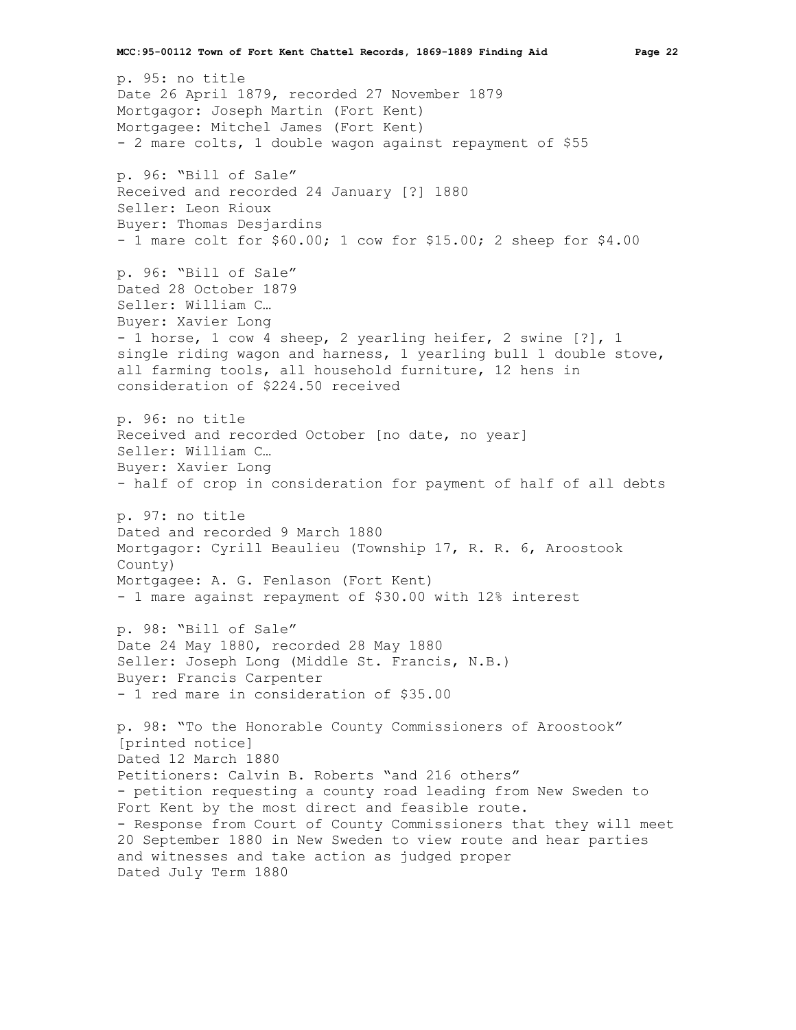p. 95: no title
Date 26 April 1879, recorded 27 November 1879
Mortgagor: Joseph Martin (Fort Kent)
Mortgagee: Mitchel James (Fort Kent)
- 2 mare colts, 1 double wagon against repayment of $55

p. 96: "Bill of Sale"
Received and recorded 24 January [?] 1880
Seller: Leon Rioux
Buyer: Thomas Desjardins
- 1 mare colt for $60.00; 1 cow for $15.00; 2 sheep for $4.00

p. 96: "Bill of Sale"
Dated 28 October 1879
Seller: William C…
Buyer: Xavier Long
- 1 horse, 1 cow 4 sheep, 2 yearling heifer, 2 swine [?], 1 single riding wagon and harness, 1 yearling bull 1 double stove, all farming tools, all household furniture, 12 hens in consideration of $224.50 received

p. 96: no title
Received and recorded October [no date, no year]
Seller: William C…
Buyer: Xavier Long
- half of crop in consideration for payment of half of all debts

p. 97: no title
Dated and recorded 9 March 1880
Mortgagor: Cyrill Beaulieu (Township 17, R. R. 6, Aroostook County)
Mortgagee: A. G. Fenlason (Fort Kent)
- 1 mare against repayment of $30.00 with 12% interest

p. 98: "Bill of Sale"
Date 24 May 1880, recorded 28 May 1880
Seller: Joseph Long (Middle St. Francis, N.B.)
Buyer: Francis Carpenter
- 1 red mare in consideration of $35.00

p. 98: "To the Honorable County Commissioners of Aroostook" [printed notice]
Dated 12 March 1880
Petitioners: Calvin B. Roberts "and 216 others"
- petition requesting a county road leading from New Sweden to Fort Kent by the most direct and feasible route.
- Response from Court of County Commissioners that they will meet 20 September 1880 in New Sweden to view route and hear parties and witnesses and take action as judged proper
Dated July Term 1880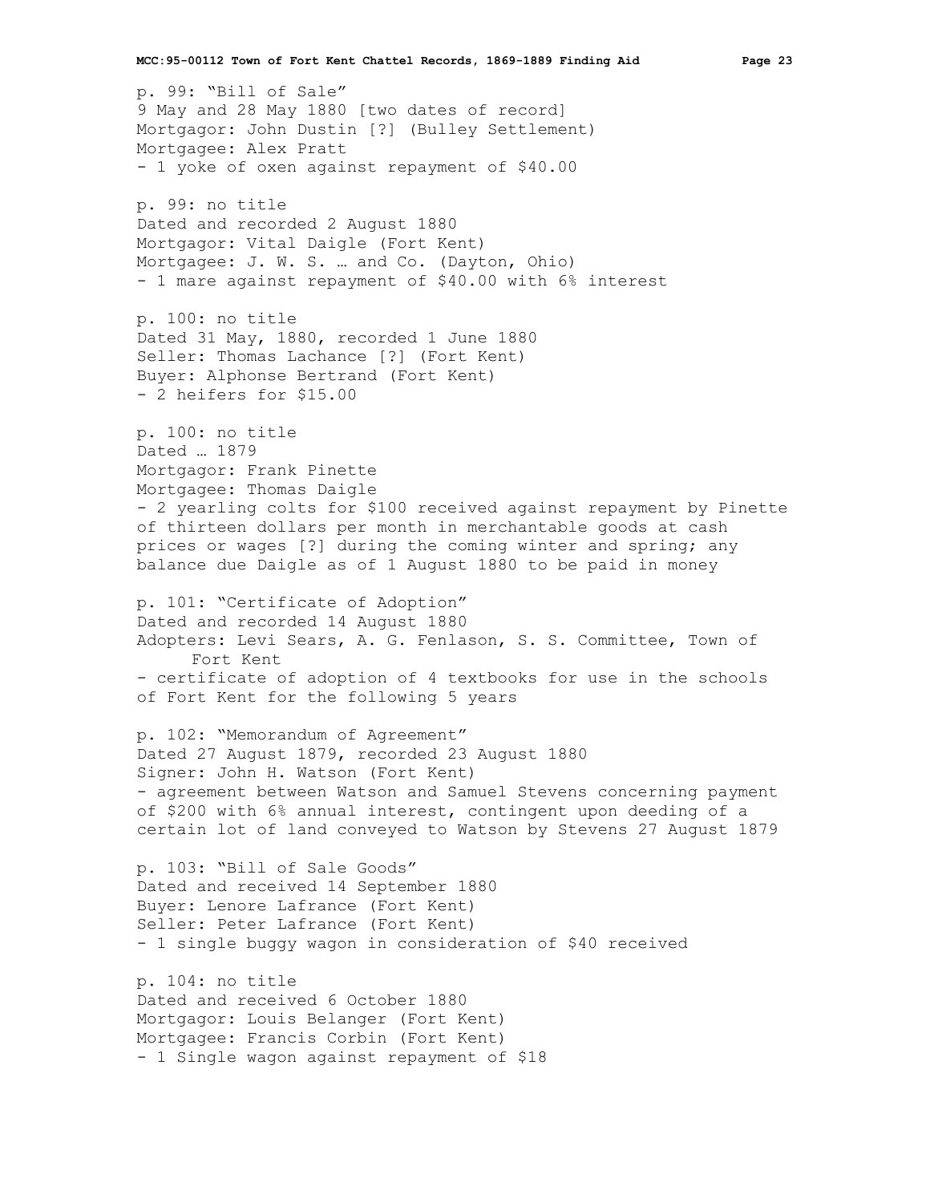p. 99: "Bill of Sale"
9 May and 28 May 1880 [two dates of record]
Mortgagor: John Dustin [?] (Bulley Settlement)
Mortgagee: Alex Pratt
- 1 yoke of oxen against repayment of $40.00

p. 99: no title
Dated and recorded 2 August 1880
Mortgagor: Vital Daigle (Fort Kent)
Mortgagee: J. W. S. … and Co. (Dayton, Ohio)
- 1 mare against repayment of $40.00 with 6% interest

p. 100: no title
Dated 31 May, 1880, recorded 1 June 1880
Seller: Thomas Lachance [?] (Fort Kent)
Buyer: Alphonse Bertrand (Fort Kent)
- 2 heifers for $15.00

p. 100: no title
Dated … 1879
Mortgagor: Frank Pinette
Mortgagee: Thomas Daigle
- 2 yearling colts for $100 received against repayment by Pinette of thirteen dollars per month in merchantable goods at cash prices or wages [?] during the coming winter and spring; any balance due Daigle as of 1 August 1880 to be paid in money

p. 101: "Certificate of Adoption"
Dated and recorded 14 August 1880
Adopters: Levi Sears, A. G. Fenlason, S. S. Committee, Town of Fort Kent
- certificate of adoption of 4 textbooks for use in the schools of Fort Kent for the following 5 years

p. 102: "Memorandum of Agreement"
Dated 27 August 1879, recorded 23 August 1880
Signer: John H. Watson (Fort Kent)
- agreement between Watson and Samuel Stevens concerning payment of $200 with 6% annual interest, contingent upon deeding of a certain lot of land conveyed to Watson by Stevens 27 August 1879

p. 103: "Bill of Sale Goods"
Dated and received 14 September 1880
Buyer: Lenore Lafrance (Fort Kent)
Seller: Peter Lafrance (Fort Kent)
- 1 single buggy wagon in consideration of $40 received

p. 104: no title
Dated and received 6 October 1880
Mortgagor: Louis Belanger (Fort Kent)
Mortgagee: Francis Corbin (Fort Kent)
- 1 Single wagon against repayment of $18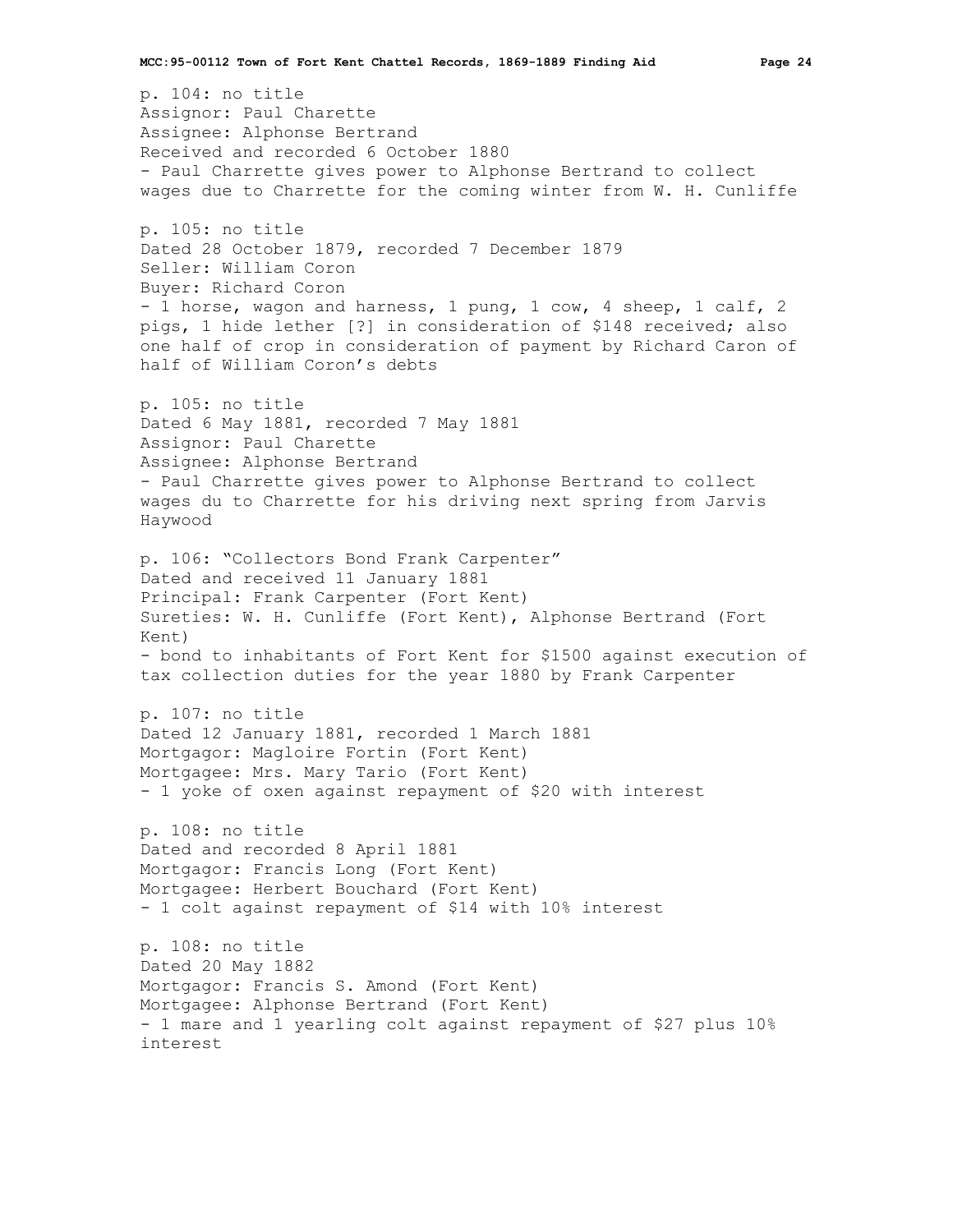p. 104: no title
Assignor: Paul Charette
Assignee: Alphonse Bertrand
Received and recorded 6 October 1880
- Paul Charrette gives power to Alphonse Bertrand to collect wages due to Charrette for the coming winter from W. H. Cunliffe

p. 105: no title
Dated 28 October 1879, recorded 7 December 1879
Seller: William Coron
Buyer: Richard Coron
- 1 horse, wagon and harness, 1 pung, 1 cow, 4 sheep, 1 calf, 2 pigs, 1 hide lether [?] in consideration of $148 received; also one half of crop in consideration of payment by Richard Caron of half of William Coron's debts

p. 105: no title
Dated 6 May 1881, recorded 7 May 1881
Assignor: Paul Charette
Assignee: Alphonse Bertrand
- Paul Charrette gives power to Alphonse Bertrand to collect wages du to Charrette for his driving next spring from Jarvis Haywood

p. 106: "Collectors Bond Frank Carpenter"
Dated and received 11 January 1881
Principal: Frank Carpenter (Fort Kent)
Sureties: W. H. Cunliffe (Fort Kent), Alphonse Bertrand (Fort Kent)
- bond to inhabitants of Fort Kent for $1500 against execution of tax collection duties for the year 1880 by Frank Carpenter

p. 107: no title
Dated 12 January 1881, recorded 1 March 1881
Mortgagor: Magloire Fortin (Fort Kent)
Mortgagee: Mrs. Mary Tario (Fort Kent)
- 1 yoke of oxen against repayment of $20 with interest

p. 108: no title
Dated and recorded 8 April 1881
Mortgagor: Francis Long (Fort Kent)
Mortgagee: Herbert Bouchard (Fort Kent)
- 1 colt against repayment of $14 with 10% interest

p. 108: no title
Dated 20 May 1882
Mortgagor: Francis S. Amond (Fort Kent)
Mortgagee: Alphonse Bertrand (Fort Kent)
- 1 mare and 1 yearling colt against repayment of $27 plus 10% interest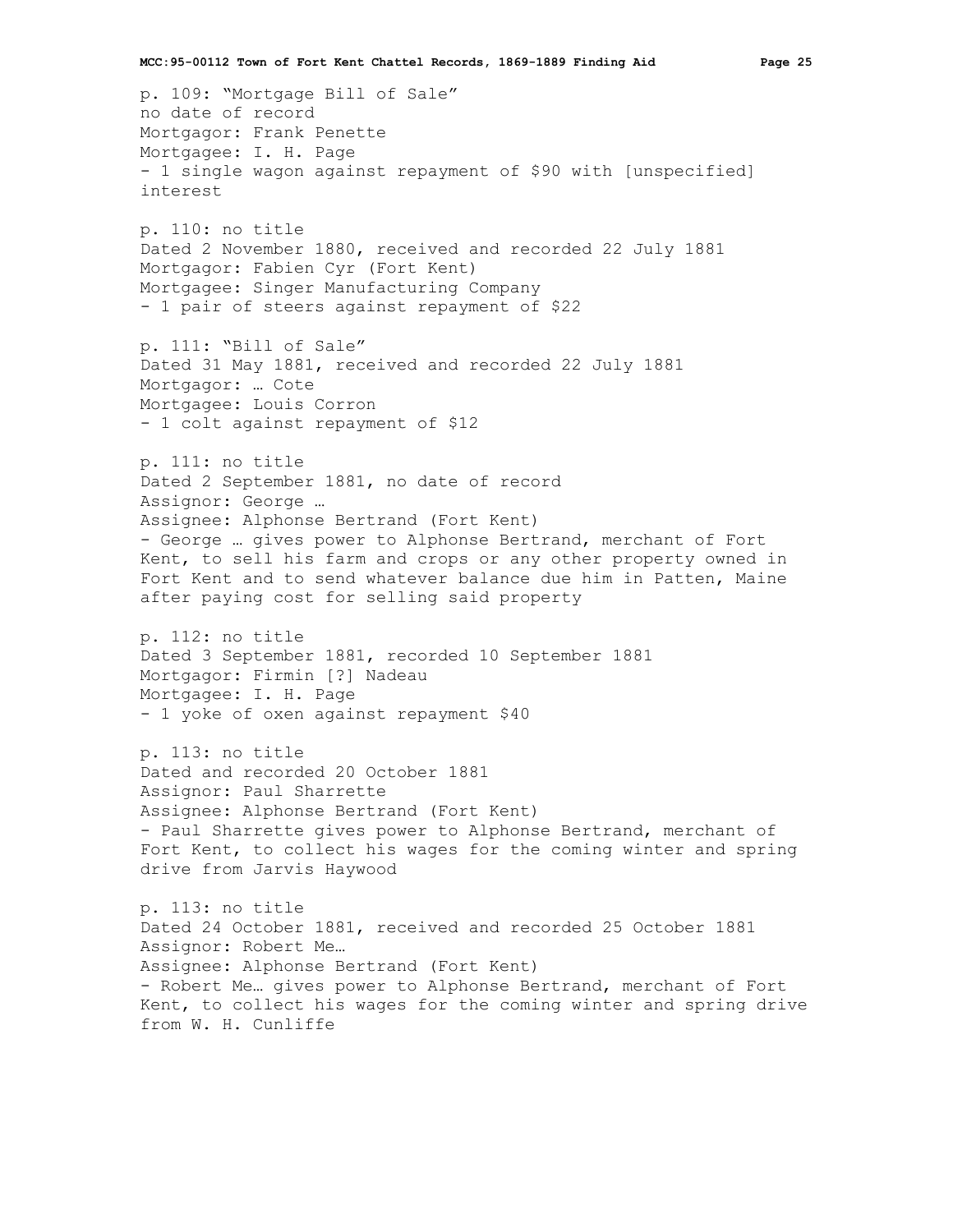p. 109: "Mortgage Bill of Sale"
no date of record
Mortgagor: Frank Penette
Mortgagee: I. H. Page
- 1 single wagon against repayment of $90 with [unspecified] interest

p. 110: no title
Dated 2 November 1880, received and recorded 22 July 1881
Mortgagor: Fabien Cyr (Fort Kent)
Mortgagee: Singer Manufacturing Company
- 1 pair of steers against repayment of $22

p. 111: "Bill of Sale"
Dated 31 May 1881, received and recorded 22 July 1881
Mortgagor: … Cote
Mortgagee: Louis Corron
- 1 colt against repayment of $12

p. 111: no title
Dated 2 September 1881, no date of record
Assignor: George …
Assignee: Alphonse Bertrand (Fort Kent)
- George … gives power to Alphonse Bertrand, merchant of Fort Kent, to sell his farm and crops or any other property owned in Fort Kent and to send whatever balance due him in Patten, Maine after paying cost for selling said property

p. 112: no title
Dated 3 September 1881, recorded 10 September 1881
Mortgagor: Firmin [?] Nadeau
Mortgagee: I. H. Page
- 1 yoke of oxen against repayment $40

p. 113: no title
Dated and recorded 20 October 1881
Assignor: Paul Sharrette
Assignee: Alphonse Bertrand (Fort Kent)
- Paul Sharrette gives power to Alphonse Bertrand, merchant of Fort Kent, to collect his wages for the coming winter and spring drive from Jarvis Haywood

p. 113: no title
Dated 24 October 1881, received and recorded 25 October 1881
Assignor: Robert Me…
Assignee: Alphonse Bertrand (Fort Kent)
- Robert Me… gives power to Alphonse Bertrand, merchant of Fort Kent, to collect his wages for the coming winter and spring drive from W. H. Cunliffe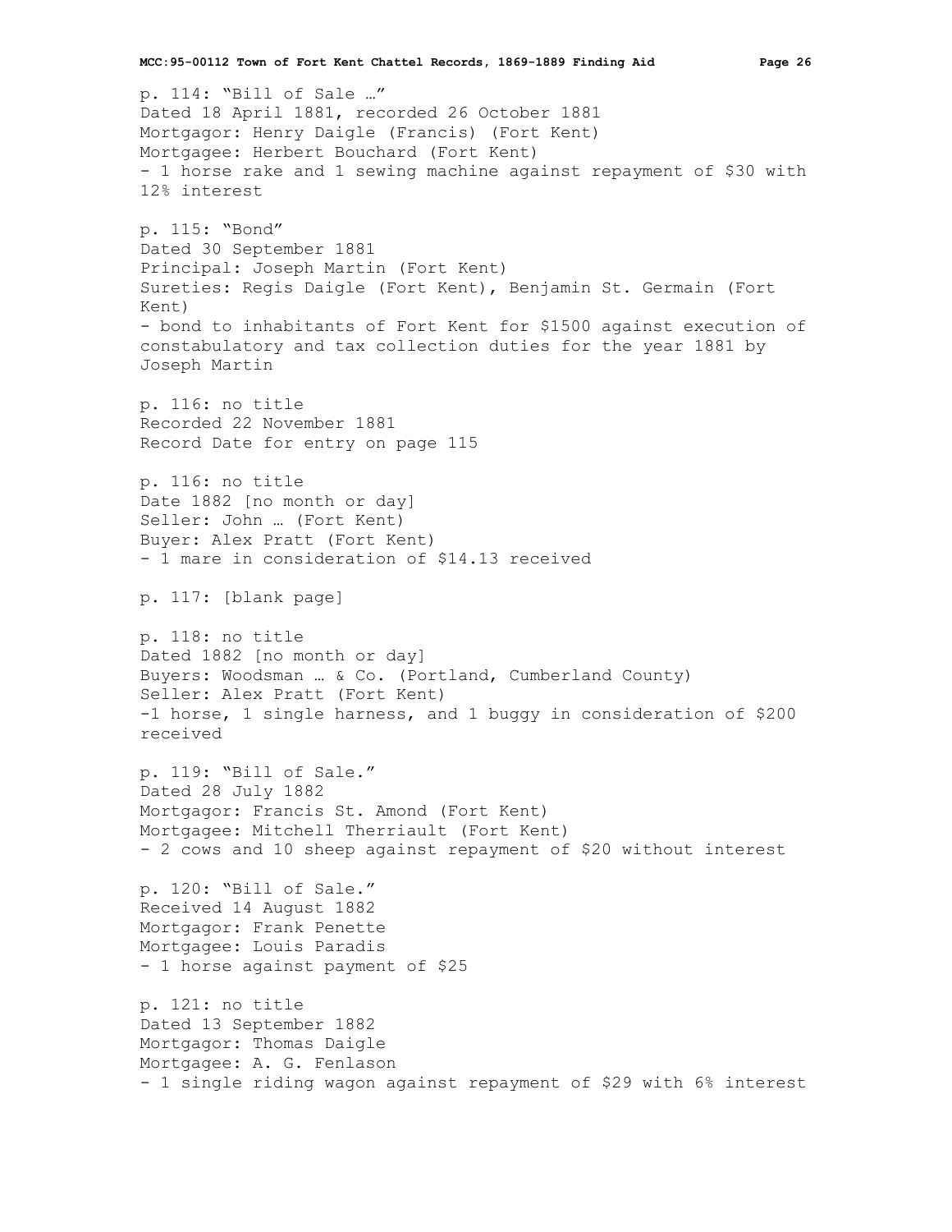p. 114: "Bill of Sale …"
Dated 18 April 1881, recorded 26 October 1881
Mortgagor: Henry Daigle (Francis) (Fort Kent)
Mortgagee: Herbert Bouchard (Fort Kent)
- 1 horse rake and 1 sewing machine against repayment of $30 with 12% interest

p. 115: "Bond"
Dated 30 September 1881
Principal: Joseph Martin (Fort Kent)
Sureties: Regis Daigle (Fort Kent), Benjamin St. Germain (Fort Kent)
- bond to inhabitants of Fort Kent for $1500 against execution of constabulatory and tax collection duties for the year 1881 by Joseph Martin

p. 116: no title
Recorded 22 November 1881
Record Date for entry on page 115

p. 116: no title
Date 1882 [no month or day]
Seller: John … (Fort Kent)
Buyer: Alex Pratt (Fort Kent)
- 1 mare in consideration of $14.13 received

p. 117: [blank page]

p. 118: no title
Dated 1882 [no month or day]
Buyers: Woodsman … & Co. (Portland, Cumberland County)
Seller: Alex Pratt (Fort Kent)
-1 horse, 1 single harness, and 1 buggy in consideration of $200 received

p. 119: "Bill of Sale."
Dated 28 July 1882
Mortgagor: Francis St. Amond (Fort Kent)
Mortgagee: Mitchell Therriault (Fort Kent)
- 2 cows and 10 sheep against repayment of $20 without interest

p. 120: "Bill of Sale."
Received 14 August 1882
Mortgagor: Frank Penette
Mortgagee: Louis Paradis
- 1 horse against payment of $25

p. 121: no title
Dated 13 September 1882
Mortgagor: Thomas Daigle
Mortgagee: A. G. Fenlason
- 1 single riding wagon against repayment of $29 with 6% interest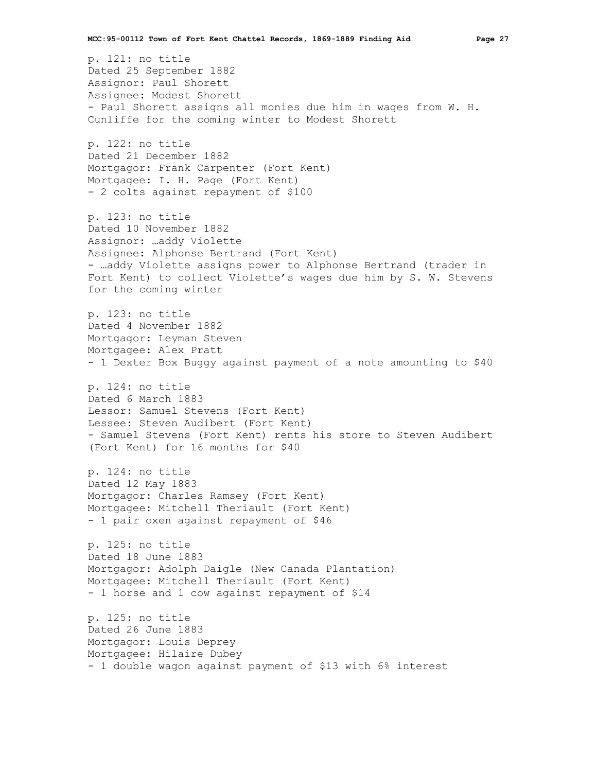p. 121: no title
Dated 25 September 1882
Assignor: Paul Shorett
Assignee: Modest Shorett
- Paul Shorett assigns all monies due him in wages from W. H. Cunliffe for the coming winter to Modest Shorett

p. 122: no title
Dated 21 December 1882
Mortgagor: Frank Carpenter (Fort Kent)
Mortgagee: I. H. Page (Fort Kent)
- 2 colts against repayment of $100

p. 123: no title
Dated 10 November 1882
Assignor: …addy Violette
Assignee: Alphonse Bertrand (Fort Kent)
- …addy Violette assigns power to Alphonse Bertrand (trader in Fort Kent) to collect Violette's wages due him by S. W. Stevens for the coming winter

p. 123: no title
Dated 4 November 1882
Mortgagor: Leyman Steven
Mortgagee: Alex Pratt
- 1 Dexter Box Buggy against payment of a note amounting to $40

p. 124: no title
Dated 6 March 1883
Lessor: Samuel Stevens (Fort Kent)
Lessee: Steven Audibert (Fort Kent)
- Samuel Stevens (Fort Kent) rents his store to Steven Audibert (Fort Kent) for 16 months for $40

p. 124: no title
Dated 12 May 1883
Mortgagor: Charles Ramsey (Fort Kent)
Mortgagee: Mitchell Theriault (Fort Kent)
- 1 pair oxen against repayment of $46

p. 125: no title
Dated 18 June 1883
Mortgagor: Adolph Daigle (New Canada Plantation)
Mortgagee: Mitchell Theriault (Fort Kent)
- 1 horse and 1 cow against repayment of $14

p. 125: no title
Dated 26 June 1883
Mortgagor: Louis Deprey
Mortgagee: Hilaire Dubey
- 1 double wagon against payment of $13 with 6% interest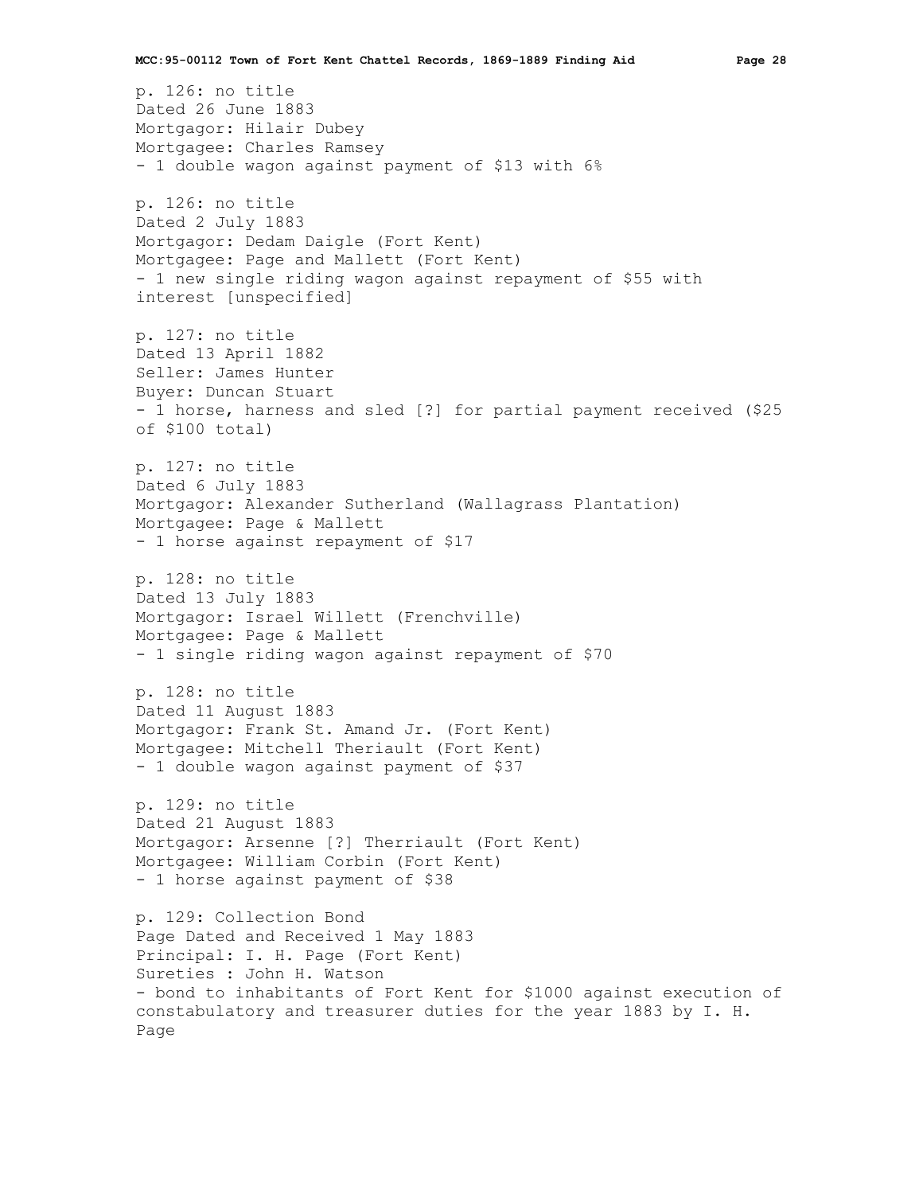p. 126: no title
Dated 26 June 1883
Mortgagor: Hilair Dubey
Mortgagee: Charles Ramsey
- 1 double wagon against payment of $13 with 6%

p. 126: no title
Dated 2 July 1883
Mortgagor: Dedam Daigle (Fort Kent)
Mortgagee: Page and Mallett (Fort Kent)
- 1 new single riding wagon against repayment of $55 with interest [unspecified]

p. 127: no title
Dated 13 April 1882
Seller: James Hunter
Buyer: Duncan Stuart
- 1 horse, harness and sled [?] for partial payment received ($25 of $100 total)

p. 127: no title
Dated 6 July 1883
Mortgagor: Alexander Sutherland (Wallagrass Plantation)
Mortgagee: Page & Mallett
- 1 horse against repayment of $17

p. 128: no title
Dated 13 July 1883
Mortgagor: Israel Willett (Frenchville)
Mortgagee: Page & Mallett
- 1 single riding wagon against repayment of $70

p. 128: no title
Dated 11 August 1883
Mortgagor: Frank St. Amand Jr. (Fort Kent)
Mortgagee: Mitchell Theriault (Fort Kent)
- 1 double wagon against payment of $37

p. 129: no title
Dated 21 August 1883
Mortgagor: Arsenne [?] Therriault (Fort Kent)
Mortgagee: William Corbin (Fort Kent)
- 1 horse against payment of $38

p. 129: Collection Bond
Page Dated and Received 1 May 1883
Principal: I. H. Page (Fort Kent)
Sureties : John H. Watson
- bond to inhabitants of Fort Kent for $1000 against execution of constabulatory and treasurer duties for the year 1883 by I. H. Page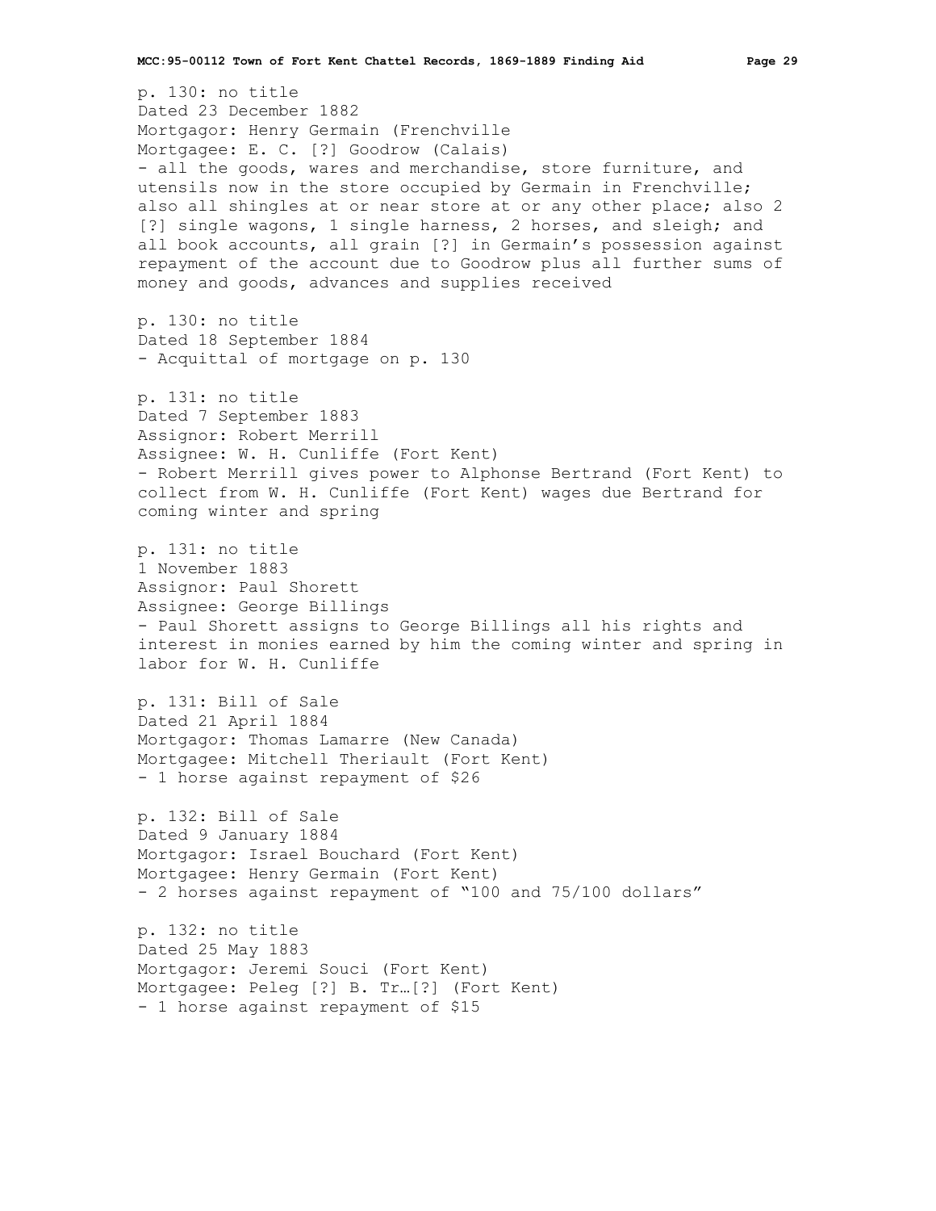p. 130: no title
Dated 23 December 1882
Mortgagor: Henry Germain (Frenchville
Mortgagee: E. C. [?] Goodrow (Calais)
- all the goods, wares and merchandise, store furniture, and utensils now in the store occupied by Germain in Frenchville; also all shingles at or near store at or any other place; also 2 [?] single wagons, 1 single harness, 2 horses, and sleigh; and all book accounts, all grain [?] in Germain's possession against repayment of the account due to Goodrow plus all further sums of money and goods, advances and supplies received

p. 130: no title
Dated 18 September 1884
- Acquittal of mortgage on p. 130

p. 131: no title
Dated 7 September 1883
Assignor: Robert Merrill
Assignee: W. H. Cunliffe (Fort Kent)
- Robert Merrill gives power to Alphonse Bertrand (Fort Kent) to collect from W. H. Cunliffe (Fort Kent) wages due Bertrand for coming winter and spring

p. 131: no title
1 November 1883
Assignor: Paul Shorett
Assignee: George Billings
- Paul Shorett assigns to George Billings all his rights and interest in monies earned by him the coming winter and spring in labor for W. H. Cunliffe

p. 131: Bill of Sale
Dated 21 April 1884
Mortgagor: Thomas Lamarre (New Canada)
Mortgagee: Mitchell Theriault (Fort Kent)
- 1 horse against repayment of $26

p. 132: Bill of Sale
Dated 9 January 1884
Mortgagor: Israel Bouchard (Fort Kent)
Mortgagee: Henry Germain (Fort Kent)
- 2 horses against repayment of "100 and 75/100 dollars"

p. 132: no title
Dated 25 May 1883
Mortgagor: Jeremi Souci (Fort Kent)
Mortgagee: Peleg [?] B. Tr…[?] (Fort Kent)
- 1 horse against repayment of $15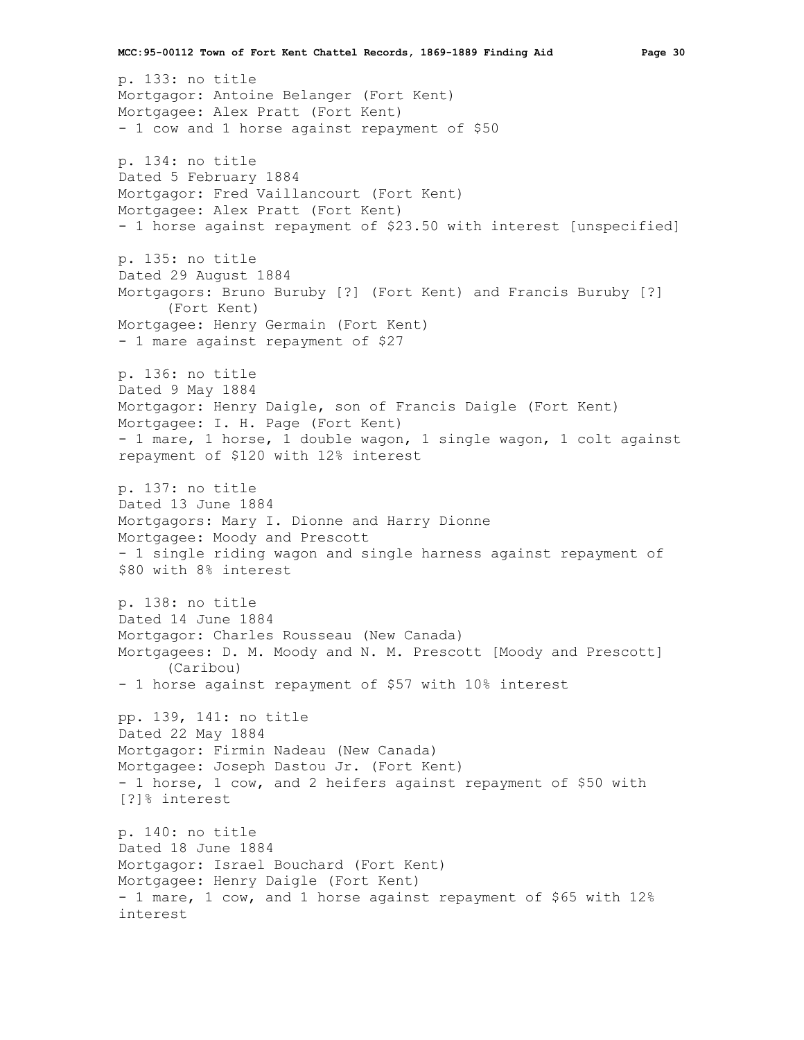p. 133: no title
Mortgagor: Antoine Belanger (Fort Kent)
Mortgagee: Alex Pratt (Fort Kent)
- 1 cow and 1 horse against repayment of $50

p. 134: no title
Dated 5 February 1884
Mortgagor: Fred Vaillancourt (Fort Kent)
Mortgagee: Alex Pratt (Fort Kent)
- 1 horse against repayment of $23.50 with interest [unspecified]

p. 135: no title
Dated 29 August 1884
Mortgagors: Bruno Buruby [?] (Fort Kent) and Francis Buruby [?] (Fort Kent)
Mortgagee: Henry Germain (Fort Kent)
- 1 mare against repayment of $27

p. 136: no title
Dated 9 May 1884
Mortgagor: Henry Daigle, son of Francis Daigle (Fort Kent)
Mortgagee: I. H. Page (Fort Kent)
- 1 mare, 1 horse, 1 double wagon, 1 single wagon, 1 colt against repayment of $120 with 12% interest

p. 137: no title
Dated 13 June 1884
Mortgagors: Mary I. Dionne and Harry Dionne
Mortgagee: Moody and Prescott
- 1 single riding wagon and single harness against repayment of $80 with 8% interest

p. 138: no title
Dated 14 June 1884
Mortgagor: Charles Rousseau (New Canada)
Mortgagees: D. M. Moody and N. M. Prescott [Moody and Prescott] (Caribou)
- 1 horse against repayment of $57 with 10% interest

pp. 139, 141: no title
Dated 22 May 1884
Mortgagor: Firmin Nadeau (New Canada)
Mortgagee: Joseph Dastou Jr. (Fort Kent)
- 1 horse, 1 cow, and 2 heifers against repayment of $50 with [?]% interest

p. 140: no title
Dated 18 June 1884
Mortgagor: Israel Bouchard (Fort Kent)
Mortgagee: Henry Daigle (Fort Kent)
- 1 mare, 1 cow, and 1 horse against repayment of $65 with 12% interest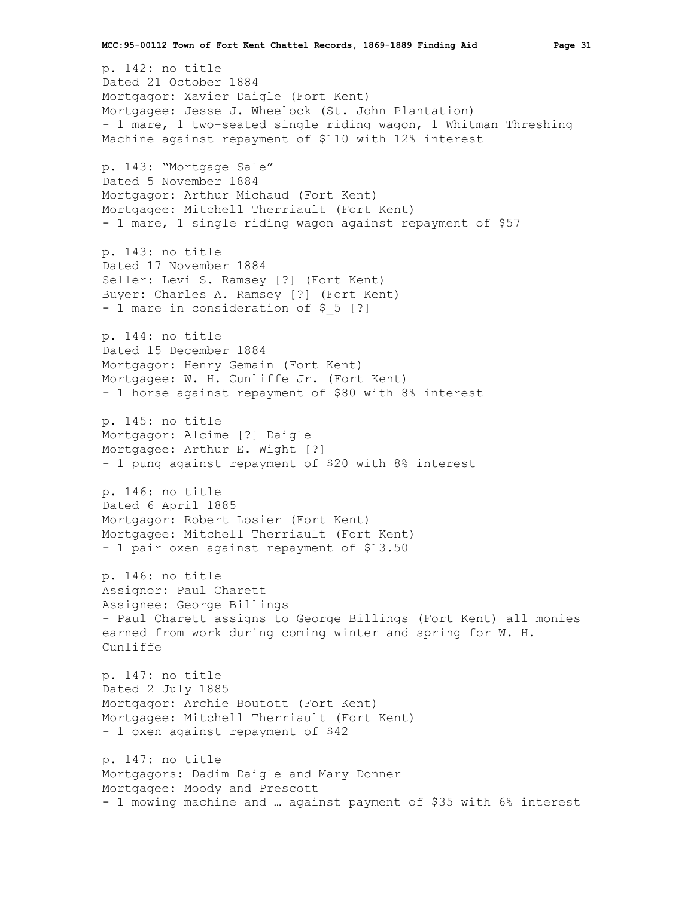p. 142: no title
Dated 21 October 1884
Mortgagor: Xavier Daigle (Fort Kent)
Mortgagee: Jesse J. Wheelock (St. John Plantation)
- 1 mare, 1 two-seated single riding wagon, 1 Whitman Threshing Machine against repayment of $110 with 12% interest

p. 143: "Mortgage Sale"
Dated 5 November 1884
Mortgagor: Arthur Michaud (Fort Kent)
Mortgagee: Mitchell Therriault (Fort Kent)
- 1 mare, 1 single riding wagon against repayment of $57

p. 143: no title
Dated 17 November 1884
Seller: Levi S. Ramsey [?] (Fort Kent)
Buyer: Charles A. Ramsey [?] (Fort Kent)
- 1 mare in consideration of $_5 [?]

p. 144: no title
Dated 15 December 1884
Mortgagor: Henry Gemain (Fort Kent)
Mortgagee: W. H. Cunliffe Jr. (Fort Kent)
- 1 horse against repayment of $80 with 8% interest

p. 145: no title
Mortgagor: Alcime [?] Daigle
Mortgagee: Arthur E. Wight [?]
- 1 pung against repayment of $20 with 8% interest

p. 146: no title
Dated 6 April 1885
Mortgagor: Robert Losier (Fort Kent)
Mortgagee: Mitchell Therriault (Fort Kent)
- 1 pair oxen against repayment of $13.50

p. 146: no title
Assignor: Paul Charett
Assignee: George Billings
- Paul Charett assigns to George Billings (Fort Kent) all monies earned from work during coming winter and spring for W. H. Cunliffe

p. 147: no title
Dated 2 July 1885
Mortgagor: Archie Boutott (Fort Kent)
Mortgagee: Mitchell Therriault (Fort Kent)
- 1 oxen against repayment of $42

p. 147: no title
Mortgagors: Dadim Daigle and Mary Donner
Mortgagee: Moody and Prescott
- 1 mowing machine and … against payment of $35 with 6% interest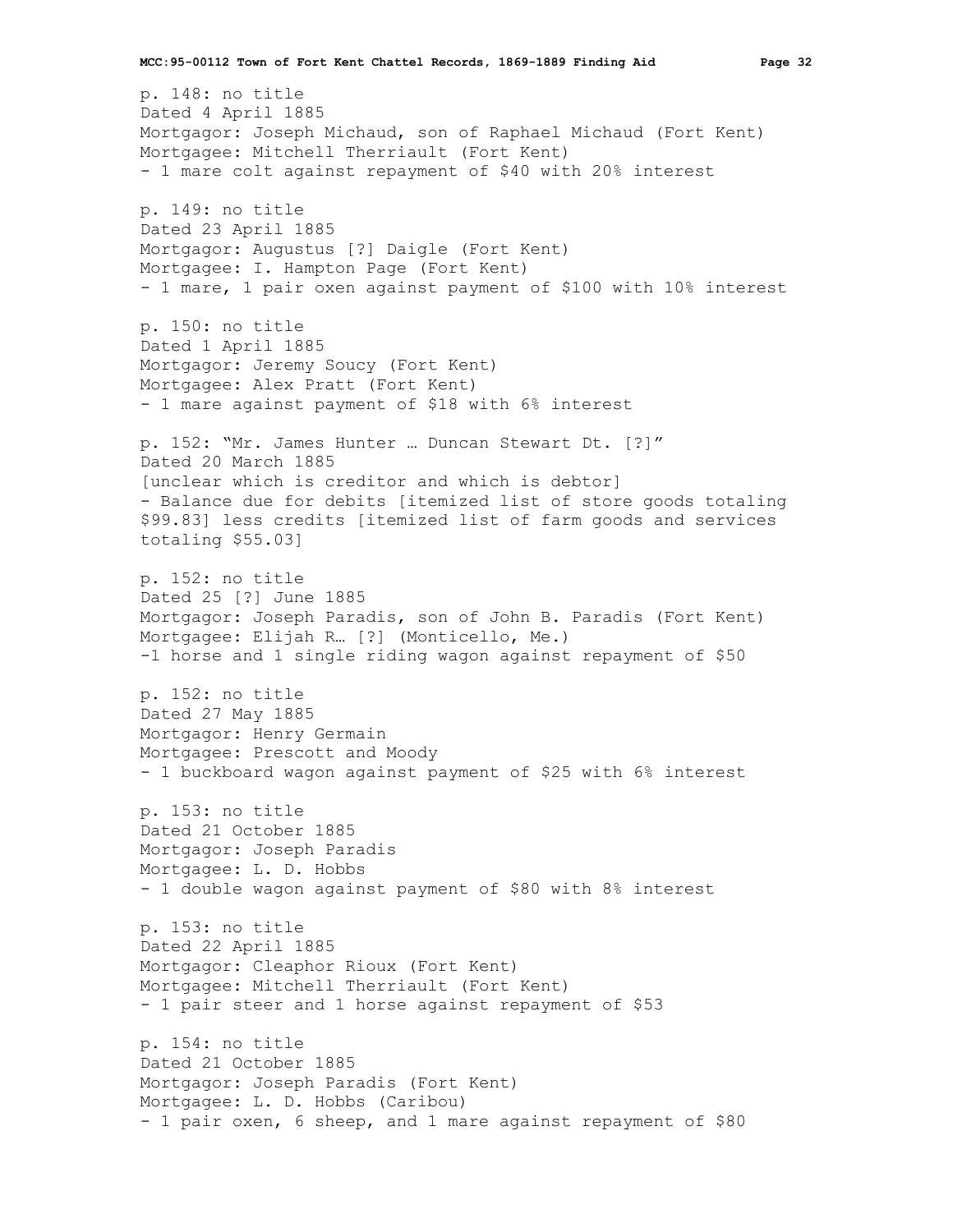p. 148: no title
Dated 4 April 1885
Mortgagor: Joseph Michaud, son of Raphael Michaud (Fort Kent)
Mortgagee: Mitchell Therriault (Fort Kent)
- 1 mare colt against repayment of $40 with 20% interest

p. 149: no title
Dated 23 April 1885
Mortgagor: Augustus [?] Daigle (Fort Kent)
Mortgagee: I. Hampton Page (Fort Kent)
- 1 mare, 1 pair oxen against payment of $100 with 10% interest

p. 150: no title
Dated 1 April 1885
Mortgagor: Jeremy Soucy (Fort Kent)
Mortgagee: Alex Pratt (Fort Kent)
- 1 mare against payment of $18 with 6% interest

p. 152: "Mr. James Hunter … Duncan Stewart Dt. [?]"
Dated 20 March 1885
[unclear which is creditor and which is debtor]
- Balance due for debits [itemized list of store goods totaling $99.83] less credits [itemized list of farm goods and services totaling $55.03]

p. 152: no title
Dated 25 [?] June 1885
Mortgagor: Joseph Paradis, son of John B. Paradis (Fort Kent)
Mortgagee: Elijah R… [?] (Monticello, Me.)
-1 horse and 1 single riding wagon against repayment of $50

p. 152: no title
Dated 27 May 1885
Mortgagor: Henry Germain
Mortgagee: Prescott and Moody
- 1 buckboard wagon against payment of $25 with 6% interest

p. 153: no title
Dated 21 October 1885
Mortgagor: Joseph Paradis
Mortgagee: L. D. Hobbs
- 1 double wagon against payment of $80 with 8% interest

p. 153: no title
Dated 22 April 1885
Mortgagor: Cleaphor Rioux (Fort Kent)
Mortgagee: Mitchell Therriault (Fort Kent)
- 1 pair steer and 1 horse against repayment of $53

p. 154: no title
Dated 21 October 1885
Mortgagor: Joseph Paradis (Fort Kent)
Mortgagee: L. D. Hobbs (Caribou)
- 1 pair oxen, 6 sheep, and 1 mare against repayment of $80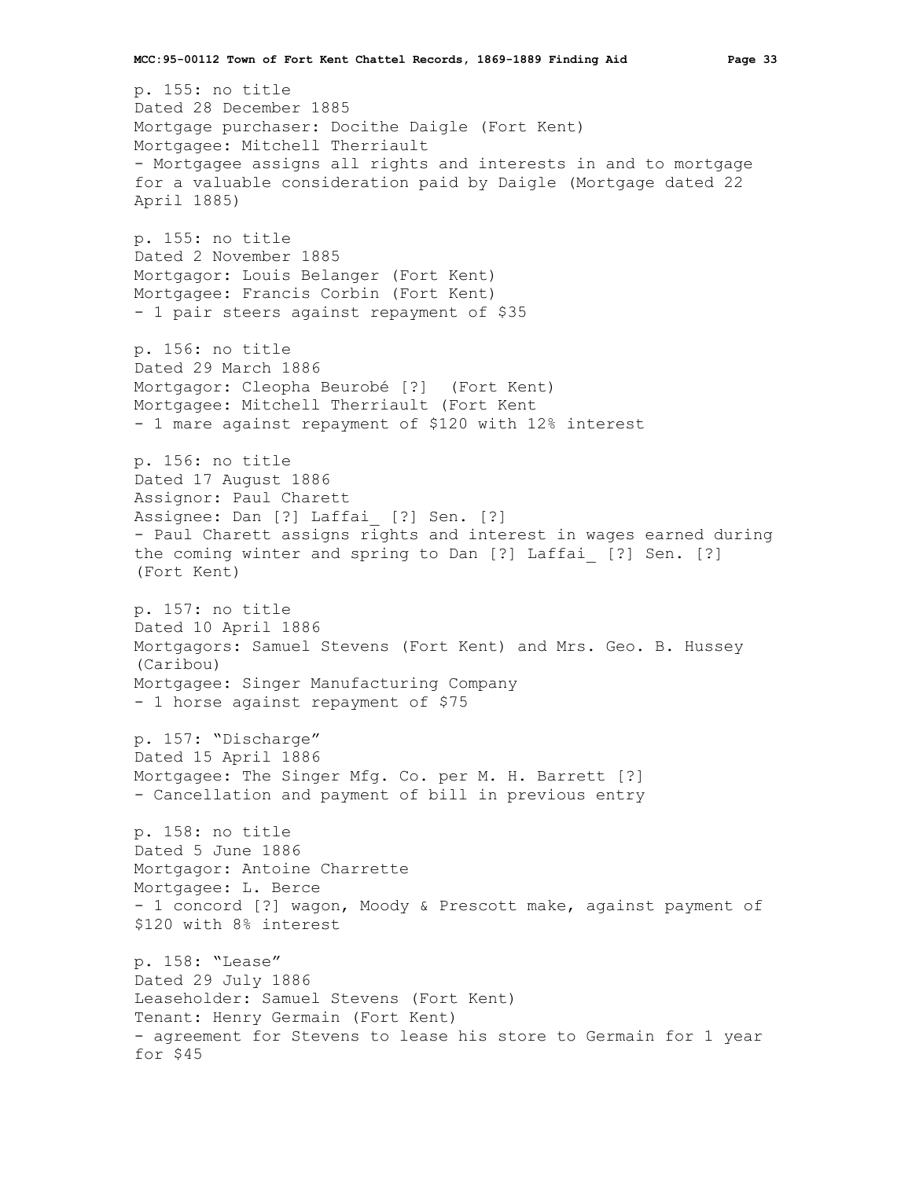p. 155: no title
Dated 28 December 1885
Mortgage purchaser: Docithe Daigle (Fort Kent)
Mortgagee: Mitchell Therriault
- Mortgagee assigns all rights and interests in and to mortgage for a valuable consideration paid by Daigle (Mortgage dated 22 April 1885)

p. 155: no title
Dated 2 November 1885
Mortgagor: Louis Belanger (Fort Kent)
Mortgagee: Francis Corbin (Fort Kent)
- 1 pair steers against repayment of $35

p. 156: no title
Dated 29 March 1886
Mortgagor: Cleopha Beurobé [?] (Fort Kent)
Mortgagee: Mitchell Therriault (Fort Kent
- 1 mare against repayment of $120 with 12% interest

p. 156: no title
Dated 17 August 1886
Assignor: Paul Charett
Assignee: Dan [?] Laffai_ [?] Sen. [?]
- Paul Charett assigns rights and interest in wages earned during the coming winter and spring to Dan [?] Laffai_ [?] Sen. [?] (Fort Kent)

p. 157: no title
Dated 10 April 1886
Mortgagors: Samuel Stevens (Fort Kent) and Mrs. Geo. B. Hussey (Caribou)
Mortgagee: Singer Manufacturing Company
- 1 horse against repayment of $75

p. 157: "Discharge"
Dated 15 April 1886
Mortgagee: The Singer Mfg. Co. per M. H. Barrett [?]
- Cancellation and payment of bill in previous entry

p. 158: no title
Dated 5 June 1886
Mortgagor: Antoine Charrette
Mortgagee: L. Berce
- 1 concord [?] wagon, Moody & Prescott make, against payment of $120 with 8% interest

p. 158: "Lease"
Dated 29 July 1886
Leaseholder: Samuel Stevens (Fort Kent)
Tenant: Henry Germain (Fort Kent)
- agreement for Stevens to lease his store to Germain for 1 year for $45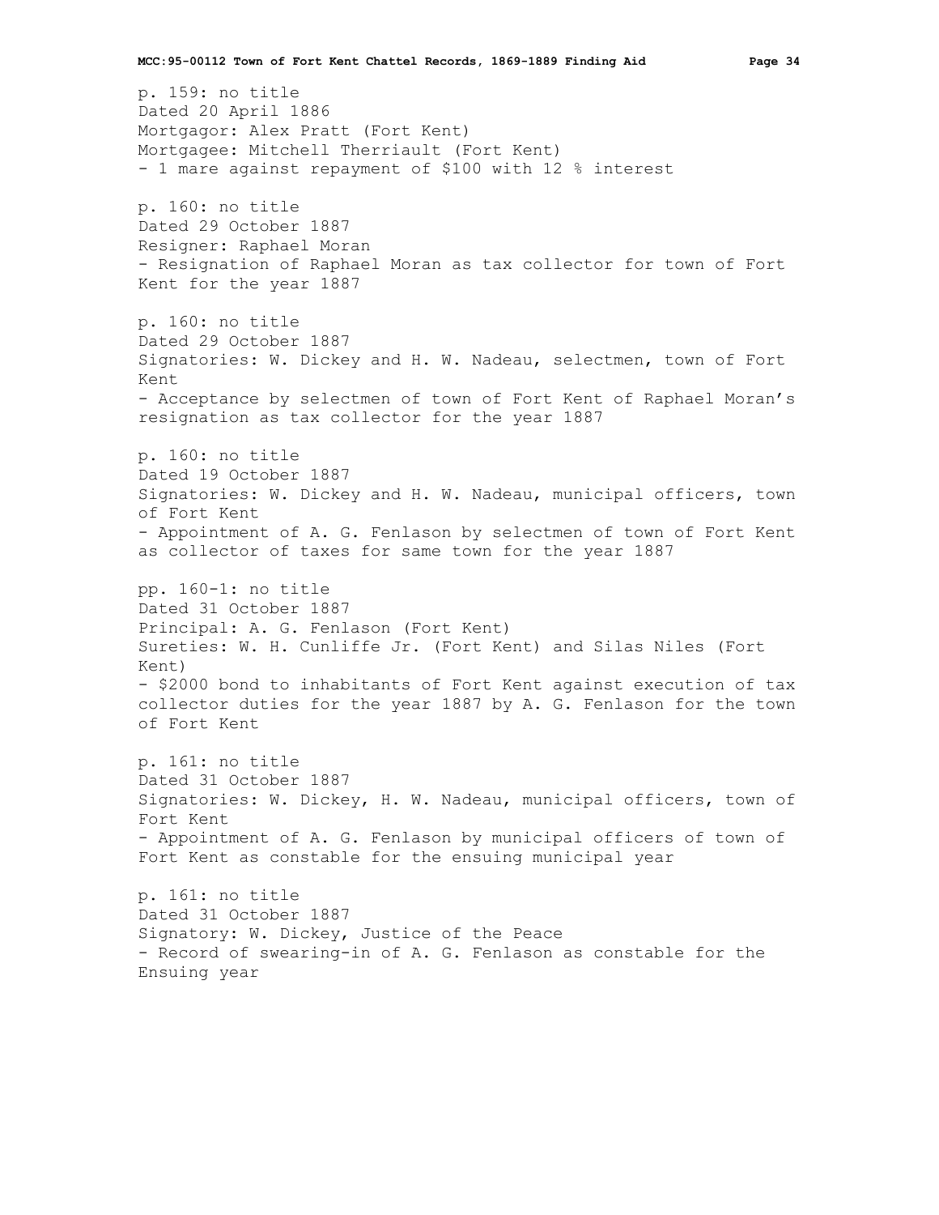p. 159: no title
Dated 20 April 1886
Mortgagor: Alex Pratt (Fort Kent)
Mortgagee: Mitchell Therriault (Fort Kent)
- 1 mare against repayment of $100 with 12 % interest

p. 160: no title
Dated 29 October 1887
Resigner: Raphael Moran
- Resignation of Raphael Moran as tax collector for town of Fort Kent for the year 1887

p. 160: no title
Dated 29 October 1887
Signatories: W. Dickey and H. W. Nadeau, selectmen, town of Fort Kent
- Acceptance by selectmen of town of Fort Kent of Raphael Moran's resignation as tax collector for the year 1887

p. 160: no title
Dated 19 October 1887
Signatories: W. Dickey and H. W. Nadeau, municipal officers, town of Fort Kent
- Appointment of A. G. Fenlason by selectmen of town of Fort Kent as collector of taxes for same town for the year 1887

pp. 160-1: no title
Dated 31 October 1887
Principal: A. G. Fenlason (Fort Kent)
Sureties: W. H. Cunliffe Jr. (Fort Kent) and Silas Niles (Fort Kent)
- $2000 bond to inhabitants of Fort Kent against execution of tax collector duties for the year 1887 by A. G. Fenlason for the town of Fort Kent

p. 161: no title
Dated 31 October 1887
Signatories: W. Dickey, H. W. Nadeau, municipal officers, town of Fort Kent
- Appointment of A. G. Fenlason by municipal officers of town of Fort Kent as constable for the ensuing municipal year

p. 161: no title
Dated 31 October 1887
Signatory: W. Dickey, Justice of the Peace
- Record of swearing-in of A. G. Fenlason as constable for the Ensuing year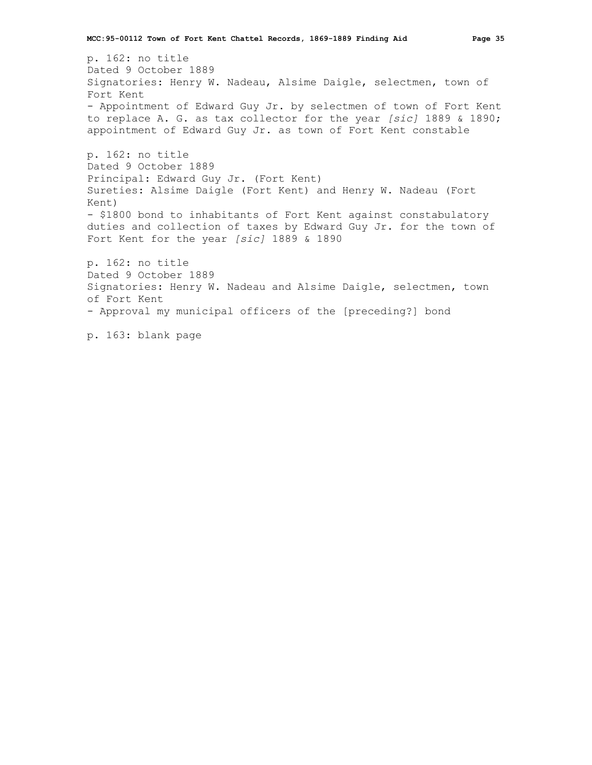p. 162: no title
Dated 9 October 1889
Signatories: Henry W. Nadeau, Alsime Daigle, selectmen, town of Fort Kent
- Appointment of Edward Guy Jr. by selectmen of town of Fort Kent to replace A. G. as tax collector for the year *[sic]* 1889 & 1890; appointment of Edward Guy Jr. as town of Fort Kent constable

p. 162: no title
Dated 9 October 1889
Principal: Edward Guy Jr. (Fort Kent)
Sureties: Alsime Daigle (Fort Kent) and Henry W. Nadeau (Fort Kent)
- $1800 bond to inhabitants of Fort Kent against constabulatory duties and collection of taxes by Edward Guy Jr. for the town of Fort Kent for the year *[sic]* 1889 & 1890

p. 162: no title
Dated 9 October 1889
Signatories: Henry W. Nadeau and Alsime Daigle, selectmen, town of Fort Kent
- Approval my municipal officers of the [preceding?] bond

p. 163: blank page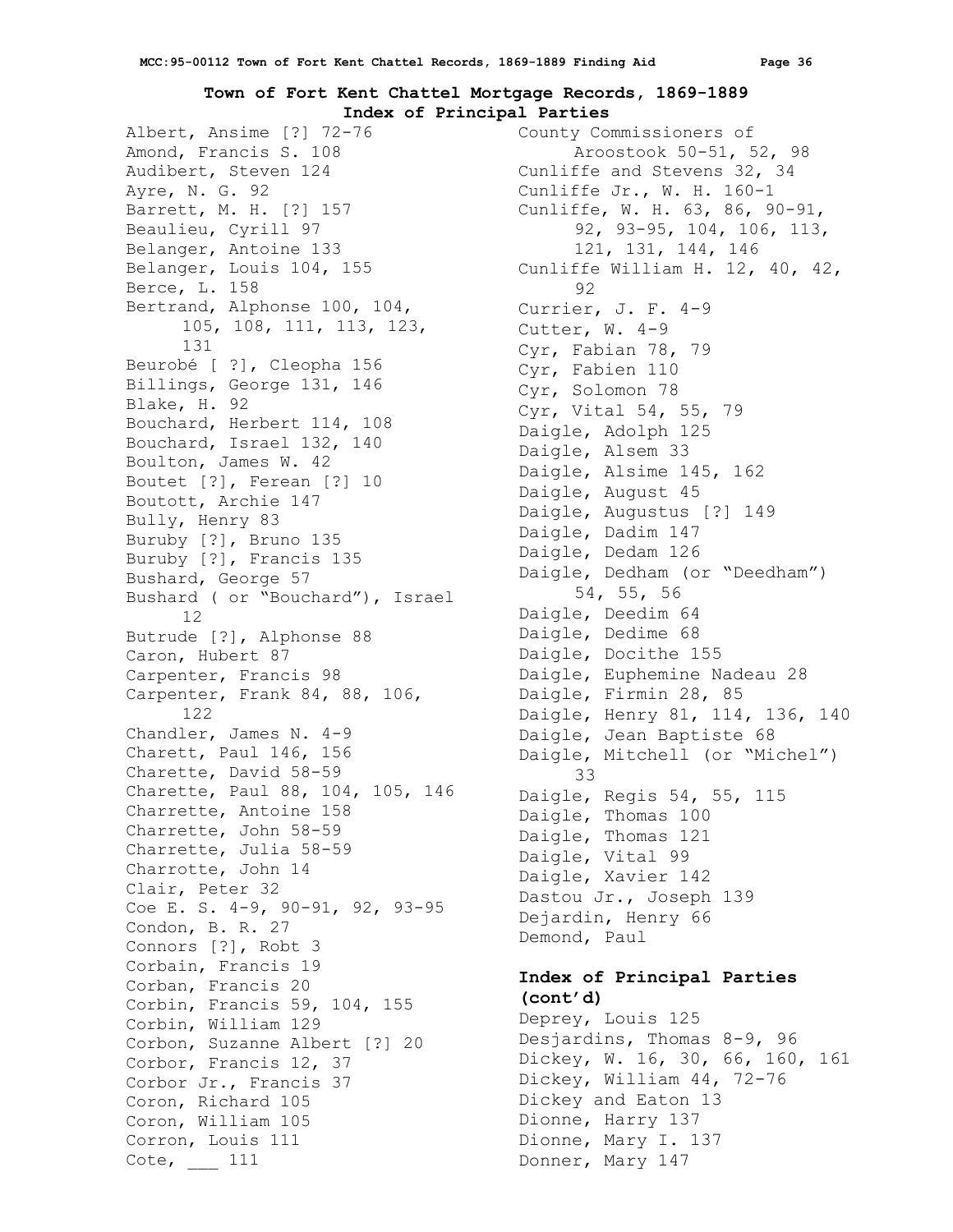## Town of Fort Kent Chattel Mortgage Records, 1869-1889
### Index of Principal Parties

Albert, Ansime [?] 72-76
Amond, Francis S. 108
Audibert, Steven 124
Ayre, N. G. 92
Barrett, M. H. [?] 157
Beaulieu, Cyrill 97
Belanger, Antoine 133
Belanger, Louis 104, 155
Berce, L. 158
Bertrand, Alphonse 100, 104, 105, 108, 111, 113, 123, 131
Beurobé [ ?], Cleopha 156
Billings, George 131, 146
Blake, H. 92
Bouchard, Herbert 114, 108
Bouchard, Israel 132, 140
Boulton, James W. 42
Boutet [?], Ferean [?] 10
Boutott, Archie 147
Bully, Henry 83
Buruby [?], Bruno 135
Buruby [?], Francis 135
Bushard, George 57
Bushard ( or "Bouchard"), Israel 12
Butrude [?], Alphonse 88
Caron, Hubert 87
Carpenter, Francis 98
Carpenter, Frank 84, 88, 106, 122
Chandler, James N. 4-9
Charett, Paul 146, 156
Charette, David 58-59
Charette, Paul 88, 104, 105, 146
Charrette, Antoine 158
Charrette, John 58-59
Charrette, Julia 58-59
Charrotte, John 14
Clair, Peter 32
Coe E. S. 4-9, 90-91, 92, 93-95
Condon, B. R. 27
Connors [?], Robt 3
Corbain, Francis 19
Corban, Francis 20
Corbin, Francis 59, 104, 155
Corbin, William 129
Corbon, Suzanne Albert [?] 20
Corbor, Francis 12, 37
Corbor Jr., Francis 37
Coron, Richard 105
Coron, William 105
Corron, Louis 111
Cote, ___ 111
County Commissioners of Aroostook 50-51, 52, 98
Cunliffe and Stevens 32, 34
Cunliffe Jr., W. H. 160-1
Cunliffe, W. H. 63, 86, 90-91, 92, 93-95, 104, 106, 113, 121, 131, 144, 146
Cunliffe William H. 12, 40, 42, 92
Currier, J. F. 4-9
Cutter, W. 4-9
Cyr, Fabian 78, 79
Cyr, Fabien 110
Cyr, Solomon 78
Cyr, Vital 54, 55, 79
Daigle, Adolph 125
Daigle, Alsem 33
Daigle, Alsime 145, 162
Daigle, August 45
Daigle, Augustus [?] 149
Daigle, Dadim 147
Daigle, Dedam 126
Daigle, Dedham (or "Deedham") 54, 55, 56
Daigle, Deedim 64
Daigle, Dedime 68
Daigle, Docithe 155
Daigle, Euphemine Nadeau 28
Daigle, Firmin 28, 85
Daigle, Henry 81, 114, 136, 140
Daigle, Jean Baptiste 68
Daigle, Mitchell (or "Michel") 33
Daigle, Regis 54, 55, 115
Daigle, Thomas 100
Daigle, Thomas 121
Daigle, Vital 99
Daigle, Xavier 142
Dastou Jr., Joseph 139
Dejardin, Henry 66
Demond, Paul

### Index of Principal Parties (cont'd)

Deprey, Louis 125
Desjardins, Thomas 8-9, 96
Dickey, W. 16, 30, 66, 160, 161
Dickey, William 44, 72-76
Dickey and Eaton 13
Dionne, Harry 137
Dionne, Mary I. 137
Donner, Mary 147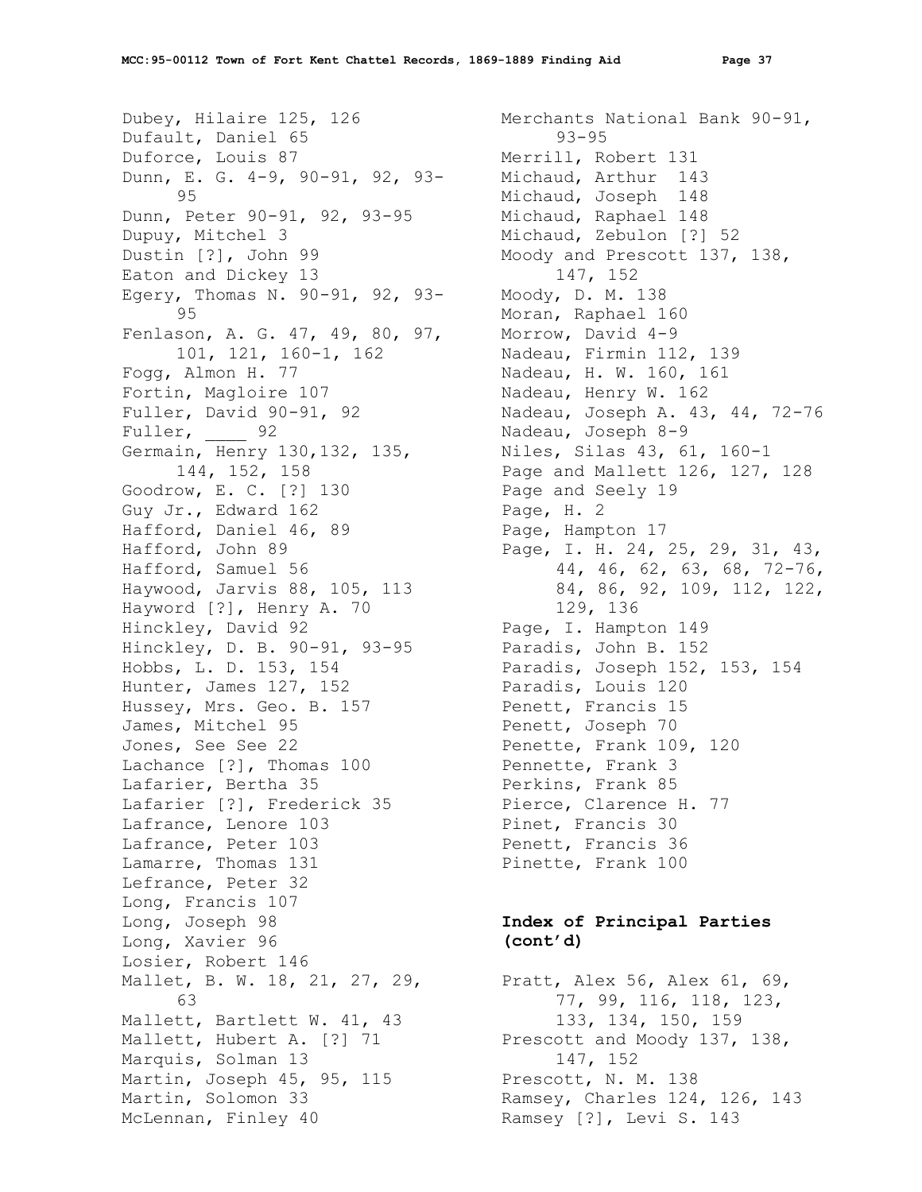Dubey, Hilaire 125, 126
Dufault, Daniel 65
Duforce, Louis 87
Dunn, E. G. 4-9, 90-91, 92, 93-95
Dunn, Peter 90-91, 92, 93-95
Dupuy, Mitchel 3
Dustin [?], John 99
Eaton and Dickey 13
Egery, Thomas N. 90-91, 92, 93-95
Fenlason, A. G. 47, 49, 80, 97, 101, 121, 160-1, 162
Fogg, Almon H. 77
Fortin, Magloire 107
Fuller, David 90-91, 92
Fuller, ____ 92
Germain, Henry 130,132, 135, 144, 152, 158
Goodrow, E. C. [?] 130
Guy Jr., Edward 162
Hafford, Daniel 46, 89
Hafford, John 89
Hafford, Samuel 56
Haywood, Jarvis 88, 105, 113
Hayword [?], Henry A. 70
Hinckley, David 92
Hinckley, D. B. 90-91, 93-95
Hobbs, L. D. 153, 154
Hunter, James 127, 152
Hussey, Mrs. Geo. B. 157
James, Mitchel 95
Jones, See See 22
Lachance [?], Thomas 100
Lafarier, Bertha 35
Lafarier [?], Frederick 35
Lafrance, Lenore 103
Lafrance, Peter 103
Lamarre, Thomas 131
Lefrance, Peter 32
Long, Francis 107
Long, Joseph 98
Long, Xavier 96
Losier, Robert 146
Mallet, B. W. 18, 21, 27, 29, 63
Mallett, Bartlett W. 41, 43
Mallett, Hubert A. [?] 71
Marquis, Solman 13
Martin, Joseph 45, 95, 115
Martin, Solomon 33
McLennan, Finley 40
Merchants National Bank 90-91, 93-95
Merrill, Robert 131
Michaud, Arthur 143
Michaud, Joseph 148
Michaud, Raphael 148
Michaud, Zebulon [?] 52
Moody and Prescott 137, 138, 147, 152
Moody, D. M. 138
Moran, Raphael 160
Morrow, David 4-9
Nadeau, Firmin 112, 139
Nadeau, H. W. 160, 161
Nadeau, Henry W. 162
Nadeau, Joseph A. 43, 44, 72-76
Nadeau, Joseph 8-9
Niles, Silas 43, 61, 160-1
Page and Mallett 126, 127, 128
Page and Seely 19
Page, H. 2
Page, Hampton 17
Page, I. H. 24, 25, 29, 31, 43, 44, 46, 62, 63, 68, 72-76, 84, 86, 92, 109, 112, 122, 129, 136
Page, I. Hampton 149
Paradis, John B. 152
Paradis, Joseph 152, 153, 154
Paradis, Louis 120
Penett, Francis 15
Penett, Joseph 70
Penette, Frank 109, 120
Pennette, Frank 3
Perkins, Frank 85
Pierce, Clarence H. 77
Pinet, Francis 30
Penett, Francis 36
Pinette, Frank 100

**Index of Principal Parties (cont'd)**

Pratt, Alex 56, Alex 61, 69, 77, 99, 116, 118, 123, 133, 134, 150, 159
Prescott and Moody 137, 138, 147, 152
Prescott, N. M. 138
Ramsey, Charles 124, 126, 143
Ramsey [?], Levi S. 143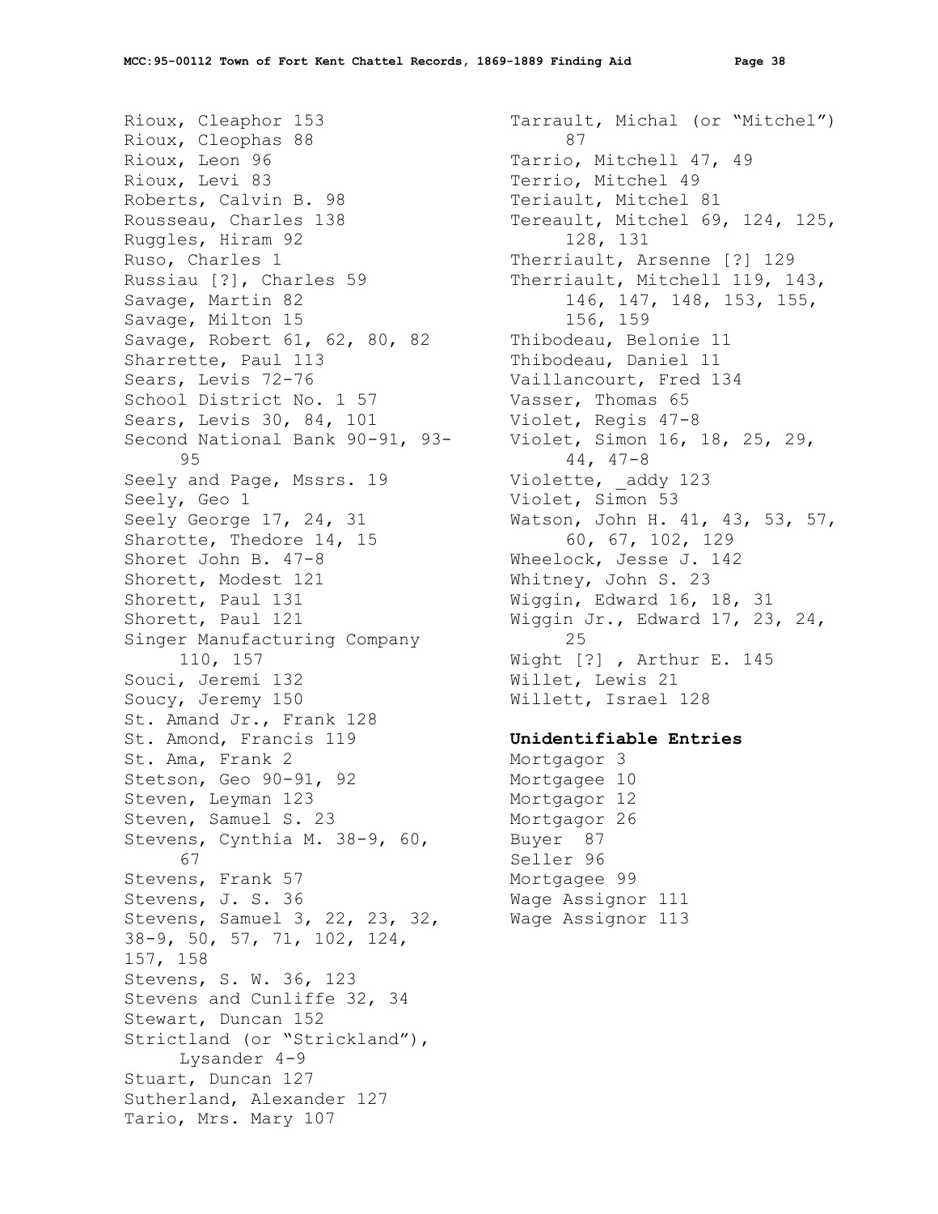Rioux, Cleaphor 153
Rioux, Cleophas 88
Rioux, Leon 96
Rioux, Levi 83
Roberts, Calvin B. 98
Rousseau, Charles 138
Ruggles, Hiram 92
Ruso, Charles 1
Russiau [?], Charles 59
Savage, Martin 82
Savage, Milton 15
Savage, Robert 61, 62, 80, 82
Sharrette, Paul 113
Sears, Levis 72-76
School District No. 1 57
Sears, Levis 30, 84, 101
Second National Bank 90-91, 93-95
Seely and Page, Mssrs. 19
Seely, Geo 1
Seely George 17, 24, 31
Sharotte, Thedore 14, 15
Shoret John B. 47-8
Shorett, Modest 121
Shorett, Paul 131
Shorett, Paul 121
Singer Manufacturing Company 110, 157
Souci, Jeremi 132
Soucy, Jeremy 150
St. Amand Jr., Frank 128
St. Amond, Francis 119
St. Ama, Frank 2
Stetson, Geo 90-91, 92
Steven, Leyman 123
Steven, Samuel S. 23
Stevens, Cynthia M. 38-9, 60, 67
Stevens, Frank 57
Stevens, J. S. 36
Stevens, Samuel 3, 22, 23, 32, 38-9, 50, 57, 71, 102, 124, 157, 158
Stevens, S. W. 36, 123
Stevens and Cunliffe 32, 34
Stewart, Duncan 152
Strictland (or "Strickland"), Lysander 4-9
Stuart, Duncan 127
Sutherland, Alexander 127
Tario, Mrs. Mary 107
Tarrault, Michal (or "Mitchel") 87
Tarrio, Mitchell 47, 49
Terrio, Mitchel 49
Teriault, Mitchel 81
Tereault, Mitchel 69, 124, 125, 128, 131
Therriault, Arsenne [?] 129
Therriault, Mitchell 119, 143, 146, 147, 148, 153, 155, 156, 159
Thibodeau, Belonie 11
Thibodeau, Daniel 11
Vaillancourt, Fred 134
Vasser, Thomas 65
Violet, Regis 47-8
Violet, Simon 16, 18, 25, 29, 44, 47-8
Violette, _addy 123
Violet, Simon 53
Watson, John H. 41, 43, 53, 57, 60, 67, 102, 129
Wheelock, Jesse J. 142
Whitney, John S. 23
Wiggin, Edward 16, 18, 31
Wiggin Jr., Edward 17, 23, 24, 25
Wight [?] , Arthur E. 145
Willet, Lewis 21
Willett, Israel 128

**Unidentifiable Entries**

Mortgagor 3
Mortgagee 10
Mortgagor 12
Mortgagor 26
Buyer 87
Seller 96
Mortgagee 99
Wage Assignor 111
Wage Assignor 113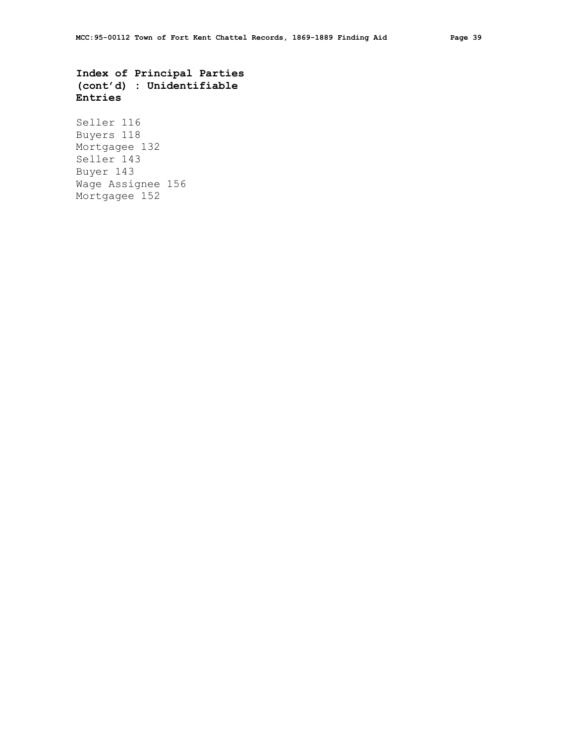## Index of Principal Parties (cont'd) : Unidentifiable Entries

Seller 116
Buyers 118
Mortgagee 132
Seller 143
Buyer 143
Wage Assignee 156
Mortgagee 152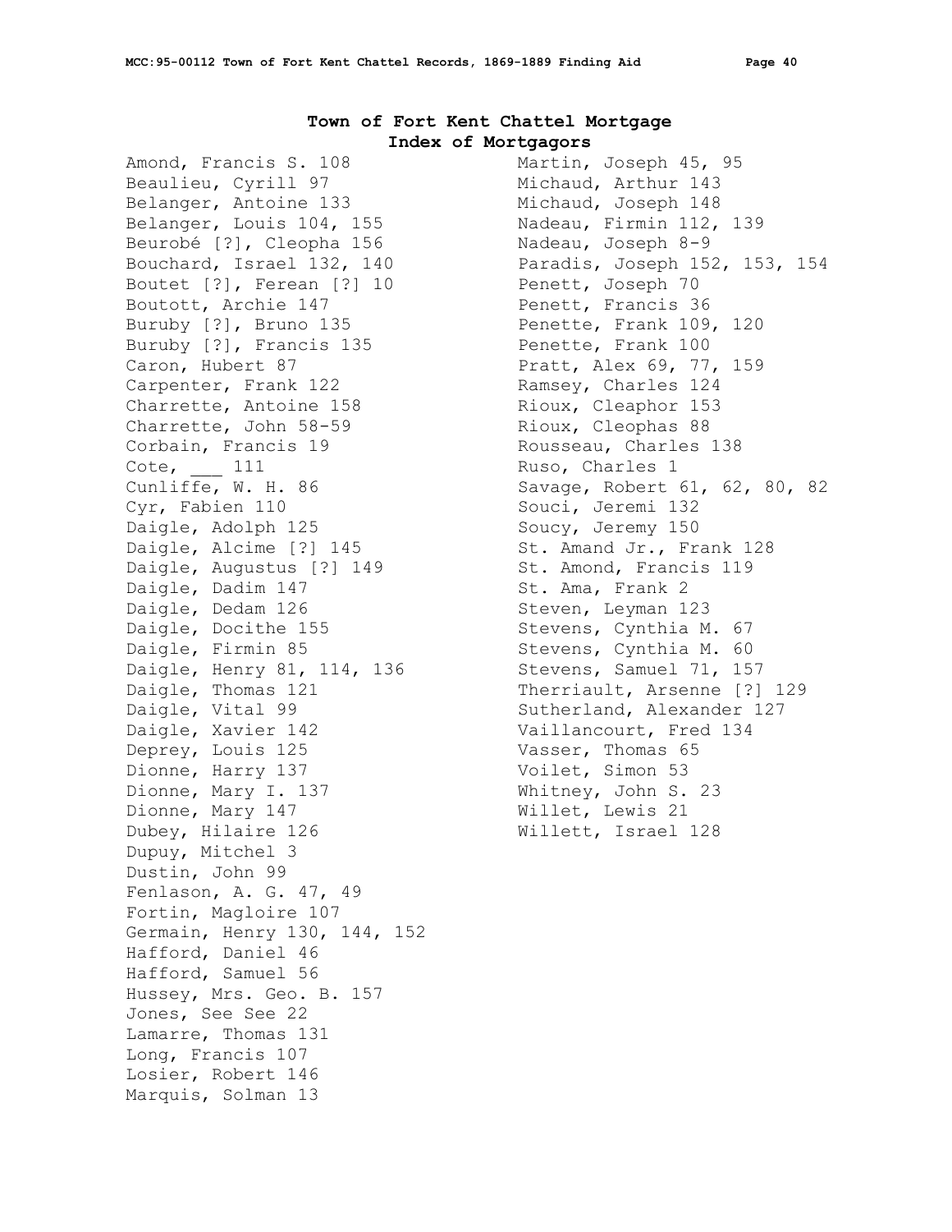## Town of Fort Kent Chattel Mortgage
## Index of Mortgagors

Amond, Francis S. 108
Beaulieu, Cyrill 97
Belanger, Antoine 133
Belanger, Louis 104, 155
Beurobé [?], Cleopha 156
Bouchard, Israel 132, 140
Boutet [?], Ferean [?] 10
Boutott, Archie 147
Buruby [?], Bruno 135
Buruby [?], Francis 135
Caron, Hubert 87
Carpenter, Frank 122
Charrette, Antoine 158
Charrette, John 58-59
Corbain, Francis 19
Cote, ___ 111
Cunliffe, W. H. 86
Cyr, Fabien 110
Daigle, Adolph 125
Daigle, Alcime [?] 145
Daigle, Augustus [?] 149
Daigle, Dadim 147
Daigle, Dedam 126
Daigle, Docithe 155
Daigle, Firmin 85
Daigle, Henry 81, 114, 136
Daigle, Thomas 121
Daigle, Vital 99
Daigle, Xavier 142
Deprey, Louis 125
Dionne, Harry 137
Dionne, Mary I. 137
Dionne, Mary 147
Dubey, Hilaire 126
Dupuy, Mitchel 3
Dustin, John 99
Fenlason, A. G. 47, 49
Fortin, Magloire 107
Germain, Henry 130, 144, 152
Hafford, Daniel 46
Hafford, Samuel 56
Hussey, Mrs. Geo. B. 157
Jones, See See 22
Lamarre, Thomas 131
Long, Francis 107
Losier, Robert 146
Marquis, Solman 13
Martin, Joseph 45, 95
Michaud, Arthur 143
Michaud, Joseph 148
Nadeau, Firmin 112, 139
Nadeau, Joseph 8-9
Paradis, Joseph 152, 153, 154
Penett, Joseph 70
Penett, Francis 36
Penette, Frank 109, 120
Penette, Frank 100
Pratt, Alex 69, 77, 159
Ramsey, Charles 124
Rioux, Cleaphor 153
Rioux, Cleophas 88
Rousseau, Charles 138
Ruso, Charles 1
Savage, Robert 61, 62, 80, 82
Souci, Jeremi 132
Soucy, Jeremy 150
St. Amand Jr., Frank 128
St. Amond, Francis 119
St. Ama, Frank 2
Steven, Leyman 123
Stevens, Cynthia M. 67
Stevens, Cynthia M. 60
Stevens, Samuel 71, 157
Therriault, Arsenne [?] 129
Sutherland, Alexander 127
Vaillancourt, Fred 134
Vasser, Thomas 65
Voilet, Simon 53
Whitney, John S. 23
Willet, Lewis 21
Willett, Israel 128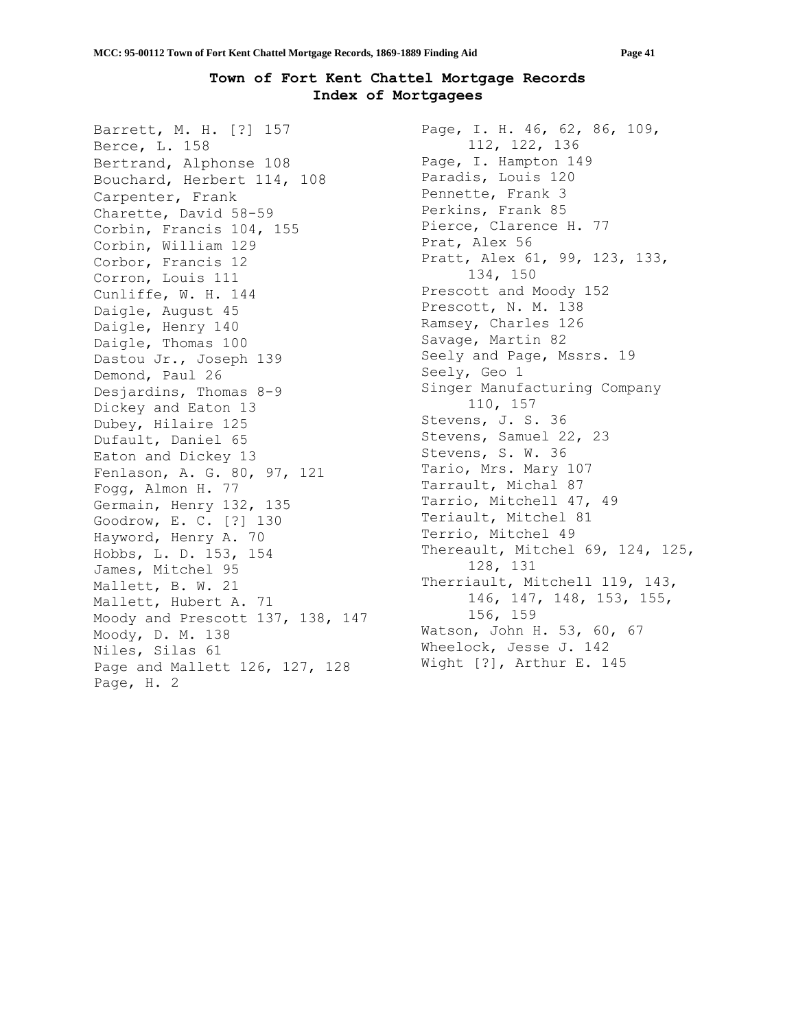# Town of Fort Kent Chattel Mortgage Records
## Index of Mortgagees

Barrett, M. H. [?] 157
Berce, L. 158
Bertrand, Alphonse 108
Bouchard, Herbert 114, 108
Carpenter, Frank
Charette, David 58-59
Corbin, Francis 104, 155
Corbin, William 129
Corbor, Francis 12
Corron, Louis 111
Cunliffe, W. H. 144
Daigle, August 45
Daigle, Henry 140
Daigle, Thomas 100
Dastou Jr., Joseph 139
Demond, Paul 26
Desjardins, Thomas 8-9
Dickey and Eaton 13
Dubey, Hilaire 125
Dufault, Daniel 65
Eaton and Dickey 13
Fenlason, A. G. 80, 97, 121
Fogg, Almon H. 77
Germain, Henry 132, 135
Goodrow, E. C. [?] 130
Hayword, Henry A. 70
Hobbs, L. D. 153, 154
James, Mitchel 95
Mallett, B. W. 21
Mallett, Hubert A. 71
Moody and Prescott 137, 138, 147
Moody, D. M. 138
Niles, Silas 61
Page and Mallett 126, 127, 128
Page, H. 2
Page, I. H. 46, 62, 86, 109, 112, 122, 136
Page, I. Hampton 149
Paradis, Louis 120
Pennette, Frank 3
Perkins, Frank 85
Pierce, Clarence H. 77
Prat, Alex 56
Pratt, Alex 61, 99, 123, 133, 134, 150
Prescott and Moody 152
Prescott, N. M. 138
Ramsey, Charles 126
Savage, Martin 82
Seely and Page, Mssrs. 19
Seely, Geo 1
Singer Manufacturing Company 110, 157
Stevens, J. S. 36
Stevens, Samuel 22, 23
Stevens, S. W. 36
Tario, Mrs. Mary 107
Tarrault, Michal 87
Tarrio, Mitchell 47, 49
Teriault, Mitchel 81
Terrio, Mitchel 49
Thereault, Mitchel 69, 124, 125, 128, 131
Therriault, Mitchell 119, 143, 146, 147, 148, 153, 155, 156, 159
Watson, John H. 53, 60, 67
Wheelock, Jesse J. 142
Wight [?], Arthur E. 145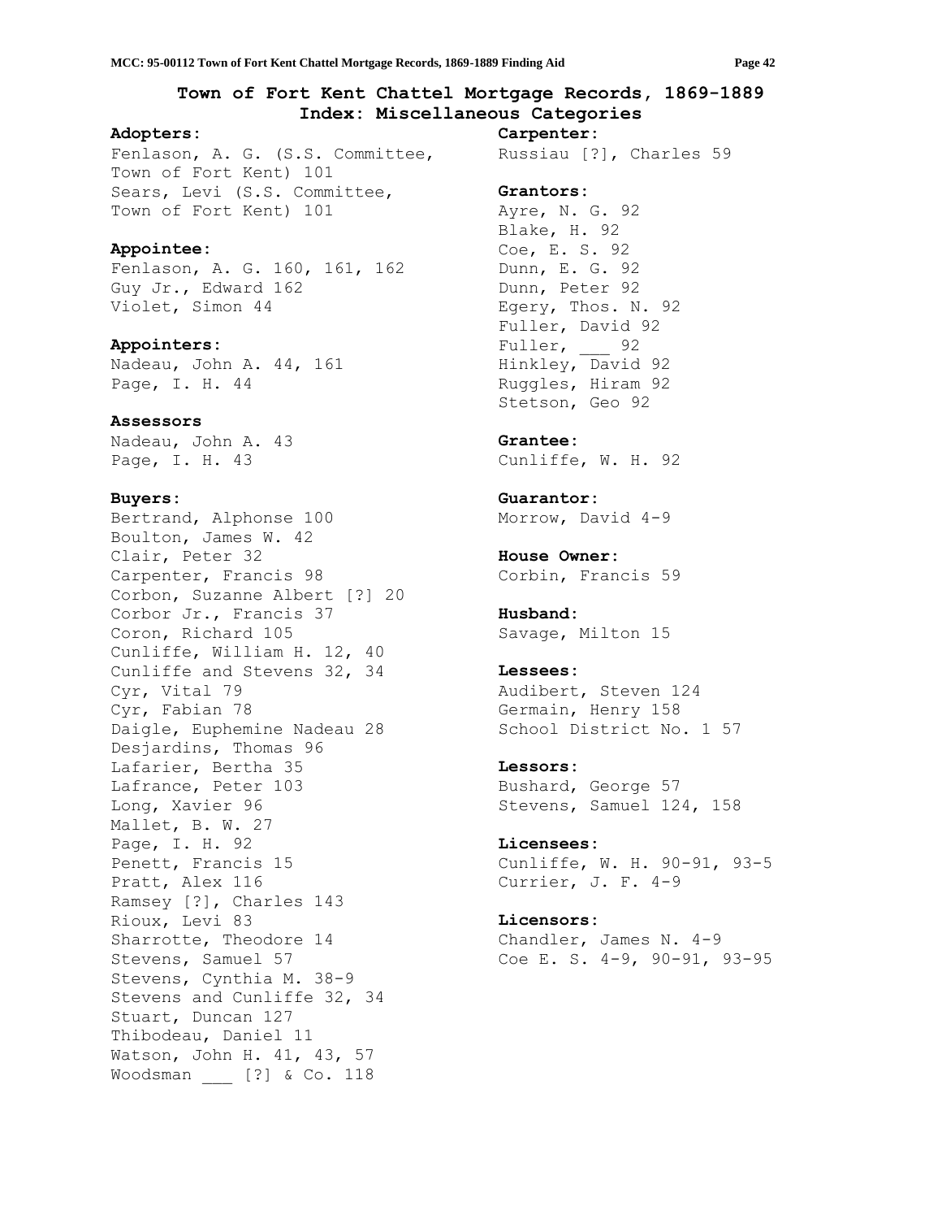## Town of Fort Kent Chattel Mortgage Records, 1869-1889
## Index: Miscellaneous Categories

**Adopters:**
Fenlason, A. G. (S.S. Committee, Town of Fort Kent) 101
Sears, Levi (S.S. Committee, Town of Fort Kent) 101

**Appointee:**
Fenlason, A. G. 160, 161, 162
Guy Jr., Edward 162
Violet, Simon 44

**Appointers:**
Nadeau, John A. 44, 161
Page, I. H. 44

**Assessors**
Nadeau, John A. 43
Page, I. H. 43

**Buyers:**
Bertrand, Alphonse 100
Boulton, James W. 42
Clair, Peter 32
Carpenter, Francis 98
Corbon, Suzanne Albert [?] 20
Corbor Jr., Francis 37
Coron, Richard 105
Cunliffe, William H. 12, 40
Cunliffe and Stevens 32, 34
Cyr, Vital 79
Cyr, Fabian 78
Daigle, Euphemine Nadeau 28
Desjardins, Thomas 96
Lafarier, Bertha 35
Lafrance, Peter 103
Long, Xavier 96
Mallet, B. W. 27
Page, I. H. 92
Penett, Francis 15
Pratt, Alex 116
Ramsey [?], Charles 143
Rioux, Levi 83
Sharrotte, Theodore 14
Stevens, Samuel 57
Stevens, Cynthia M. 38-9
Stevens and Cunliffe 32, 34
Stuart, Duncan 127
Thibodeau, Daniel 11
Watson, John H. 41, 43, 57
Woodsman ___ [?] & Co. 118

**Carpenter:**
Russiau [?], Charles 59

**Grantors:**
Ayre, N. G. 92
Blake, H. 92
Coe, E. S. 92
Dunn, E. G. 92
Dunn, Peter 92
Egery, Thos. N. 92
Fuller, David 92
Fuller, ___ 92
Hinkley, David 92
Ruggles, Hiram 92
Stetson, Geo 92

**Grantee:**
Cunliffe, W. H. 92

**Guarantor:**
Morrow, David 4-9

**House Owner:**
Corbin, Francis 59

**Husband:**
Savage, Milton 15

**Lessees:**
Audibert, Steven 124
Germain, Henry 158
School District No. 1 57

**Lessors:**
Bushard, George 57
Stevens, Samuel 124, 158

**Licensees:**
Cunliffe, W. H. 90-91, 93-5
Currier, J. F. 4-9

**Licensors:**
Chandler, James N. 4-9
Coe E. S. 4-9, 90-91, 93-95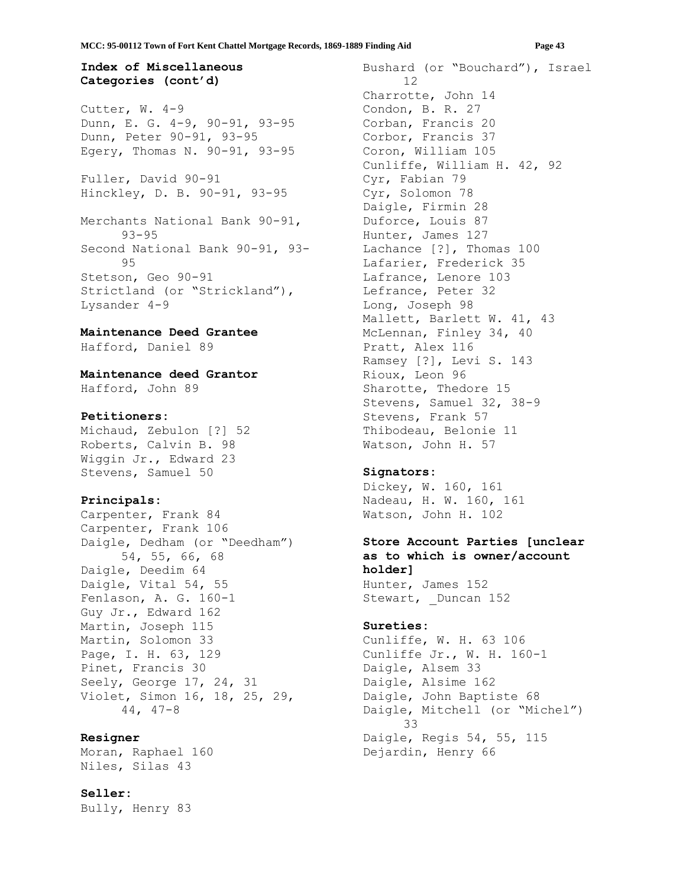## Index of Miscellaneous Categories (cont'd)

Cutter, W. 4-9
Dunn, E. G. 4-9, 90-91, 93-95
Dunn, Peter 90-91, 93-95
Egery, Thomas N. 90-91, 93-95

Fuller, David 90-91
Hinckley, D. B. 90-91, 93-95

Merchants National Bank 90-91, 93-95
Second National Bank 90-91, 93-95
Stetson, Geo 90-91
Strictland (or "Strickland"), Lysander 4-9

### Maintenance Deed Grantee

Hafford, Daniel 89

### Maintenance deed Grantor

Hafford, John 89

### Petitioners:

Michaud, Zebulon [?] 52
Roberts, Calvin B. 98
Wiggin Jr., Edward 23
Stevens, Samuel 50

### Principals:

Carpenter, Frank 84
Carpenter, Frank 106
Daigle, Dedham (or "Deedham") 54, 55, 66, 68
Daigle, Deedim 64
Daigle, Vital 54, 55
Fenlason, A. G. 160-1
Guy Jr., Edward 162
Martin, Joseph 115
Martin, Solomon 33
Page, I. H. 63, 129
Pinet, Francis 30
Seely, George 17, 24, 31
Violet, Simon 16, 18, 25, 29, 44, 47-8

### Resigner

Moran, Raphael 160
Niles, Silas 43

### Seller:

Bully, Henry 83
Bushard (or "Bouchard"), Israel 12
Charrotte, John 14
Condon, B. R. 27
Corban, Francis 20
Corbor, Francis 37
Coron, William 105
Cunliffe, William H. 42, 92
Cyr, Fabian 79
Cyr, Solomon 78
Daigle, Firmin 28
Duforce, Louis 87
Hunter, James 127
Lachance [?], Thomas 100
Lafarier, Frederick 35
Lafrance, Lenore 103
Lefrance, Peter 32
Long, Joseph 98
Mallett, Barlett W. 41, 43
McLennan, Finley 34, 40
Pratt, Alex 116
Ramsey [?], Levi S. 143
Rioux, Leon 96
Sharotte, Thedore 15
Stevens, Samuel 32, 38-9
Stevens, Frank 57
Thibodeau, Belonie 11
Watson, John H. 57

### Signators:

Dickey, W. 160, 161
Nadeau, H. W. 160, 161
Watson, John H. 102

### Store Account Parties [unclear as to which is owner/account holder]

Hunter, James 152
Stewart, _Duncan 152

### Sureties:

Cunliffe, W. H. 63 106
Cunliffe Jr., W. H. 160-1
Daigle, Alsem 33
Daigle, Alsime 162
Daigle, John Baptiste 68
Daigle, Mitchell (or "Michel") 33
Daigle, Regis 54, 55, 115
Dejardin, Henry 66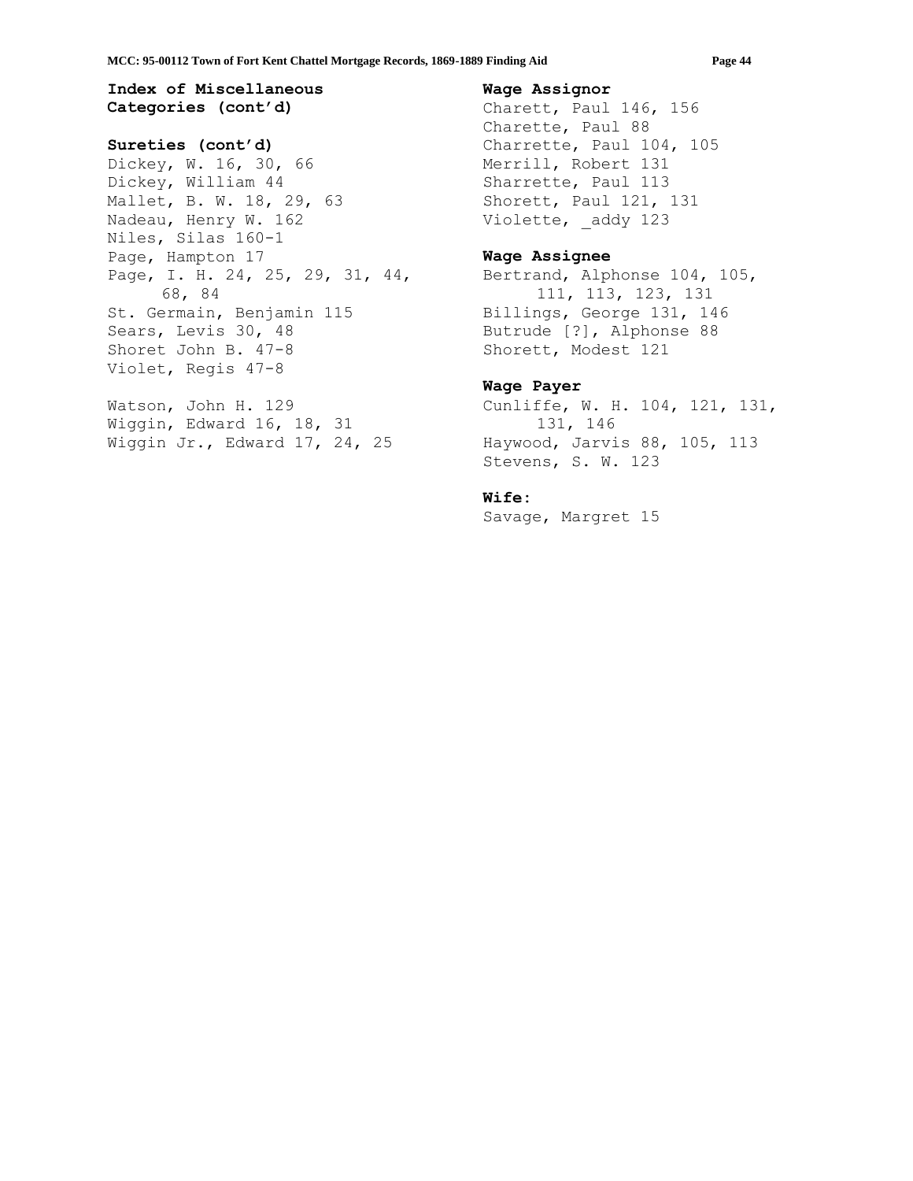## Index of Miscellaneous Categories (cont'd)

### Sureties (cont'd)

Dickey, W. 16, 30, 66
Dickey, William 44
Mallet, B. W. 18, 29, 63
Nadeau, Henry W. 162
Niles, Silas 160-1
Page, Hampton 17
Page, I. H. 24, 25, 29, 31, 44, 68, 84
St. Germain, Benjamin 115
Sears, Levis 30, 48
Shoret John B. 47-8
Violet, Regis 47-8

Watson, John H. 129
Wiggin, Edward 16, 18, 31
Wiggin Jr., Edward 17, 24, 25

### Wage Assignor

Charett, Paul 146, 156
Charette, Paul 88
Charrette, Paul 104, 105
Merrill, Robert 131
Sharrette, Paul 113
Shorett, Paul 121, 131
Violette, _addy 123

### Wage Assignee

Bertrand, Alphonse 104, 105, 111, 113, 123, 131
Billings, George 131, 146
Butrude [?], Alphonse 88
Shorett, Modest 121

### Wage Payer

Cunliffe, W. H. 104, 121, 131, 131, 146
Haywood, Jarvis 88, 105, 113
Stevens, S. W. 123

### Wife:

Savage, Margret 15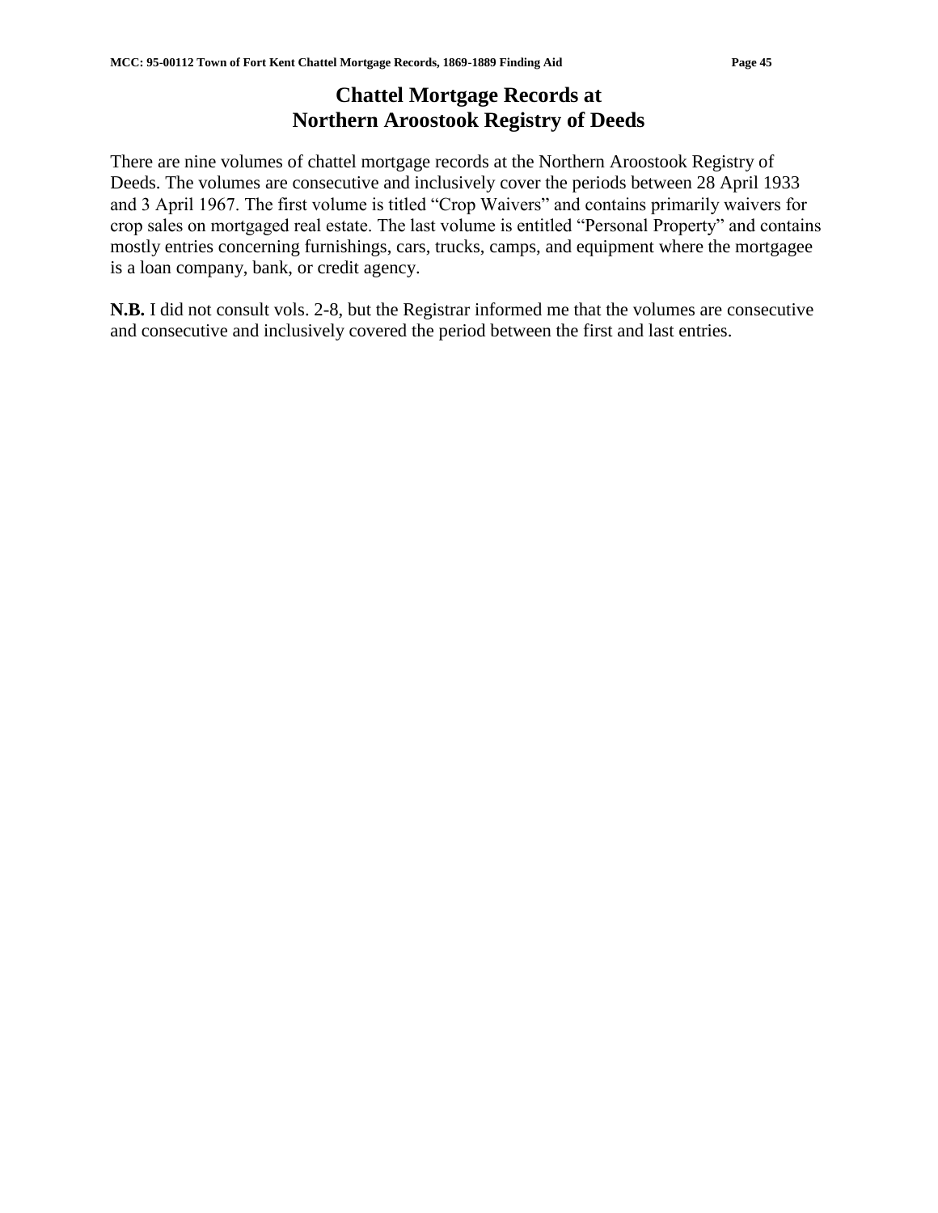# Chattel Mortgage Records at Northern Aroostook Registry of Deeds

There are nine volumes of chattel mortgage records at the Northern Aroostook Registry of Deeds. The volumes are consecutive and inclusively cover the periods between 28 April 1933 and 3 April 1967. The first volume is titled "Crop Waivers" and contains primarily waivers for crop sales on mortgaged real estate. The last volume is entitled "Personal Property" and contains mostly entries concerning furnishings, cars, trucks, camps, and equipment where the mortgagee is a loan company, bank, or credit agency.

**N.B.** I did not consult vols. 2-8, but the Registrar informed me that the volumes are consecutive and consecutive and inclusively covered the period between the first and last entries.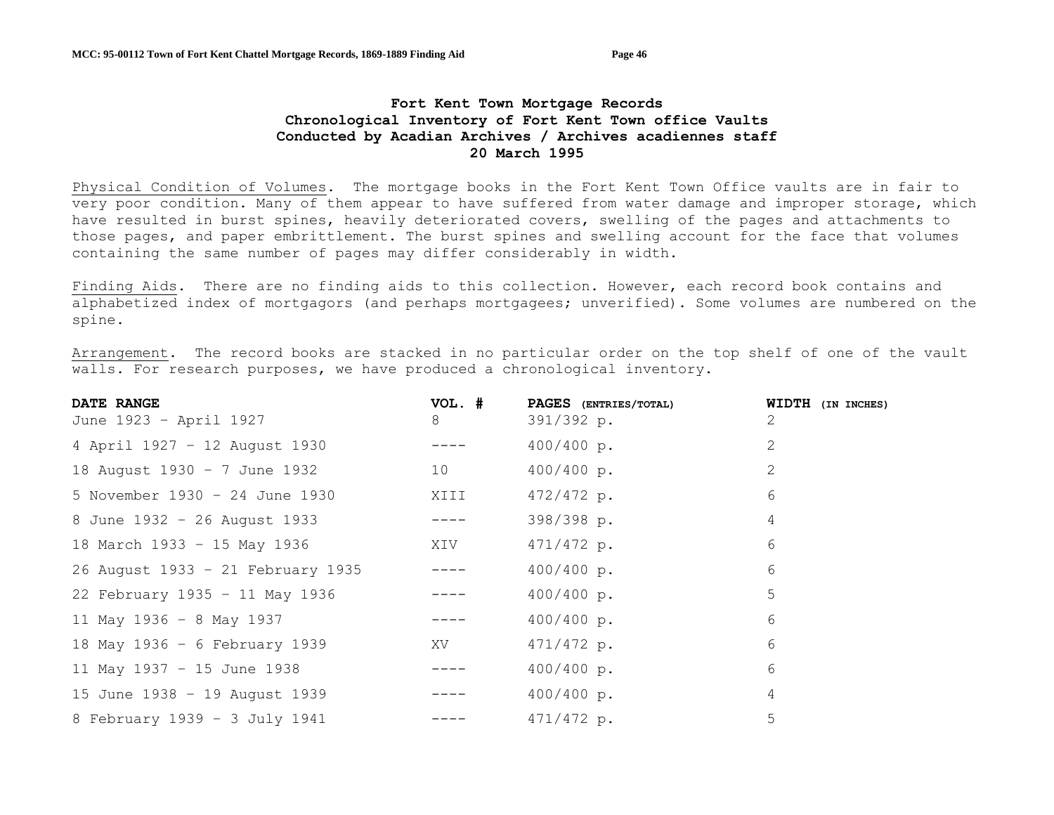# Fort Kent Town Mortgage Records
## Chronological Inventory of Fort Kent Town office Vaults
### Conducted by Acadian Archives / Archives acadiennes staff
### 20 March 1995

Physical Condition of Volumes. The mortgage books in the Fort Kent Town Office vaults are in fair to very poor condition. Many of them appear to have suffered from water damage and improper storage, which have resulted in burst spines, heavily deteriorated covers, swelling of the pages and attachments to those pages, and paper embrittlement. The burst spines and swelling account for the face that volumes containing the same number of pages may differ considerably in width.

Finding Aids. There are no finding aids to this collection. However, each record book contains and alphabetized index of mortgagors (and perhaps mortgagees; unverified). Some volumes are numbered on the spine.

Arrangement. The record books are stacked in no particular order on the top shelf of one of the vault walls. For research purposes, we have produced a chronological inventory.

| DATE RANGE | VOL. # | PAGES (ENTRIES/TOTAL) | WIDTH (IN INCHES) |
|---|---|---|---|
| June 1923 – April 1927 | 8 | 391/392 p. | 2 |
| 4 April 1927 – 12 August 1930 | ---- | 400/400 p. | 2 |
| 18 August 1930 – 7 June 1932 | 10 | 400/400 p. | 2 |
| 5 November 1930 – 24 June 1930 | XIII | 472/472 p. | 6 |
| 8 June 1932 – 26 August 1933 | ---- | 398/398 p. | 4 |
| 18 March 1933 – 15 May 1936 | XIV | 471/472 p. | 6 |
| 26 August 1933 – 21 February 1935 | ---- | 400/400 p. | 6 |
| 22 February 1935 – 11 May 1936 | ---- | 400/400 p. | 5 |
| 11 May 1936 – 8 May 1937 | ---- | 400/400 p. | 6 |
| 18 May 1936 – 6 February 1939 | XV | 471/472 p. | 6 |
| 11 May 1937 – 15 June 1938 | ---- | 400/400 p. | 6 |
| 15 June 1938 – 19 August 1939 | ---- | 400/400 p. | 4 |
| 8 February 1939 – 3 July 1941 | ---- | 471/472 p. | 5 |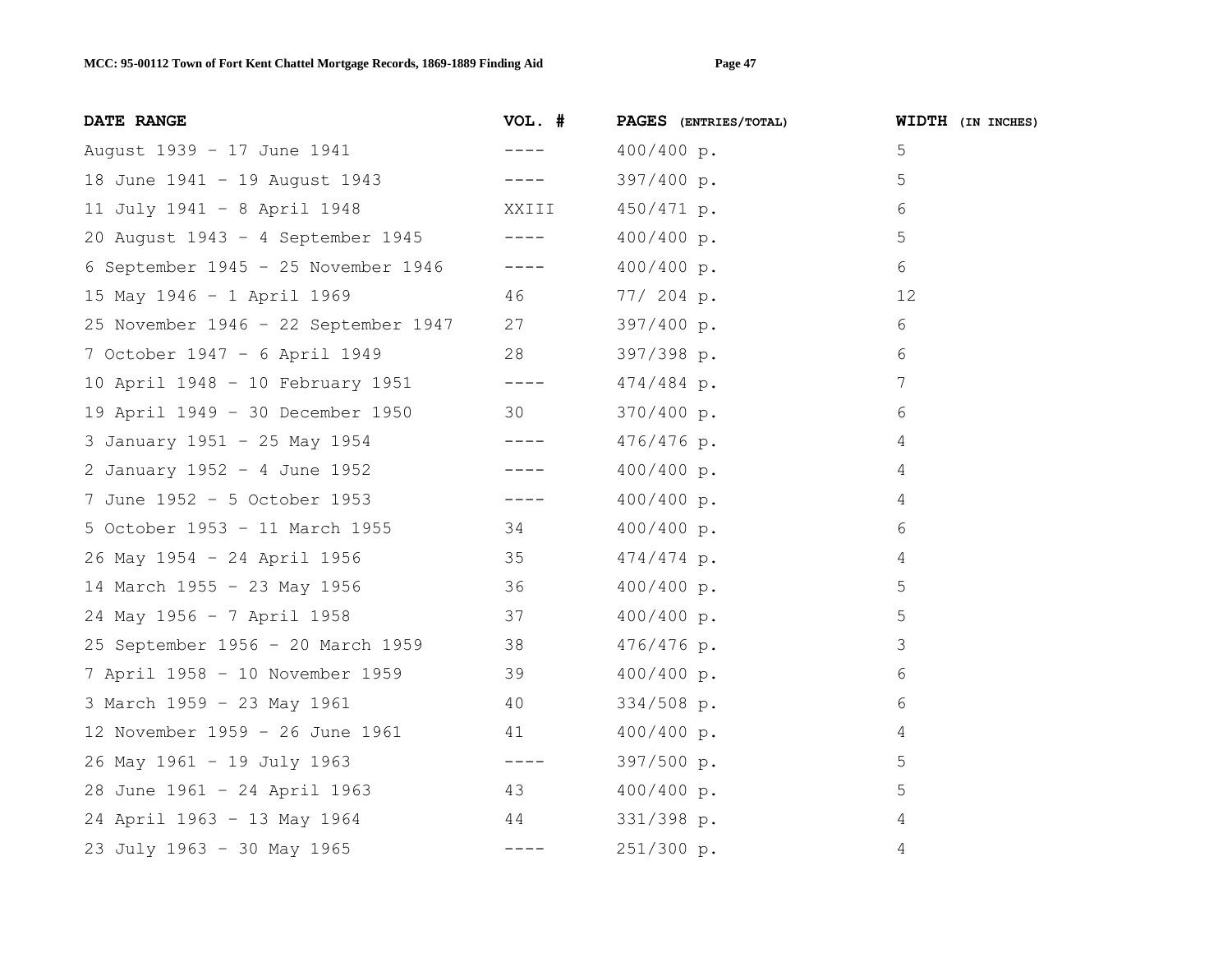| DATE RANGE | VOL. # | PAGES (ENTRIES/TOTAL) | WIDTH (IN INCHES) |
|---|---|---|---|
| August 1939 - 17 June 1941 | ---- | 400/400 p. | 5 |
| 18 June 1941 - 19 August 1943 | ---- | 397/400 p. | 5 |
| 11 July 1941 - 8 April 1948 | XXIII | 450/471 p. | 6 |
| 20 August 1943 - 4 September 1945 | ---- | 400/400 p. | 5 |
| 6 September 1945 - 25 November 1946 | ---- | 400/400 p. | 6 |
| 15 May 1946 - 1 April 1969 | 46 | 77/ 204 p. | 12 |
| 25 November 1946 - 22 September 1947 | 27 | 397/400 p. | 6 |
| 7 October 1947 - 6 April 1949 | 28 | 397/398 p. | 6 |
| 10 April 1948 - 10 February 1951 | ---- | 474/484 p. | 7 |
| 19 April 1949 - 30 December 1950 | 30 | 370/400 p. | 6 |
| 3 January 1951 - 25 May 1954 | ---- | 476/476 p. | 4 |
| 2 January 1952 - 4 June 1952 | ---- | 400/400 p. | 4 |
| 7 June 1952 - 5 October 1953 | ---- | 400/400 p. | 4 |
| 5 October 1953 - 11 March 1955 | 34 | 400/400 p. | 6 |
| 26 May 1954 - 24 April 1956 | 35 | 474/474 p. | 4 |
| 14 March 1955 - 23 May 1956 | 36 | 400/400 p. | 5 |
| 24 May 1956 - 7 April 1958 | 37 | 400/400 p. | 5 |
| 25 September 1956 - 20 March 1959 | 38 | 476/476 p. | 3 |
| 7 April 1958 - 10 November 1959 | 39 | 400/400 p. | 6 |
| 3 March 1959 - 23 May 1961 | 40 | 334/508 p. | 6 |
| 12 November 1959 - 26 June 1961 | 41 | 400/400 p. | 4 |
| 26 May 1961 - 19 July 1963 | ---- | 397/500 p. | 5 |
| 28 June 1961 - 24 April 1963 | 43 | 400/400 p. | 5 |
| 24 April 1963 - 13 May 1964 | 44 | 331/398 p. | 4 |
| 23 July 1963 - 30 May 1965 | ---- | 251/300 p. | 4 |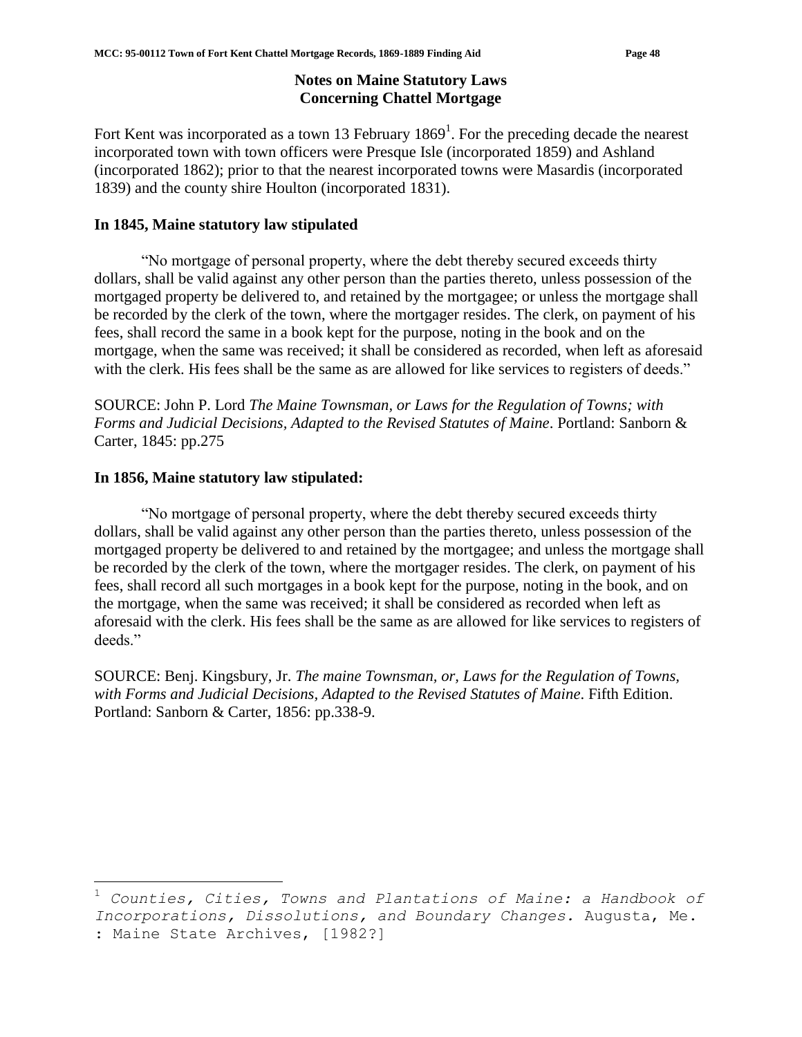## Notes on Maine Statutory Laws Concerning Chattel Mortgage

Fort Kent was incorporated as a town 13 February 1869[1]. For the preceding decade the nearest incorporated town with town officers were Presque Isle (incorporated 1859) and Ashland (incorporated 1862); prior to that the nearest incorporated towns were Masardis (incorporated 1839) and the county shire Houlton (incorporated 1831).

### In 1845, Maine statutory law stipulated

"No mortgage of personal property, where the debt thereby secured exceeds thirty dollars, shall be valid against any other person than the parties thereto, unless possession of the mortgaged property be delivered to, and retained by the mortgagee; or unless the mortgage shall be recorded by the clerk of the town, where the mortgager resides. The clerk, on payment of his fees, shall record the same in a book kept for the purpose, noting in the book and on the mortgage, when the same was received; it shall be considered as recorded, when left as aforesaid with the clerk. His fees shall be the same as are allowed for like services to registers of deeds."

SOURCE: John P. Lord *The Maine Townsman, or Laws for the Regulation of Towns; with Forms and Judicial Decisions, Adapted to the Revised Statutes of Maine*. Portland: Sanborn & Carter, 1845: pp.275

### In 1856, Maine statutory law stipulated:

"No mortgage of personal property, where the debt thereby secured exceeds thirty dollars, shall be valid against any other person than the parties thereto, unless possession of the mortgaged property be delivered to and retained by the mortgagee; and unless the mortgage shall be recorded by the clerk of the town, where the mortgager resides. The clerk, on payment of his fees, shall record all such mortgages in a book kept for the purpose, noting in the book, and on the mortgage, when the same was received; it shall be considered as recorded when left as aforesaid with the clerk. His fees shall be the same as are allowed for like services to registers of deeds."

SOURCE: Benj. Kingsbury, Jr. *The maine Townsman, or, Laws for the Regulation of Towns, with Forms and Judicial Decisions, Adapted to the Revised Statutes of Maine*. Fifth Edition. Portland: Sanborn & Carter, 1856: pp.338-9.

---

[1] *Counties, Cities, Towns and Plantations of Maine: a Handbook of Incorporations, Dissolutions, and Boundary Changes.* Augusta, Me. : Maine State Archives, [1982?]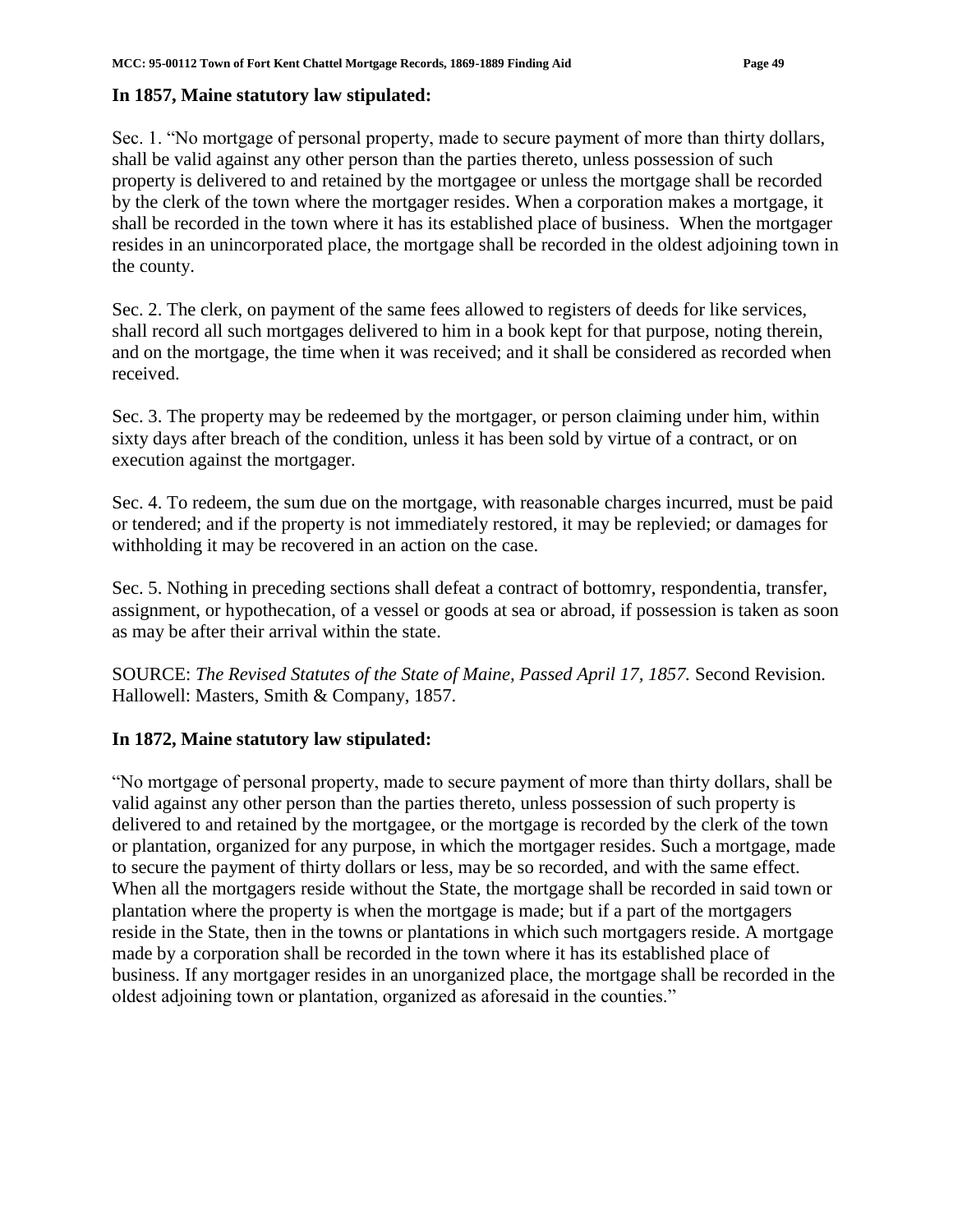**In 1857, Maine statutory law stipulated:**

Sec. 1. "No mortgage of personal property, made to secure payment of more than thirty dollars, shall be valid against any other person than the parties thereto, unless possession of such property is delivered to and retained by the mortgagee or unless the mortgage shall be recorded by the clerk of the town where the mortgager resides. When a corporation makes a mortgage, it shall be recorded in the town where it has its established place of business. When the mortgager resides in an unincorporated place, the mortgage shall be recorded in the oldest adjoining town in the county.

Sec. 2. The clerk, on payment of the same fees allowed to registers of deeds for like services, shall record all such mortgages delivered to him in a book kept for that purpose, noting therein, and on the mortgage, the time when it was received; and it shall be considered as recorded when received.

Sec. 3. The property may be redeemed by the mortgager, or person claiming under him, within sixty days after breach of the condition, unless it has been sold by virtue of a contract, or on execution against the mortgager.

Sec. 4. To redeem, the sum due on the mortgage, with reasonable charges incurred, must be paid or tendered; and if the property is not immediately restored, it may be replevied; or damages for withholding it may be recovered in an action on the case.

Sec. 5. Nothing in preceding sections shall defeat a contract of bottomry, respondentia, transfer, assignment, or hypothecation, of a vessel or goods at sea or abroad, if possession is taken as soon as may be after their arrival within the state.

SOURCE: *The Revised Statutes of the State of Maine, Passed April 17, 1857.* Second Revision. Hallowell: Masters, Smith & Company, 1857.

**In 1872, Maine statutory law stipulated:**

"No mortgage of personal property, made to secure payment of more than thirty dollars, shall be valid against any other person than the parties thereto, unless possession of such property is delivered to and retained by the mortgagee, or the mortgage is recorded by the clerk of the town or plantation, organized for any purpose, in which the mortgager resides. Such a mortgage, made to secure the payment of thirty dollars or less, may be so recorded, and with the same effect. When all the mortgagers reside without the State, the mortgage shall be recorded in said town or plantation where the property is when the mortgage is made; but if a part of the mortgagers reside in the State, then in the towns or plantations in which such mortgagers reside. A mortgage made by a corporation shall be recorded in the town where it has its established place of business. If any mortgager resides in an unorganized place, the mortgage shall be recorded in the oldest adjoining town or plantation, organized as aforesaid in the counties."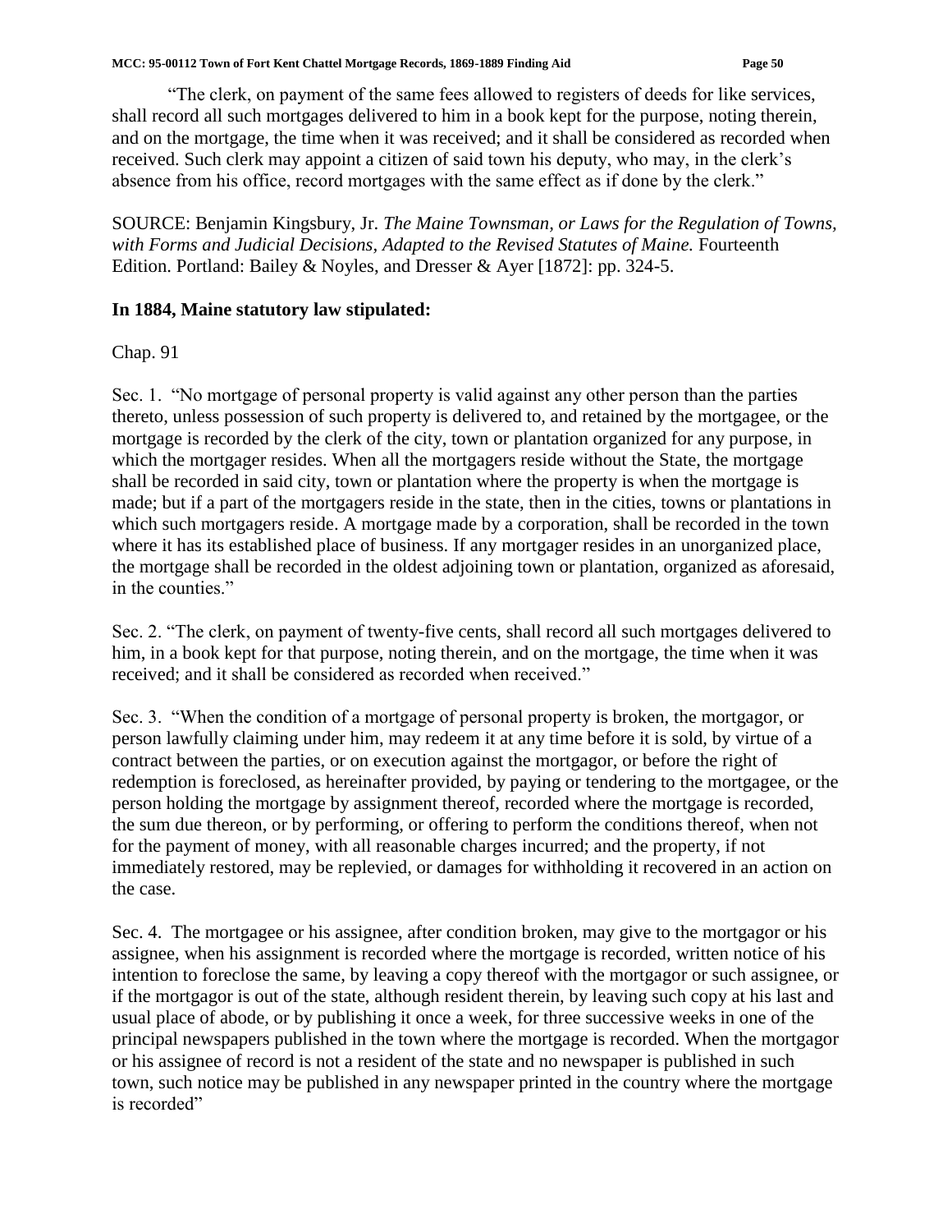"The clerk, on payment of the same fees allowed to registers of deeds for like services, shall record all such mortgages delivered to him in a book kept for the purpose, noting therein, and on the mortgage, the time when it was received; and it shall be considered as recorded when received. Such clerk may appoint a citizen of said town his deputy, who may, in the clerk's absence from his office, record mortgages with the same effect as if done by the clerk."

SOURCE: Benjamin Kingsbury, Jr. *The Maine Townsman, or Laws for the Regulation of Towns, with Forms and Judicial Decisions, Adapted to the Revised Statutes of Maine.* Fourteenth Edition. Portland: Bailey & Noyles, and Dresser & Ayer [1872]: pp. 324-5.

**In 1884, Maine statutory law stipulated:**

Chap. 91

Sec. 1. "No mortgage of personal property is valid against any other person than the parties thereto, unless possession of such property is delivered to, and retained by the mortgagee, or the mortgage is recorded by the clerk of the city, town or plantation organized for any purpose, in which the mortgager resides. When all the mortgagers reside without the State, the mortgage shall be recorded in said city, town or plantation where the property is when the mortgage is made; but if a part of the mortgagers reside in the state, then in the cities, towns or plantations in which such mortgagers reside. A mortgage made by a corporation, shall be recorded in the town where it has its established place of business. If any mortgager resides in an unorganized place, the mortgage shall be recorded in the oldest adjoining town or plantation, organized as aforesaid, in the counties."

Sec. 2. "The clerk, on payment of twenty-five cents, shall record all such mortgages delivered to him, in a book kept for that purpose, noting therein, and on the mortgage, the time when it was received; and it shall be considered as recorded when received."

Sec. 3. "When the condition of a mortgage of personal property is broken, the mortgagor, or person lawfully claiming under him, may redeem it at any time before it is sold, by virtue of a contract between the parties, or on execution against the mortgagor, or before the right of redemption is foreclosed, as hereinafter provided, by paying or tendering to the mortgagee, or the person holding the mortgage by assignment thereof, recorded where the mortgage is recorded, the sum due thereon, or by performing, or offering to perform the conditions thereof, when not for the payment of money, with all reasonable charges incurred; and the property, if not immediately restored, may be replevied, or damages for withholding it recovered in an action on the case.

Sec. 4. The mortgagee or his assignee, after condition broken, may give to the mortgagor or his assignee, when his assignment is recorded where the mortgage is recorded, written notice of his intention to foreclose the same, by leaving a copy thereof with the mortgagor or such assignee, or if the mortgagor is out of the state, although resident therein, by leaving such copy at his last and usual place of abode, or by publishing it once a week, for three successive weeks in one of the principal newspapers published in the town where the mortgage is recorded. When the mortgagor or his assignee of record is not a resident of the state and no newspaper is published in such town, such notice may be published in any newspaper printed in the country where the mortgage is recorded"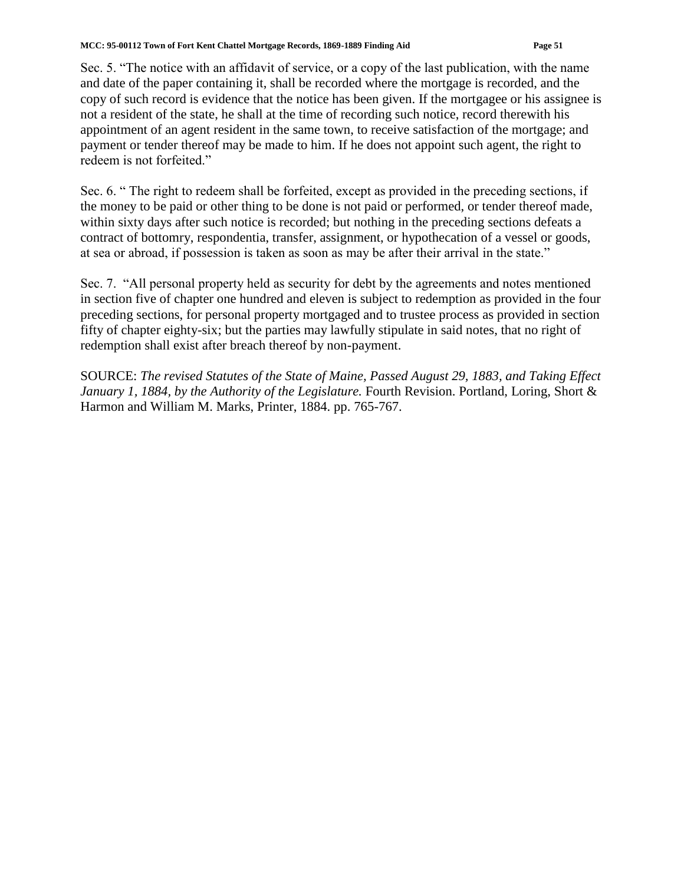Sec. 5. "The notice with an affidavit of service, or a copy of the last publication, with the name and date of the paper containing it, shall be recorded where the mortgage is recorded, and the copy of such record is evidence that the notice has been given. If the mortgagee or his assignee is not a resident of the state, he shall at the time of recording such notice, record therewith his appointment of an agent resident in the same town, to receive satisfaction of the mortgage; and payment or tender thereof may be made to him. If he does not appoint such agent, the right to redeem is not forfeited."

Sec. 6. " The right to redeem shall be forfeited, except as provided in the preceding sections, if the money to be paid or other thing to be done is not paid or performed, or tender thereof made, within sixty days after such notice is recorded; but nothing in the preceding sections defeats a contract of bottomry, respondentia, transfer, assignment, or hypothecation of a vessel or goods, at sea or abroad, if possession is taken as soon as may be after their arrival in the state."

Sec. 7. "All personal property held as security for debt by the agreements and notes mentioned in section five of chapter one hundred and eleven is subject to redemption as provided in the four preceding sections, for personal property mortgaged and to trustee process as provided in section fifty of chapter eighty-six; but the parties may lawfully stipulate in said notes, that no right of redemption shall exist after breach thereof by non-payment.

SOURCE: *The revised Statutes of the State of Maine, Passed August 29, 1883, and Taking Effect January 1, 1884, by the Authority of the Legislature.* Fourth Revision. Portland, Loring, Short & Harmon and William M. Marks, Printer, 1884. pp. 765-767.